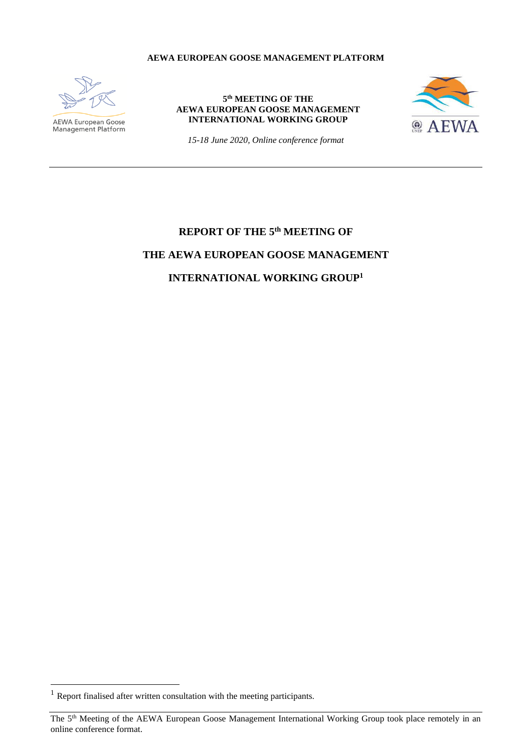**AEWA EUROPEAN GOOSE MANAGEMENT PLATFORM**

AEWA European Goose Management Platform

**5th MEETING OF THE AEWA EUROPEAN GOOSE MANAGEMENT INTERNATIONAL WORKING GROUP**

*15-18 June 2020, Online conference format*

AEWA

---

# REPORT OF THE 5th MEETING OF THE AEWA EUROPEAN GOOSE MANAGEMENT INTERNATIONAL WORKING GROUP[1]

---

[1] Report finalised after written consultation with the meeting participants.

The 5th Meeting of the AEWA European Goose Management International Working Group took place remotely in an online conference format.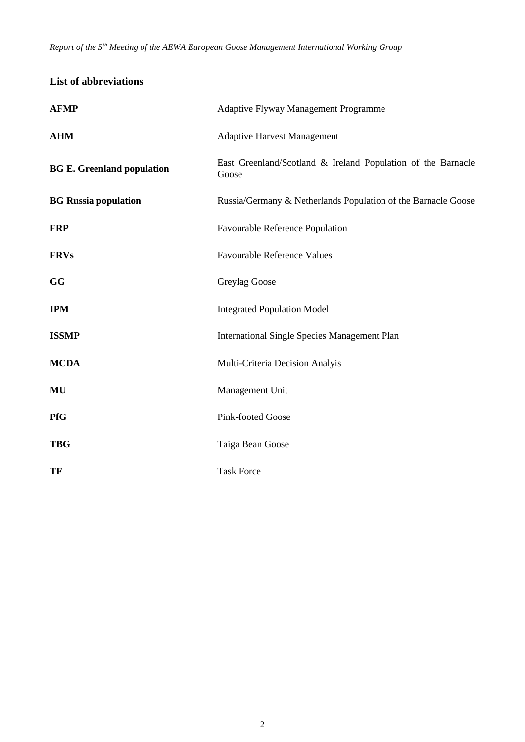## List of abbreviations

| | |
|---|---|
| **AFMP** | Adaptive Flyway Management Programme |
| **AHM** | Adaptive Harvest Management |
| **BG E. Greenland population** | East Greenland/Scotland & Ireland Population of the Barnacle Goose |
| **BG Russia population** | Russia/Germany & Netherlands Population of the Barnacle Goose |
| **FRP** | Favourable Reference Population |
| **FRVs** | Favourable Reference Values |
| **GG** | Greylag Goose |
| **IPM** | Integrated Population Model |
| **ISSMP** | International Single Species Management Plan |
| **MCDA** | Multi-Criteria Decision Analyis |
| **MU** | Management Unit |
| **PfG** | Pink-footed Goose |
| **TBG** | Taiga Bean Goose |
| **TF** | Task Force |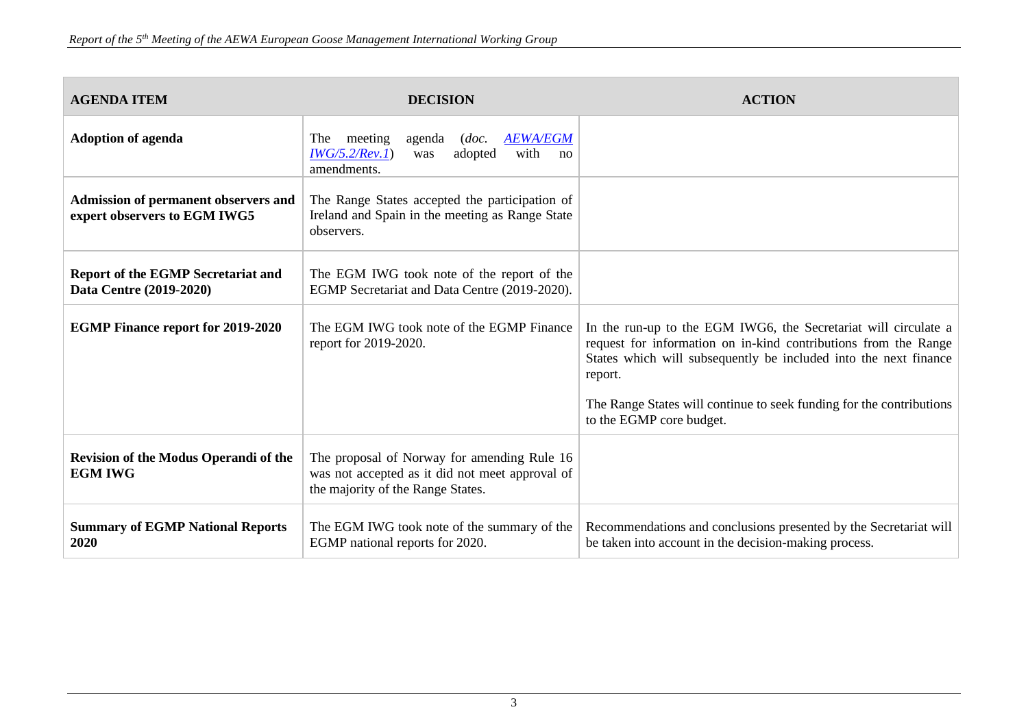| AGENDA ITEM | DECISION | ACTION |
|---|---|---|
| **Adoption of agenda** | The meeting agenda (*doc.* *AEWA/EGM IWG/5.2/Rev.1*) was adopted with no amendments. | |
| **Admission of permanent observers and expert observers to EGM IWG5** | The Range States accepted the participation of Ireland and Spain in the meeting as Range State observers. | |
| **Report of the EGMP Secretariat and Data Centre (2019-2020)** | The EGM IWG took note of the report of the EGMP Secretariat and Data Centre (2019-2020). | |
| **EGMP Finance report for 2019-2020** | The EGM IWG took note of the EGMP Finance report for 2019-2020. | In the run-up to the EGM IWG6, the Secretariat will circulate a request for information on in-kind contributions from the Range States which will subsequently be included into the next finance report.<br><br>The Range States will continue to seek funding for the contributions to the EGMP core budget. |
| **Revision of the Modus Operandi of the EGM IWG** | The proposal of Norway for amending Rule 16 was not accepted as it did not meet approval of the majority of the Range States. | |
| **Summary of EGMP National Reports 2020** | The EGM IWG took note of the summary of the EGMP national reports for 2020. | Recommendations and conclusions presented by the Secretariat will be taken into account in the decision-making process. |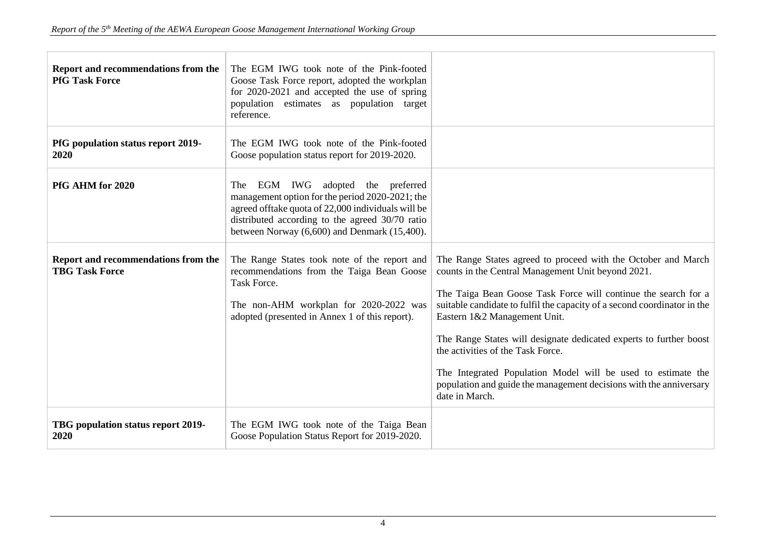| | | |
|---|---|---|
| **Report and recommendations from the PfG Task Force** | The EGM IWG took note of the Pink-footed Goose Task Force report, adopted the workplan for 2020-2021 and accepted the use of spring population estimates as population target reference. | |
| **PfG population status report 2019-2020** | The EGM IWG took note of the Pink-footed Goose population status report for 2019-2020. | |
| **PfG AHM for 2020** | The EGM IWG adopted the preferred management option for the period 2020-2021; the agreed offtake quota of 22,000 individuals will be distributed according to the agreed 30/70 ratio between Norway (6,600) and Denmark (15,400). | |
| **Report and recommendations from the TBG Task Force** | The Range States took note of the report and recommendations from the Taiga Bean Goose Task Force.<br><br>The non-AHM workplan for 2020-2022 was adopted (presented in Annex 1 of this report). | The Range States agreed to proceed with the October and March counts in the Central Management Unit beyond 2021.<br><br>The Taiga Bean Goose Task Force will continue the search for a suitable candidate to fulfil the capacity of a second coordinator in the Eastern 1&2 Management Unit.<br><br>The Range States will designate dedicated experts to further boost the activities of the Task Force.<br><br>The Integrated Population Model will be used to estimate the population and guide the management decisions with the anniversary date in March. |
| **TBG population status report 2019-2020** | The EGM IWG took note of the Taiga Bean Goose Population Status Report for 2019-2020. | |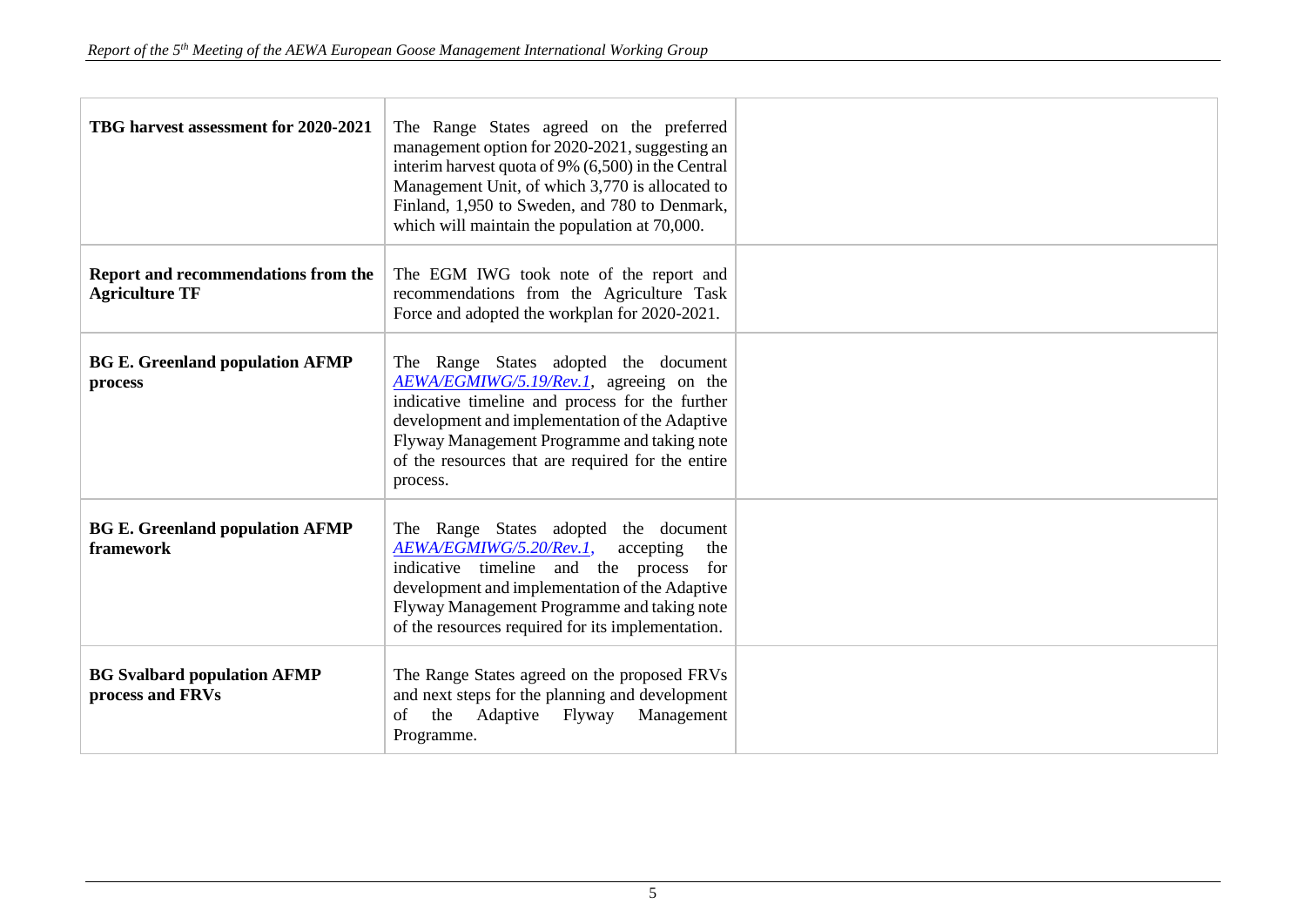| | | |
|---|---|---|
| **TBG harvest assessment for 2020-2021** | The Range States agreed on the preferred management option for 2020-2021, suggesting an interim harvest quota of 9% (6,500) in the Central Management Unit, of which 3,770 is allocated to Finland, 1,950 to Sweden, and 780 to Denmark, which will maintain the population at 70,000. | |
| **Report and recommendations from the Agriculture TF** | The EGM IWG took note of the report and recommendations from the Agriculture Task Force and adopted the workplan for 2020-2021. | |
| **BG E. Greenland population AFMP process** | The Range States adopted the document *AEWA/EGMIWG/5.19/Rev.1*, agreeing on the indicative timeline and process for the further development and implementation of the Adaptive Flyway Management Programme and taking note of the resources that are required for the entire process. | |
| **BG E. Greenland population AFMP framework** | The Range States adopted the document *AEWA/EGMIWG/5.20/Rev.1*, accepting the indicative timeline and the process for development and implementation of the Adaptive Flyway Management Programme and taking note of the resources required for its implementation. | |
| **BG Svalbard population AFMP process and FRVs** | The Range States agreed on the proposed FRVs and next steps for the planning and development of the Adaptive Flyway Management Programme. | |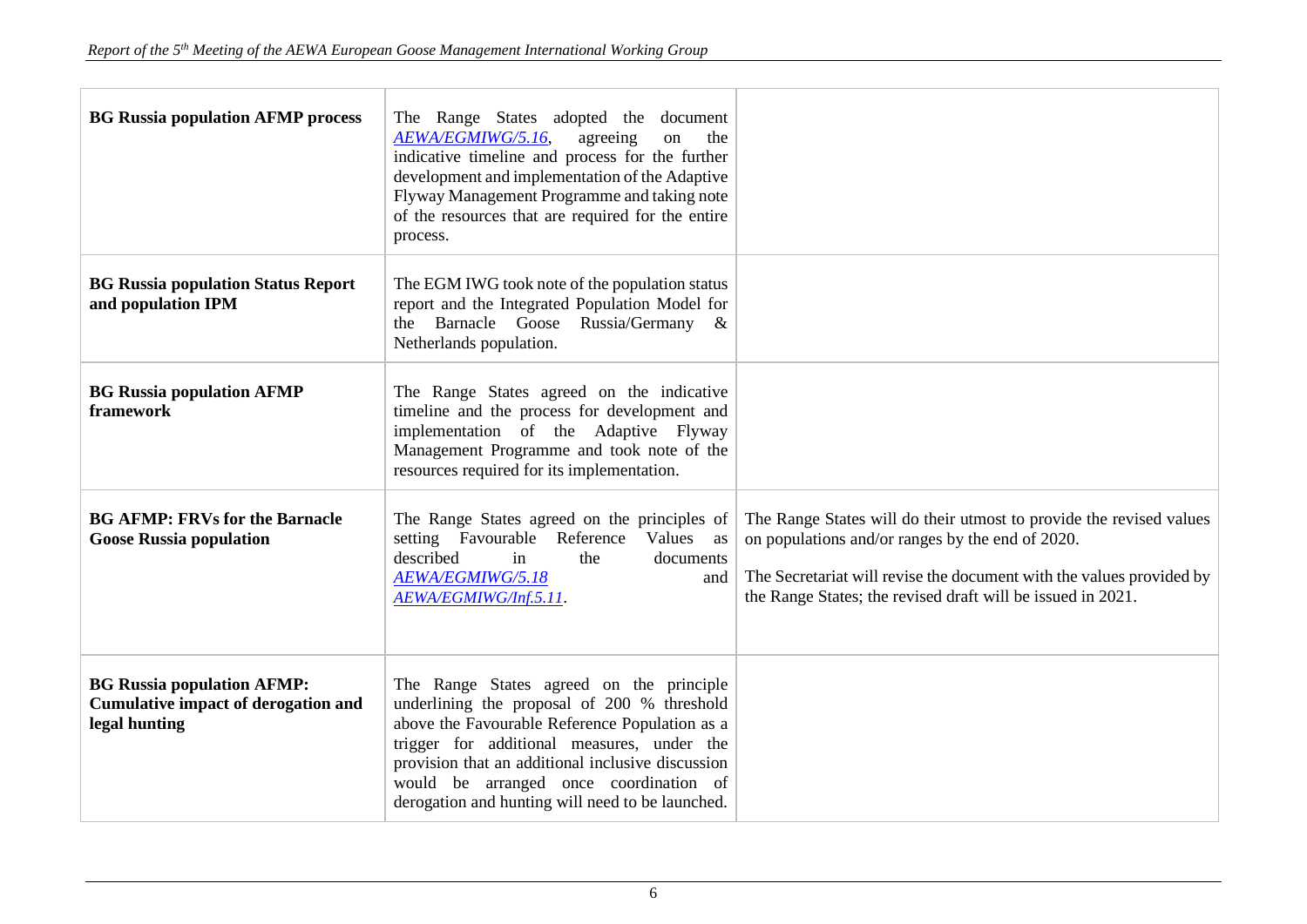| | | |
|---|---|---|
| **BG Russia population AFMP process** | The Range States adopted the document *AEWA/EGMIWG/5.16*, agreeing on the indicative timeline and process for the further development and implementation of the Adaptive Flyway Management Programme and taking note of the resources that are required for the entire process. | |
| **BG Russia population Status Report and population IPM** | The EGM IWG took note of the population status report and the Integrated Population Model for the Barnacle Goose Russia/Germany & Netherlands population. | |
| **BG Russia population AFMP framework** | The Range States agreed on the indicative timeline and the process for development and implementation of the Adaptive Flyway Management Programme and took note of the resources required for its implementation. | |
| **BG AFMP: FRVs for the Barnacle Goose Russia population** | The Range States agreed on the principles of setting Favourable Reference Values as described in the documents *AEWA/EGMIWG/5.18* and *AEWA/EGMIWG/Inf.5.11*. | The Range States will do their utmost to provide the revised values on populations and/or ranges by the end of 2020.<br><br>The Secretariat will revise the document with the values provided by the Range States; the revised draft will be issued in 2021. |
| **BG Russia population AFMP: Cumulative impact of derogation and legal hunting** | The Range States agreed on the principle underlining the proposal of 200 % threshold above the Favourable Reference Population as a trigger for additional measures, under the provision that an additional inclusive discussion would be arranged once coordination of derogation and hunting will need to be launched. | |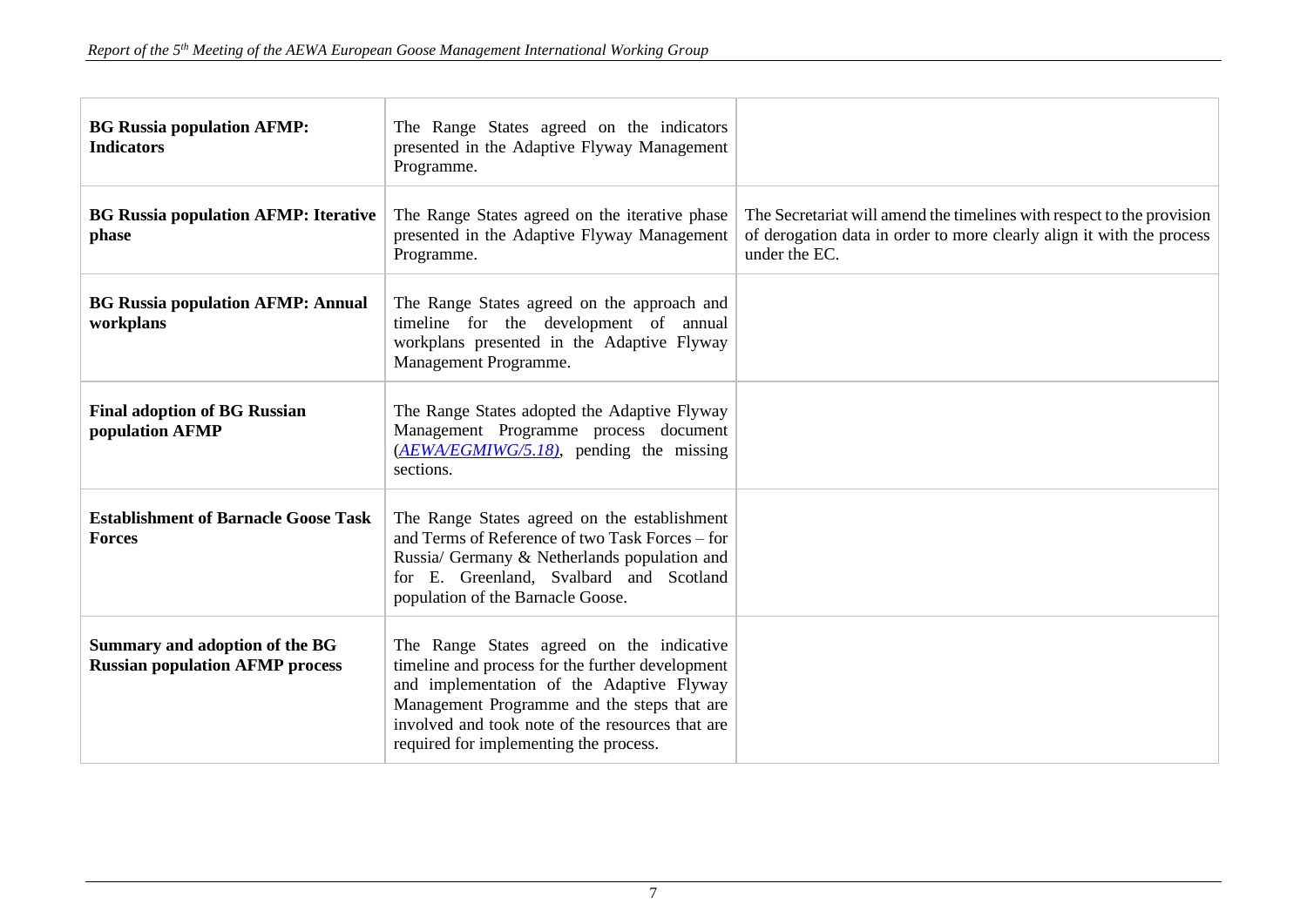| | | |
|---|---|---|
| **BG Russia population AFMP: Indicators** | The Range States agreed on the indicators presented in the Adaptive Flyway Management Programme. | |
| **BG Russia population AFMP: Iterative phase** | The Range States agreed on the iterative phase presented in the Adaptive Flyway Management Programme. | The Secretariat will amend the timelines with respect to the provision of derogation data in order to more clearly align it with the process under the EC. |
| **BG Russia population AFMP: Annual workplans** | The Range States agreed on the approach and timeline for the development of annual workplans presented in the Adaptive Flyway Management Programme. | |
| **Final adoption of BG Russian population AFMP** | The Range States adopted the Adaptive Flyway Management Programme process document (*AEWA/EGMIWG/5.18)*, pending the missing sections. | |
| **Establishment of Barnacle Goose Task Forces** | The Range States agreed on the establishment and Terms of Reference of two Task Forces – for Russia/ Germany & Netherlands population and for E. Greenland, Svalbard and Scotland population of the Barnacle Goose. | |
| **Summary and adoption of the BG Russian population AFMP process** | The Range States agreed on the indicative timeline and process for the further development and implementation of the Adaptive Flyway Management Programme and the steps that are involved and took note of the resources that are required for implementing the process. | |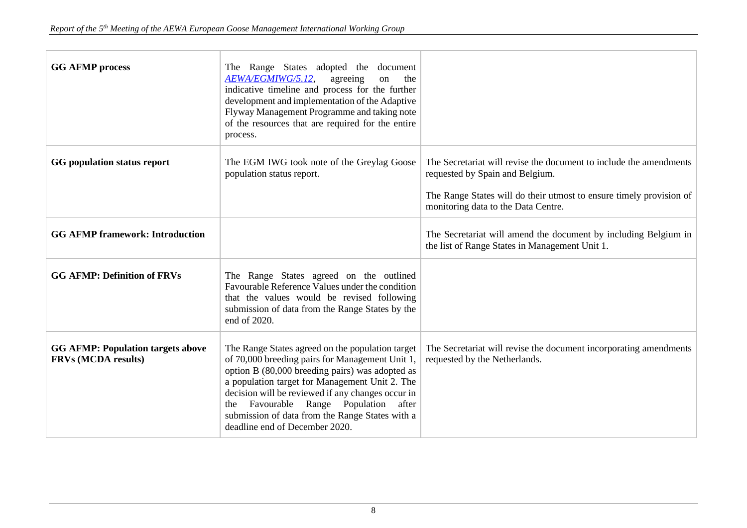| | | |
|---|---|---|
| **GG AFMP process** | The Range States adopted the document *AEWA/EGMIWG/5.12*, agreeing on the indicative timeline and process for the further development and implementation of the Adaptive Flyway Management Programme and taking note of the resources that are required for the entire process. | |
| **GG population status report** | The EGM IWG took note of the Greylag Goose population status report. | The Secretariat will revise the document to include the amendments requested by Spain and Belgium.<br><br>The Range States will do their utmost to ensure timely provision of monitoring data to the Data Centre. |
| **GG AFMP framework: Introduction** | | The Secretariat will amend the document by including Belgium in the list of Range States in Management Unit 1. |
| **GG AFMP: Definition of FRVs** | The Range States agreed on the outlined Favourable Reference Values under the condition that the values would be revised following submission of data from the Range States by the end of 2020. | |
| **GG AFMP: Population targets above FRVs (MCDA results)** | The Range States agreed on the population target of 70,000 breeding pairs for Management Unit 1, option B (80,000 breeding pairs) was adopted as a population target for Management Unit 2. The decision will be reviewed if any changes occur in the Favourable Range Population after submission of data from the Range States with a deadline end of December 2020. | The Secretariat will revise the document incorporating amendments requested by the Netherlands. |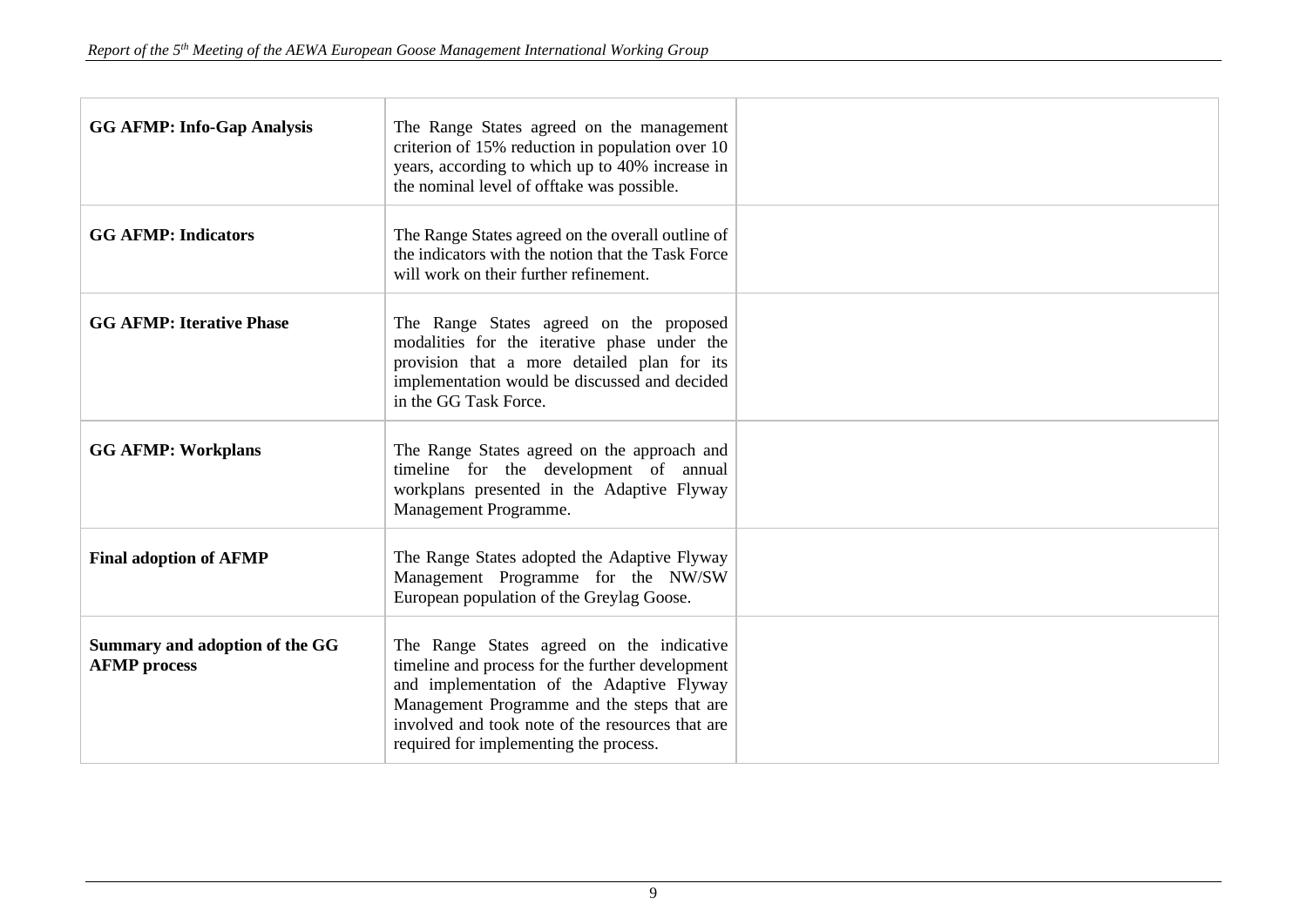| | | |
|---|---|---|
| **GG AFMP: Info-Gap Analysis** | The Range States agreed on the management criterion of 15% reduction in population over 10 years, according to which up to 40% increase in the nominal level of offtake was possible. | |
| **GG AFMP: Indicators** | The Range States agreed on the overall outline of the indicators with the notion that the Task Force will work on their further refinement. | |
| **GG AFMP: Iterative Phase** | The Range States agreed on the proposed modalities for the iterative phase under the provision that a more detailed plan for its implementation would be discussed and decided in the GG Task Force. | |
| **GG AFMP: Workplans** | The Range States agreed on the approach and timeline for the development of annual workplans presented in the Adaptive Flyway Management Programme. | |
| **Final adoption of AFMP** | The Range States adopted the Adaptive Flyway Management Programme for the NW/SW European population of the Greylag Goose. | |
| **Summary and adoption of the GG AFMP process** | The Range States agreed on the indicative timeline and process for the further development and implementation of the Adaptive Flyway Management Programme and the steps that are involved and took note of the resources that are required for implementing the process. | |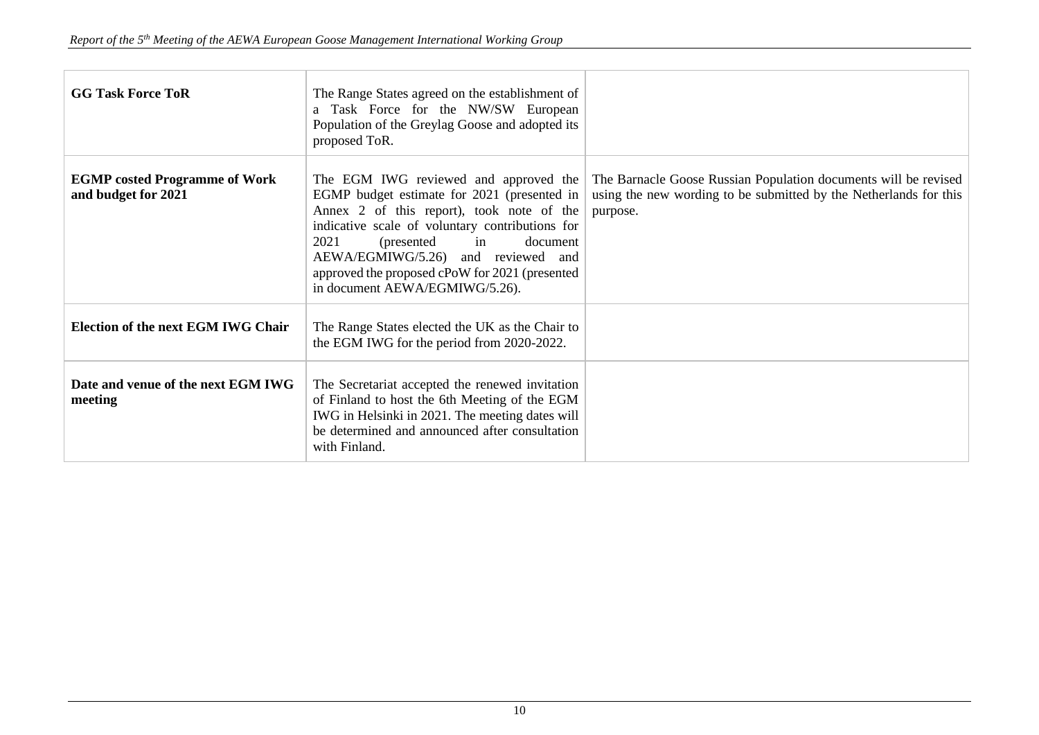| | | |
|---|---|---|
| **GG Task Force ToR** | The Range States agreed on the establishment of a Task Force for the NW/SW European Population of the Greylag Goose and adopted its proposed ToR. | |
| **EGMP costed Programme of Work and budget for 2021** | The EGM IWG reviewed and approved the EGMP budget estimate for 2021 (presented in Annex 2 of this report), took note of the indicative scale of voluntary contributions for 2021 (presented in document AEWA/EGMIWG/5.26) and reviewed and approved the proposed cPoW for 2021 (presented in document AEWA/EGMIWG/5.26). | The Barnacle Goose Russian Population documents will be revised using the new wording to be submitted by the Netherlands for this purpose. |
| **Election of the next EGM IWG Chair** | The Range States elected the UK as the Chair to the EGM IWG for the period from 2020-2022. | |
| **Date and venue of the next EGM IWG meeting** | The Secretariat accepted the renewed invitation of Finland to host the 6th Meeting of the EGM IWG in Helsinki in 2021. The meeting dates will be determined and announced after consultation with Finland. | |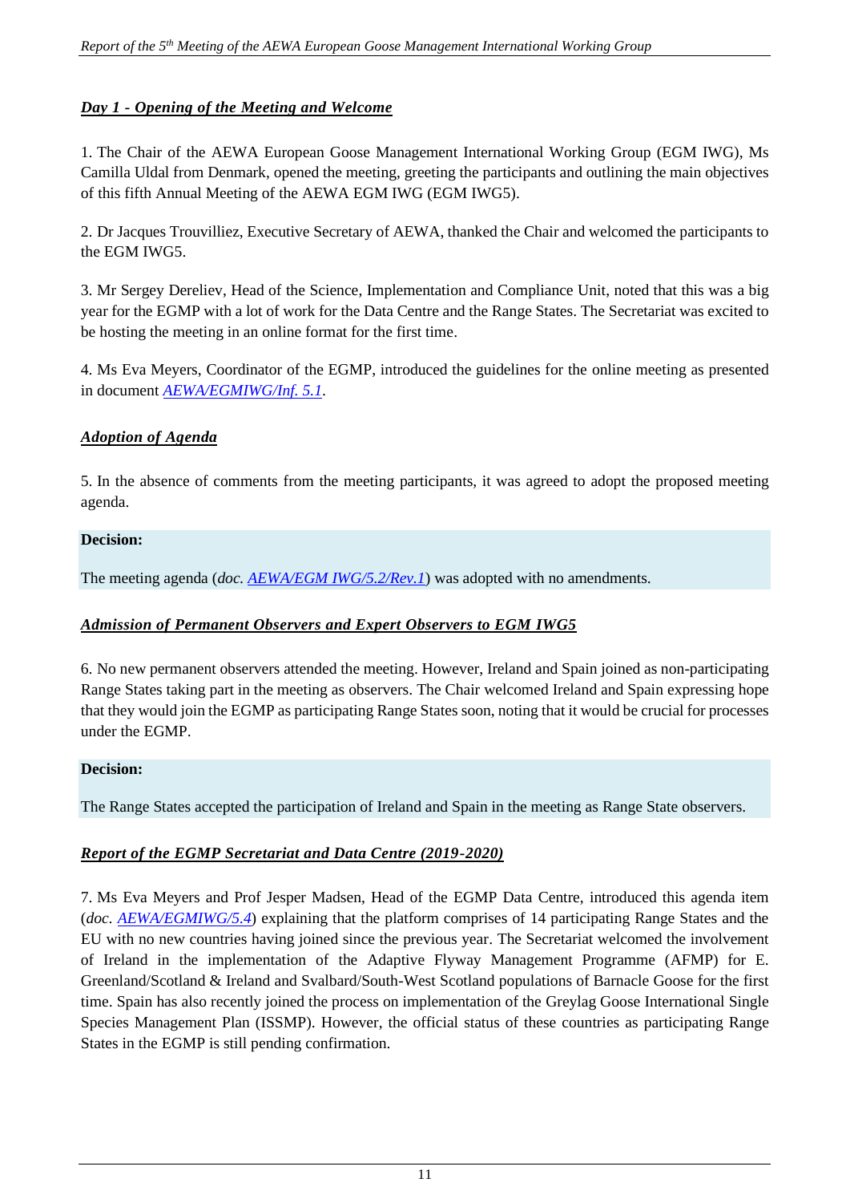### ***Day 1 - Opening of the Meeting and Welcome***

1. The Chair of the AEWA European Goose Management International Working Group (EGM IWG), Ms Camilla Uldal from Denmark, opened the meeting, greeting the participants and outlining the main objectives of this fifth Annual Meeting of the AEWA EGM IWG (EGM IWG5).

2. Dr Jacques Trouvilliez, Executive Secretary of AEWA, thanked the Chair and welcomed the participants to the EGM IWG5.

3. Mr Sergey Dereliev, Head of the Science, Implementation and Compliance Unit, noted that this was a big year for the EGMP with a lot of work for the Data Centre and the Range States. The Secretariat was excited to be hosting the meeting in an online format for the first time.

4. Ms Eva Meyers, Coordinator of the EGMP, introduced the guidelines for the online meeting as presented in document *AEWA/EGMIWG/Inf. 5.1*.

### ***Adoption of Agenda***

5. In the absence of comments from the meeting participants, it was agreed to adopt the proposed meeting agenda.

**Decision:**

The meeting agenda (*doc. AEWA/EGM IWG/5.2/Rev.1*) was adopted with no amendments.

### ***Admission of Permanent Observers and Expert Observers to EGM IWG5***

6. No new permanent observers attended the meeting. However, Ireland and Spain joined as non-participating Range States taking part in the meeting as observers. The Chair welcomed Ireland and Spain expressing hope that they would join the EGMP as participating Range States soon, noting that it would be crucial for processes under the EGMP.

**Decision:**

The Range States accepted the participation of Ireland and Spain in the meeting as Range State observers.

### ***Report of the EGMP Secretariat and Data Centre (2019-2020)***

7. Ms Eva Meyers and Prof Jesper Madsen, Head of the EGMP Data Centre, introduced this agenda item (*doc. AEWA/EGMIWG/5.4*) explaining that the platform comprises of 14 participating Range States and the EU with no new countries having joined since the previous year. The Secretariat welcomed the involvement of Ireland in the implementation of the Adaptive Flyway Management Programme (AFMP) for E. Greenland/Scotland & Ireland and Svalbard/South-West Scotland populations of Barnacle Goose for the first time. Spain has also recently joined the process on implementation of the Greylag Goose International Single Species Management Plan (ISSMP). However, the official status of these countries as participating Range States in the EGMP is still pending confirmation.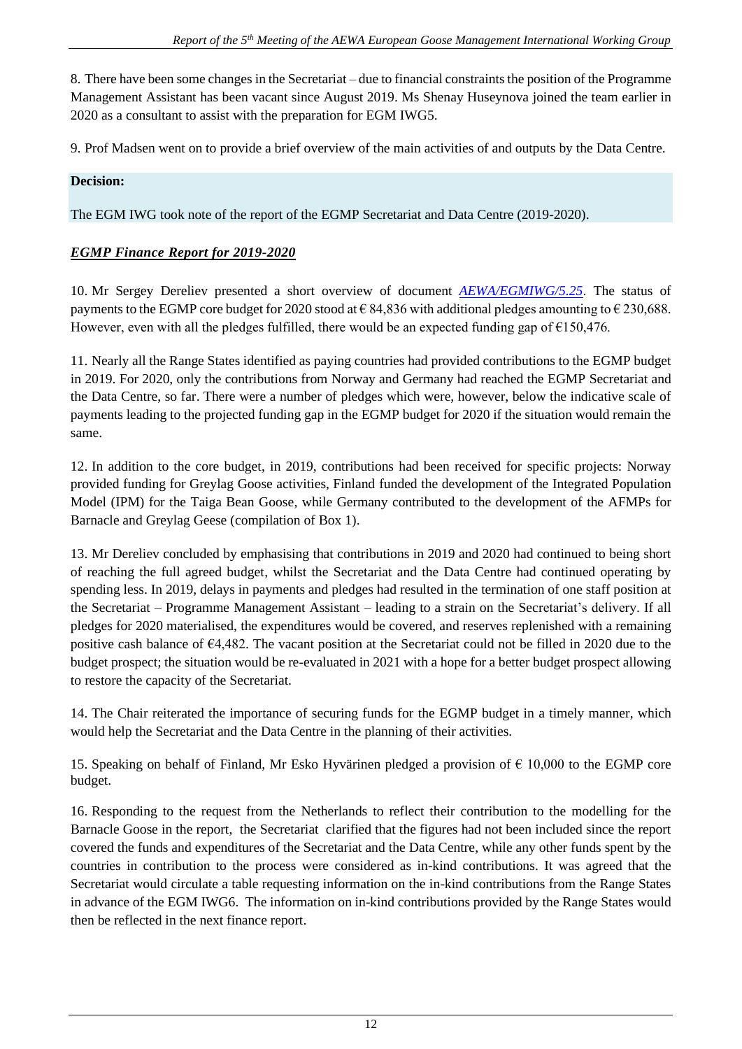8. There have been some changes in the Secretariat – due to financial constraints the position of the Programme Management Assistant has been vacant since August 2019. Ms Shenay Huseynova joined the team earlier in 2020 as a consultant to assist with the preparation for EGM IWG5.

9. Prof Madsen went on to provide a brief overview of the main activities of and outputs by the Data Centre.

**Decision:**

The EGM IWG took note of the report of the EGMP Secretariat and Data Centre (2019-2020).

***EGMP Finance Report for 2019-2020***

10. Mr Sergey Dereliev presented a short overview of document *AEWA/EGMIWG/5.25*. The status of payments to the EGMP core budget for 2020 stood at € 84,836 with additional pledges amounting to € 230,688. However, even with all the pledges fulfilled, there would be an expected funding gap of €150,476.

11. Nearly all the Range States identified as paying countries had provided contributions to the EGMP budget in 2019. For 2020, only the contributions from Norway and Germany had reached the EGMP Secretariat and the Data Centre, so far. There were a number of pledges which were, however, below the indicative scale of payments leading to the projected funding gap in the EGMP budget for 2020 if the situation would remain the same.

12. In addition to the core budget, in 2019, contributions had been received for specific projects: Norway provided funding for Greylag Goose activities, Finland funded the development of the Integrated Population Model (IPM) for the Taiga Bean Goose, while Germany contributed to the development of the AFMPs for Barnacle and Greylag Geese (compilation of Box 1).

13. Mr Dereliev concluded by emphasising that contributions in 2019 and 2020 had continued to being short of reaching the full agreed budget, whilst the Secretariat and the Data Centre had continued operating by spending less. In 2019, delays in payments and pledges had resulted in the termination of one staff position at the Secretariat – Programme Management Assistant – leading to a strain on the Secretariat's delivery. If all pledges for 2020 materialised, the expenditures would be covered, and reserves replenished with a remaining positive cash balance of €4,482. The vacant position at the Secretariat could not be filled in 2020 due to the budget prospect; the situation would be re-evaluated in 2021 with a hope for a better budget prospect allowing to restore the capacity of the Secretariat.

14. The Chair reiterated the importance of securing funds for the EGMP budget in a timely manner, which would help the Secretariat and the Data Centre in the planning of their activities.

15. Speaking on behalf of Finland, Mr Esko Hyvärinen pledged a provision of € 10,000 to the EGMP core budget.

16. Responding to the request from the Netherlands to reflect their contribution to the modelling for the Barnacle Goose in the report, the Secretariat clarified that the figures had not been included since the report covered the funds and expenditures of the Secretariat and the Data Centre, while any other funds spent by the countries in contribution to the process were considered as in-kind contributions. It was agreed that the Secretariat would circulate a table requesting information on the in-kind contributions from the Range States in advance of the EGM IWG6. The information on in-kind contributions provided by the Range States would then be reflected in the next finance report.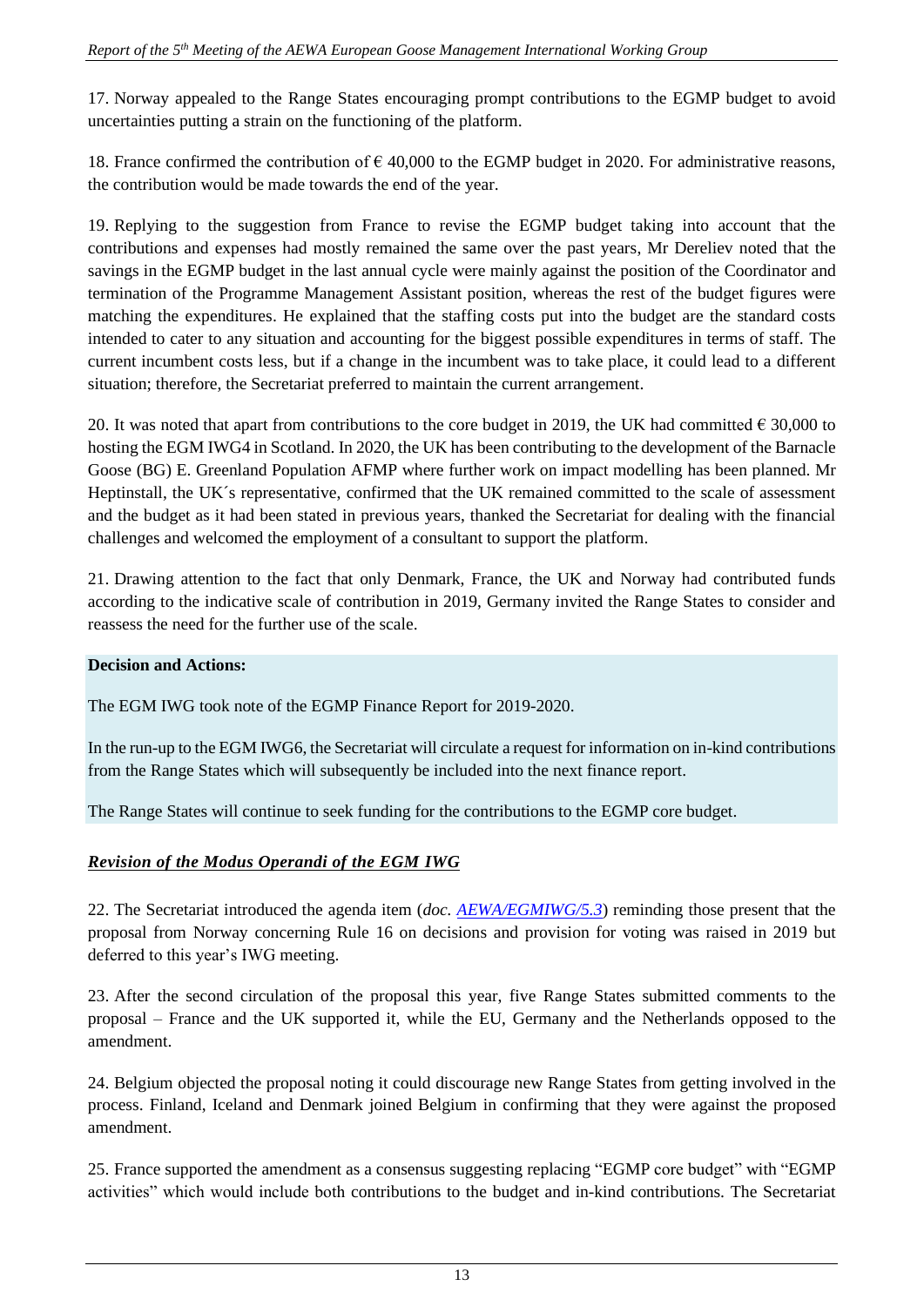17. Norway appealed to the Range States encouraging prompt contributions to the EGMP budget to avoid uncertainties putting a strain on the functioning of the platform.

18. France confirmed the contribution of € 40,000 to the EGMP budget in 2020. For administrative reasons, the contribution would be made towards the end of the year.

19. Replying to the suggestion from France to revise the EGMP budget taking into account that the contributions and expenses had mostly remained the same over the past years, Mr Dereliev noted that the savings in the EGMP budget in the last annual cycle were mainly against the position of the Coordinator and termination of the Programme Management Assistant position, whereas the rest of the budget figures were matching the expenditures. He explained that the staffing costs put into the budget are the standard costs intended to cater to any situation and accounting for the biggest possible expenditures in terms of staff. The current incumbent costs less, but if a change in the incumbent was to take place, it could lead to a different situation; therefore, the Secretariat preferred to maintain the current arrangement.

20. It was noted that apart from contributions to the core budget in 2019, the UK had committed € 30,000 to hosting the EGM IWG4 in Scotland. In 2020, the UK has been contributing to the development of the Barnacle Goose (BG) E. Greenland Population AFMP where further work on impact modelling has been planned. Mr Heptinstall, the UK´s representative, confirmed that the UK remained committed to the scale of assessment and the budget as it had been stated in previous years, thanked the Secretariat for dealing with the financial challenges and welcomed the employment of a consultant to support the platform.

21. Drawing attention to the fact that only Denmark, France, the UK and Norway had contributed funds according to the indicative scale of contribution in 2019, Germany invited the Range States to consider and reassess the need for the further use of the scale.

**Decision and Actions:**

The EGM IWG took note of the EGMP Finance Report for 2019-2020.

In the run-up to the EGM IWG6, the Secretariat will circulate a request for information on in-kind contributions from the Range States which will subsequently be included into the next finance report.

The Range States will continue to seek funding for the contributions to the EGMP core budget.

***Revision of the Modus Operandi of the EGM IWG***

22. The Secretariat introduced the agenda item (*doc. AEWA/EGMIWG/5.3*) reminding those present that the proposal from Norway concerning Rule 16 on decisions and provision for voting was raised in 2019 but deferred to this year's IWG meeting.

23. After the second circulation of the proposal this year, five Range States submitted comments to the proposal – France and the UK supported it, while the EU, Germany and the Netherlands opposed to the amendment.

24. Belgium objected the proposal noting it could discourage new Range States from getting involved in the process. Finland, Iceland and Denmark joined Belgium in confirming that they were against the proposed amendment.

25. France supported the amendment as a consensus suggesting replacing "EGMP core budget" with "EGMP activities" which would include both contributions to the budget and in-kind contributions. The Secretariat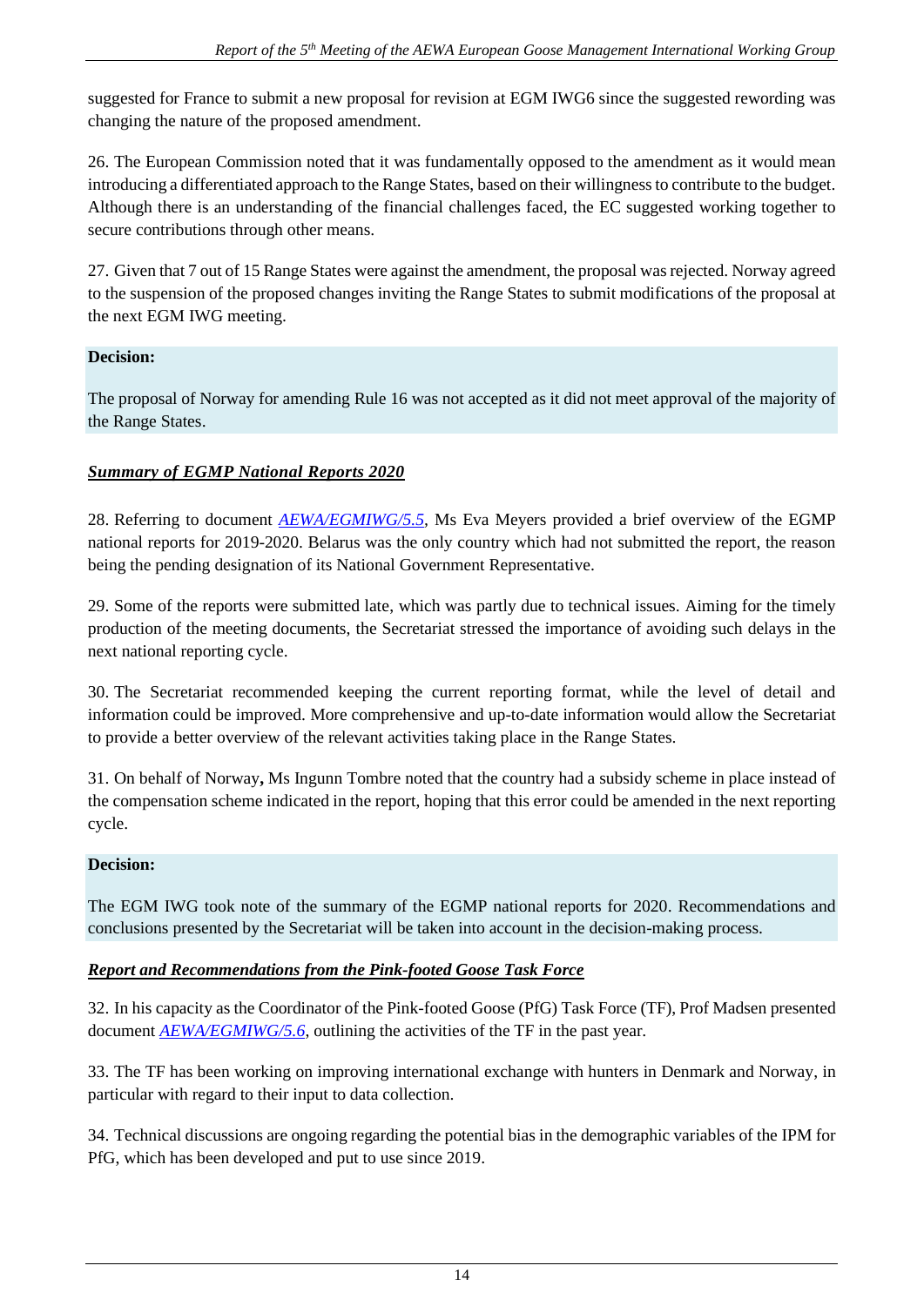suggested for France to submit a new proposal for revision at EGM IWG6 since the suggested rewording was changing the nature of the proposed amendment.

26. The European Commission noted that it was fundamentally opposed to the amendment as it would mean introducing a differentiated approach to the Range States, based on their willingness to contribute to the budget. Although there is an understanding of the financial challenges faced, the EC suggested working together to secure contributions through other means.

27. Given that 7 out of 15 Range States were against the amendment, the proposal was rejected. Norway agreed to the suspension of the proposed changes inviting the Range States to submit modifications of the proposal at the next EGM IWG meeting.

**Decision:**

The proposal of Norway for amending Rule 16 was not accepted as it did not meet approval of the majority of the Range States.

***Summary of EGMP National Reports 2020***

28. Referring to document *AEWA/EGMIWG/5.5*, Ms Eva Meyers provided a brief overview of the EGMP national reports for 2019-2020. Belarus was the only country which had not submitted the report, the reason being the pending designation of its National Government Representative.

29. Some of the reports were submitted late, which was partly due to technical issues. Aiming for the timely production of the meeting documents, the Secretariat stressed the importance of avoiding such delays in the next national reporting cycle.

30. The Secretariat recommended keeping the current reporting format, while the level of detail and information could be improved. More comprehensive and up-to-date information would allow the Secretariat to provide a better overview of the relevant activities taking place in the Range States.

31. On behalf of Norway**,** Ms Ingunn Tombre noted that the country had a subsidy scheme in place instead of the compensation scheme indicated in the report, hoping that this error could be amended in the next reporting cycle.

**Decision:**

The EGM IWG took note of the summary of the EGMP national reports for 2020. Recommendations and conclusions presented by the Secretariat will be taken into account in the decision-making process.

***Report and Recommendations from the Pink-footed Goose Task Force***

32. In his capacity as the Coordinator of the Pink-footed Goose (PfG) Task Force (TF), Prof Madsen presented document *AEWA/EGMIWG/5.6*, outlining the activities of the TF in the past year.

33. The TF has been working on improving international exchange with hunters in Denmark and Norway, in particular with regard to their input to data collection.

34. Technical discussions are ongoing regarding the potential bias in the demographic variables of the IPM for PfG, which has been developed and put to use since 2019.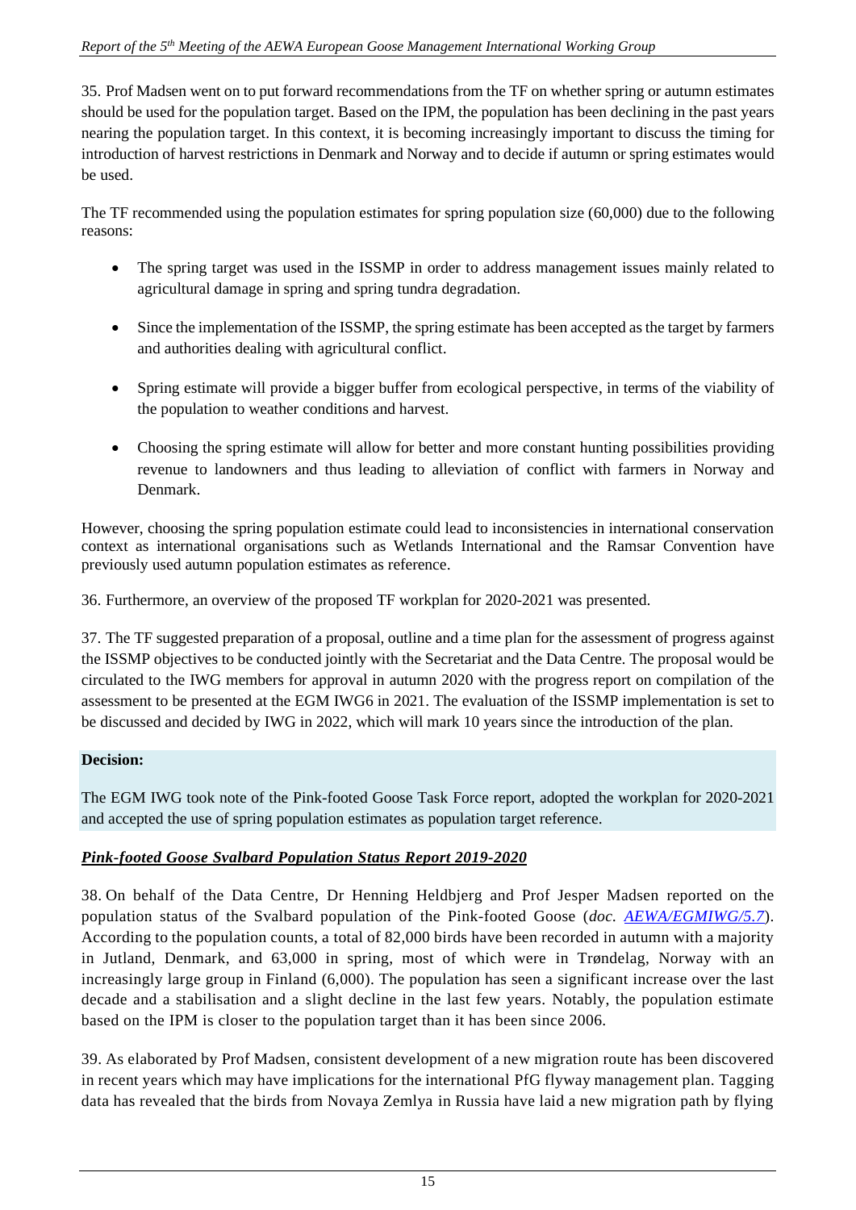35. Prof Madsen went on to put forward recommendations from the TF on whether spring or autumn estimates should be used for the population target. Based on the IPM, the population has been declining in the past years nearing the population target. In this context, it is becoming increasingly important to discuss the timing for introduction of harvest restrictions in Denmark and Norway and to decide if autumn or spring estimates would be used.

The TF recommended using the population estimates for spring population size (60,000) due to the following reasons:

- The spring target was used in the ISSMP in order to address management issues mainly related to agricultural damage in spring and spring tundra degradation.
- Since the implementation of the ISSMP, the spring estimate has been accepted as the target by farmers and authorities dealing with agricultural conflict.
- Spring estimate will provide a bigger buffer from ecological perspective, in terms of the viability of the population to weather conditions and harvest.
- Choosing the spring estimate will allow for better and more constant hunting possibilities providing revenue to landowners and thus leading to alleviation of conflict with farmers in Norway and Denmark.

However, choosing the spring population estimate could lead to inconsistencies in international conservation context as international organisations such as Wetlands International and the Ramsar Convention have previously used autumn population estimates as reference.

36. Furthermore, an overview of the proposed TF workplan for 2020-2021 was presented.

37. The TF suggested preparation of a proposal, outline and a time plan for the assessment of progress against the ISSMP objectives to be conducted jointly with the Secretariat and the Data Centre. The proposal would be circulated to the IWG members for approval in autumn 2020 with the progress report on compilation of the assessment to be presented at the EGM IWG6 in 2021. The evaluation of the ISSMP implementation is set to be discussed and decided by IWG in 2022, which will mark 10 years since the introduction of the plan.

**Decision:**

The EGM IWG took note of the Pink-footed Goose Task Force report, adopted the workplan for 2020-2021 and accepted the use of spring population estimates as population target reference.

***Pink-footed Goose Svalbard Population Status Report 2019-2020***

38. On behalf of the Data Centre, Dr Henning Heldbjerg and Prof Jesper Madsen reported on the population status of the Svalbard population of the Pink-footed Goose (*doc. AEWA/EGMIWG/5.7*). According to the population counts, a total of 82,000 birds have been recorded in autumn with a majority in Jutland, Denmark, and 63,000 in spring, most of which were in Trøndelag, Norway with an increasingly large group in Finland (6,000). The population has seen a significant increase over the last decade and a stabilisation and a slight decline in the last few years. Notably, the population estimate based on the IPM is closer to the population target than it has been since 2006.

39. As elaborated by Prof Madsen, consistent development of a new migration route has been discovered in recent years which may have implications for the international PfG flyway management plan. Tagging data has revealed that the birds from Novaya Zemlya in Russia have laid a new migration path by flying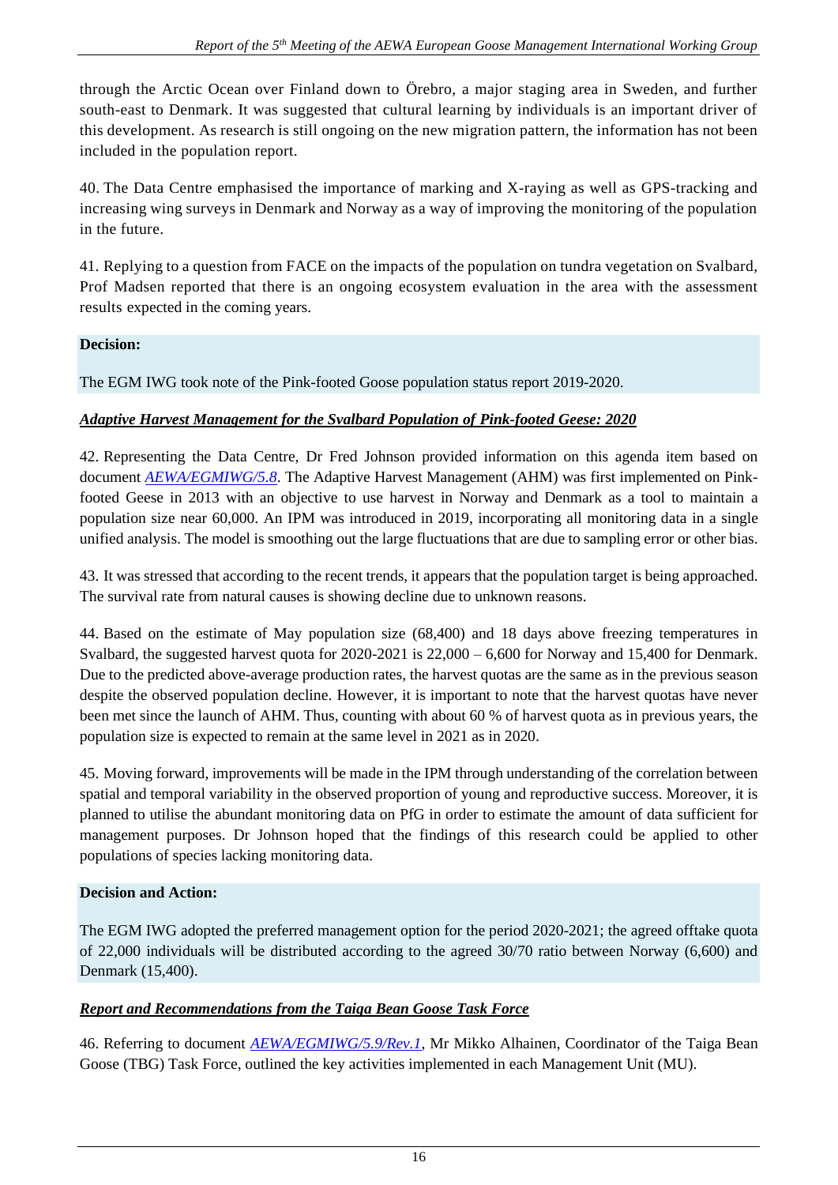through the Arctic Ocean over Finland down to Örebro, a major staging area in Sweden, and further south-east to Denmark. It was suggested that cultural learning by individuals is an important driver of this development. As research is still ongoing on the new migration pattern, the information has not been included in the population report.

40. The Data Centre emphasised the importance of marking and X-raying as well as GPS-tracking and increasing wing surveys in Denmark and Norway as a way of improving the monitoring of the population in the future.

41. Replying to a question from FACE on the impacts of the population on tundra vegetation on Svalbard, Prof Madsen reported that there is an ongoing ecosystem evaluation in the area with the assessment results expected in the coming years.

**Decision:**

The EGM IWG took note of the Pink-footed Goose population status report 2019-2020.

***Adaptive Harvest Management for the Svalbard Population of Pink-footed Geese: 2020***

42. Representing the Data Centre, Dr Fred Johnson provided information on this agenda item based on document *AEWA/EGMIWG/5.8*. The Adaptive Harvest Management (AHM) was first implemented on Pink-footed Geese in 2013 with an objective to use harvest in Norway and Denmark as a tool to maintain a population size near 60,000. An IPM was introduced in 2019, incorporating all monitoring data in a single unified analysis. The model is smoothing out the large fluctuations that are due to sampling error or other bias.

43. It was stressed that according to the recent trends, it appears that the population target is being approached. The survival rate from natural causes is showing decline due to unknown reasons.

44. Based on the estimate of May population size (68,400) and 18 days above freezing temperatures in Svalbard, the suggested harvest quota for 2020-2021 is 22,000 – 6,600 for Norway and 15,400 for Denmark. Due to the predicted above-average production rates, the harvest quotas are the same as in the previous season despite the observed population decline. However, it is important to note that the harvest quotas have never been met since the launch of AHM. Thus, counting with about 60 % of harvest quota as in previous years, the population size is expected to remain at the same level in 2021 as in 2020.

45. Moving forward, improvements will be made in the IPM through understanding of the correlation between spatial and temporal variability in the observed proportion of young and reproductive success. Moreover, it is planned to utilise the abundant monitoring data on PfG in order to estimate the amount of data sufficient for management purposes. Dr Johnson hoped that the findings of this research could be applied to other populations of species lacking monitoring data.

**Decision and Action:**

The EGM IWG adopted the preferred management option for the period 2020-2021; the agreed offtake quota of 22,000 individuals will be distributed according to the agreed 30/70 ratio between Norway (6,600) and Denmark (15,400).

***Report and Recommendations from the Taiga Bean Goose Task Force***

46. Referring to document *AEWA/EGMIWG/5.9/Rev.1*, Mr Mikko Alhainen, Coordinator of the Taiga Bean Goose (TBG) Task Force, outlined the key activities implemented in each Management Unit (MU).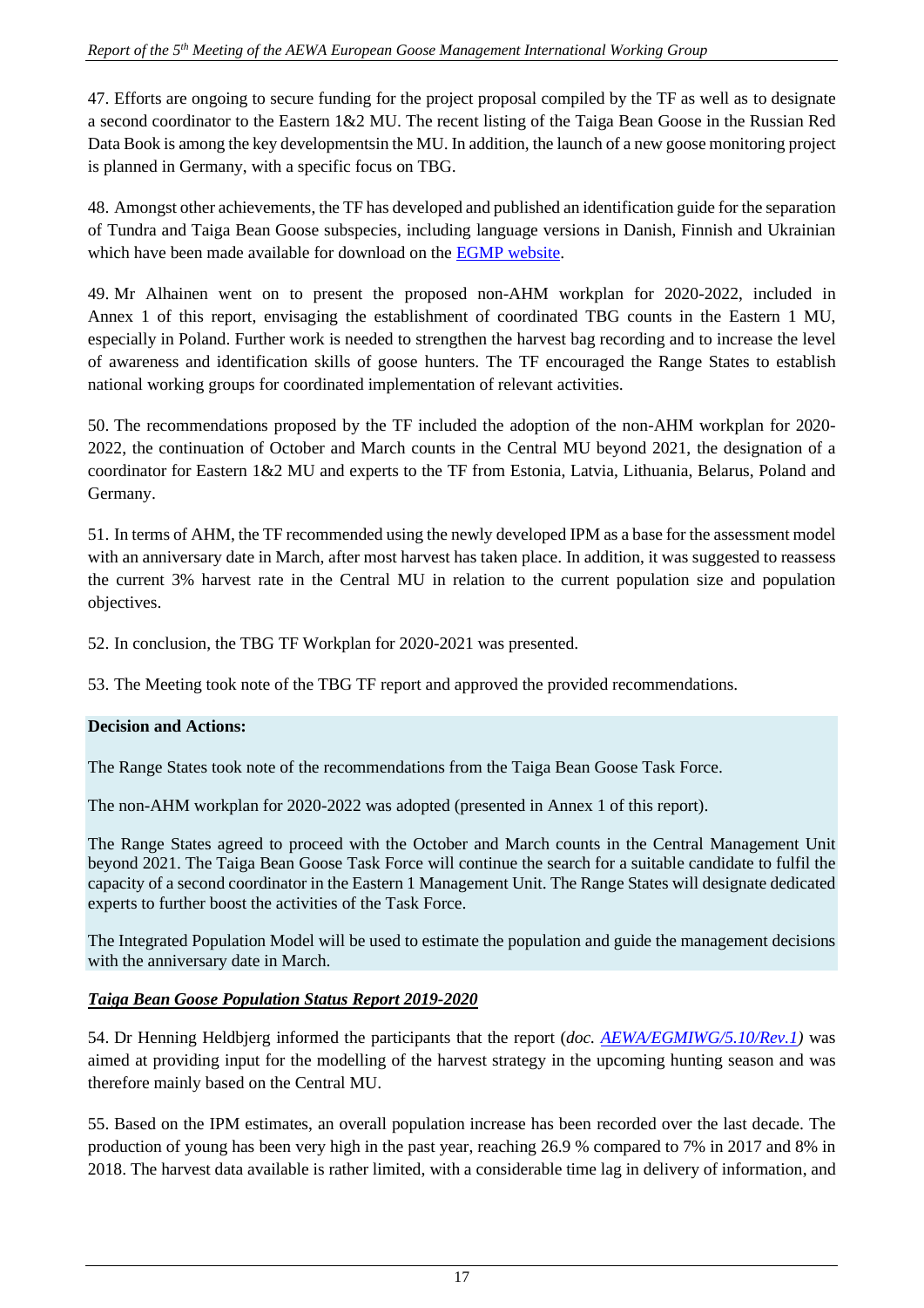47. Efforts are ongoing to secure funding for the project proposal compiled by the TF as well as to designate a second coordinator to the Eastern 1&2 MU. The recent listing of the Taiga Bean Goose in the Russian Red Data Book is among the key developmentsin the MU. In addition, the launch of a new goose monitoring project is planned in Germany, with a specific focus on TBG.

48. Amongst other achievements, the TF has developed and published an identification guide for the separation of Tundra and Taiga Bean Goose subspecies, including language versions in Danish, Finnish and Ukrainian which have been made available for download on the [EGMP website](EGMP website).

49. Mr Alhainen went on to present the proposed non-AHM workplan for 2020-2022, included in Annex 1 of this report, envisaging the establishment of coordinated TBG counts in the Eastern 1 MU, especially in Poland. Further work is needed to strengthen the harvest bag recording and to increase the level of awareness and identification skills of goose hunters. The TF encouraged the Range States to establish national working groups for coordinated implementation of relevant activities.

50. The recommendations proposed by the TF included the adoption of the non-AHM workplan for 2020-2022, the continuation of October and March counts in the Central MU beyond 2021, the designation of a coordinator for Eastern 1&2 MU and experts to the TF from Estonia, Latvia, Lithuania, Belarus, Poland and Germany.

51. In terms of AHM, the TF recommended using the newly developed IPM as a base for the assessment model with an anniversary date in March, after most harvest has taken place. In addition, it was suggested to reassess the current 3% harvest rate in the Central MU in relation to the current population size and population objectives.

52. In conclusion, the TBG TF Workplan for 2020-2021 was presented.

53. The Meeting took note of the TBG TF report and approved the provided recommendations.

**Decision and Actions:**

The Range States took note of the recommendations from the Taiga Bean Goose Task Force.

The non-AHM workplan for 2020-2022 was adopted (presented in Annex 1 of this report).

The Range States agreed to proceed with the October and March counts in the Central Management Unit beyond 2021. The Taiga Bean Goose Task Force will continue the search for a suitable candidate to fulfil the capacity of a second coordinator in the Eastern 1 Management Unit. The Range States will designate dedicated experts to further boost the activities of the Task Force.

The Integrated Population Model will be used to estimate the population and guide the management decisions with the anniversary date in March.

***Taiga Bean Goose Population Status Report 2019-2020***

54. Dr Henning Heldbjerg informed the participants that the report (*doc. [AEWA/EGMIWG/5.10/Rev.1](AEWA/EGMIWG/5.10/Rev.1)*) was aimed at providing input for the modelling of the harvest strategy in the upcoming hunting season and was therefore mainly based on the Central MU.

55. Based on the IPM estimates, an overall population increase has been recorded over the last decade. The production of young has been very high in the past year, reaching 26.9 % compared to 7% in 2017 and 8% in 2018. The harvest data available is rather limited, with a considerable time lag in delivery of information, and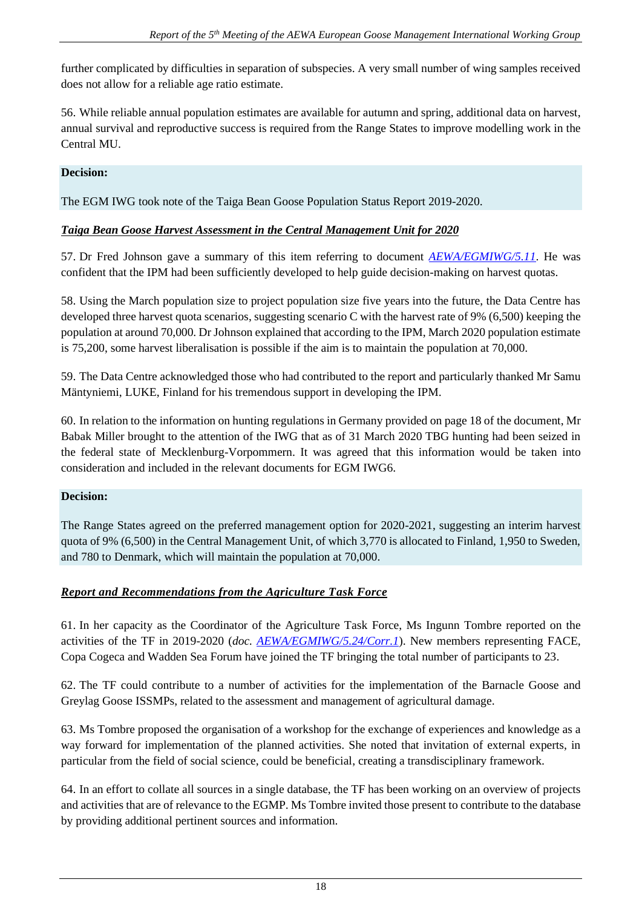further complicated by difficulties in separation of subspecies. A very small number of wing samples received does not allow for a reliable age ratio estimate.

56. While reliable annual population estimates are available for autumn and spring, additional data on harvest, annual survival and reproductive success is required from the Range States to improve modelling work in the Central MU.

**Decision:**

The EGM IWG took note of the Taiga Bean Goose Population Status Report 2019-2020.

***Taiga Bean Goose Harvest Assessment in the Central Management Unit for 2020***

57. Dr Fred Johnson gave a summary of this item referring to document *AEWA/EGMIWG/5.11*. He was confident that the IPM had been sufficiently developed to help guide decision-making on harvest quotas.

58. Using the March population size to project population size five years into the future, the Data Centre has developed three harvest quota scenarios, suggesting scenario C with the harvest rate of 9% (6,500) keeping the population at around 70,000. Dr Johnson explained that according to the IPM, March 2020 population estimate is 75,200, some harvest liberalisation is possible if the aim is to maintain the population at 70,000.

59. The Data Centre acknowledged those who had contributed to the report and particularly thanked Mr Samu Mäntyniemi, LUKE, Finland for his tremendous support in developing the IPM.

60. In relation to the information on hunting regulations in Germany provided on page 18 of the document, Mr Babak Miller brought to the attention of the IWG that as of 31 March 2020 TBG hunting had been seized in the federal state of Mecklenburg-Vorpommern. It was agreed that this information would be taken into consideration and included in the relevant documents for EGM IWG6.

**Decision:**

The Range States agreed on the preferred management option for 2020-2021, suggesting an interim harvest quota of 9% (6,500) in the Central Management Unit, of which 3,770 is allocated to Finland, 1,950 to Sweden, and 780 to Denmark, which will maintain the population at 70,000.

***Report and Recommendations from the Agriculture Task Force***

61. In her capacity as the Coordinator of the Agriculture Task Force, Ms Ingunn Tombre reported on the activities of the TF in 2019-2020 (*doc. AEWA/EGMIWG/5.24/Corr.1*). New members representing FACE, Copa Cogeca and Wadden Sea Forum have joined the TF bringing the total number of participants to 23.

62. The TF could contribute to a number of activities for the implementation of the Barnacle Goose and Greylag Goose ISSMPs, related to the assessment and management of agricultural damage.

63. Ms Tombre proposed the organisation of a workshop for the exchange of experiences and knowledge as a way forward for implementation of the planned activities. She noted that invitation of external experts, in particular from the field of social science, could be beneficial, creating a transdisciplinary framework.

64. In an effort to collate all sources in a single database, the TF has been working on an overview of projects and activities that are of relevance to the EGMP. Ms Tombre invited those present to contribute to the database by providing additional pertinent sources and information.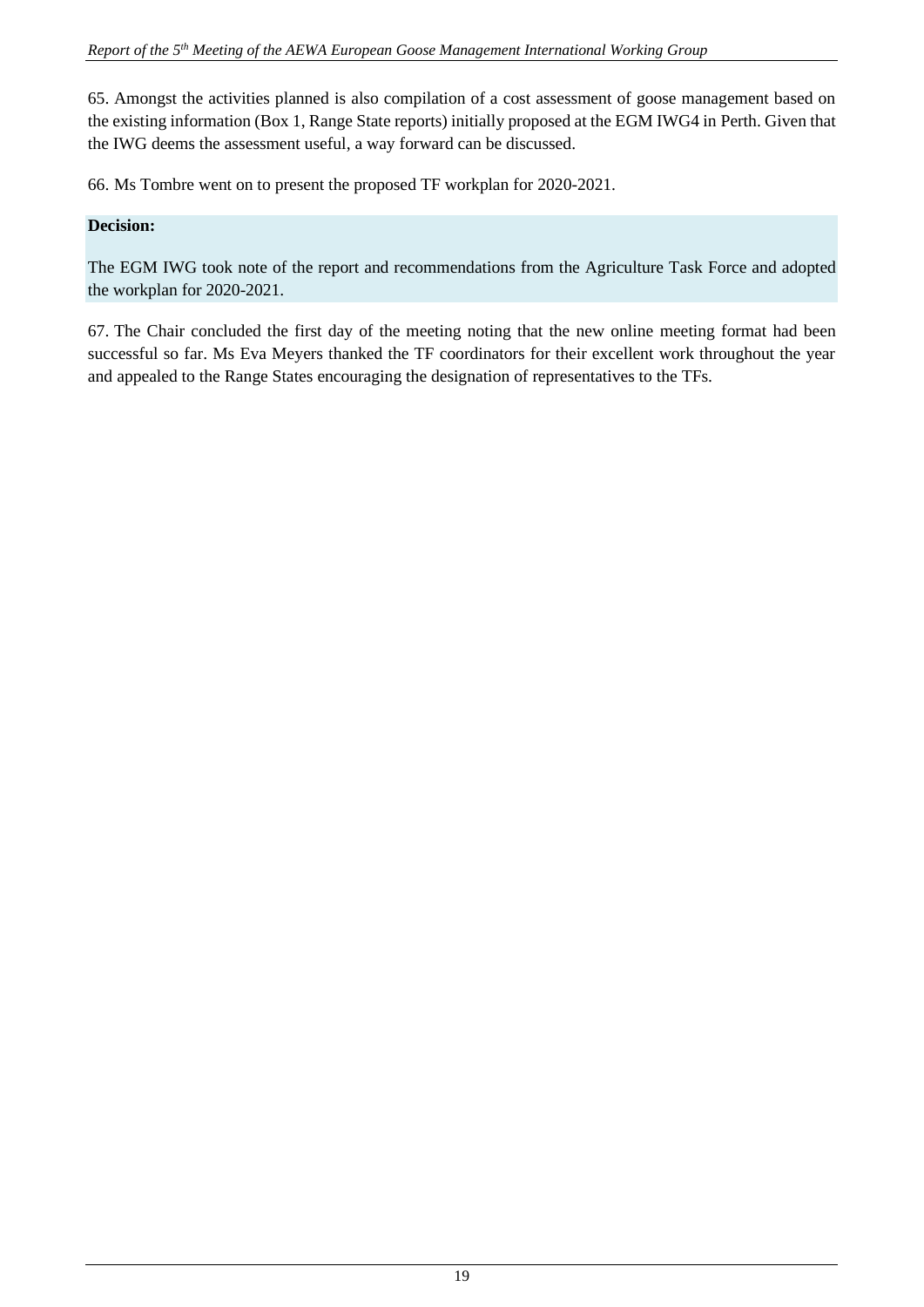65. Amongst the activities planned is also compilation of a cost assessment of goose management based on the existing information (Box 1, Range State reports) initially proposed at the EGM IWG4 in Perth. Given that the IWG deems the assessment useful, a way forward can be discussed.

66. Ms Tombre went on to present the proposed TF workplan for 2020-2021.

**Decision:**

The EGM IWG took note of the report and recommendations from the Agriculture Task Force and adopted the workplan for 2020-2021.

67. The Chair concluded the first day of the meeting noting that the new online meeting format had been successful so far. Ms Eva Meyers thanked the TF coordinators for their excellent work throughout the year and appealed to the Range States encouraging the designation of representatives to the TFs.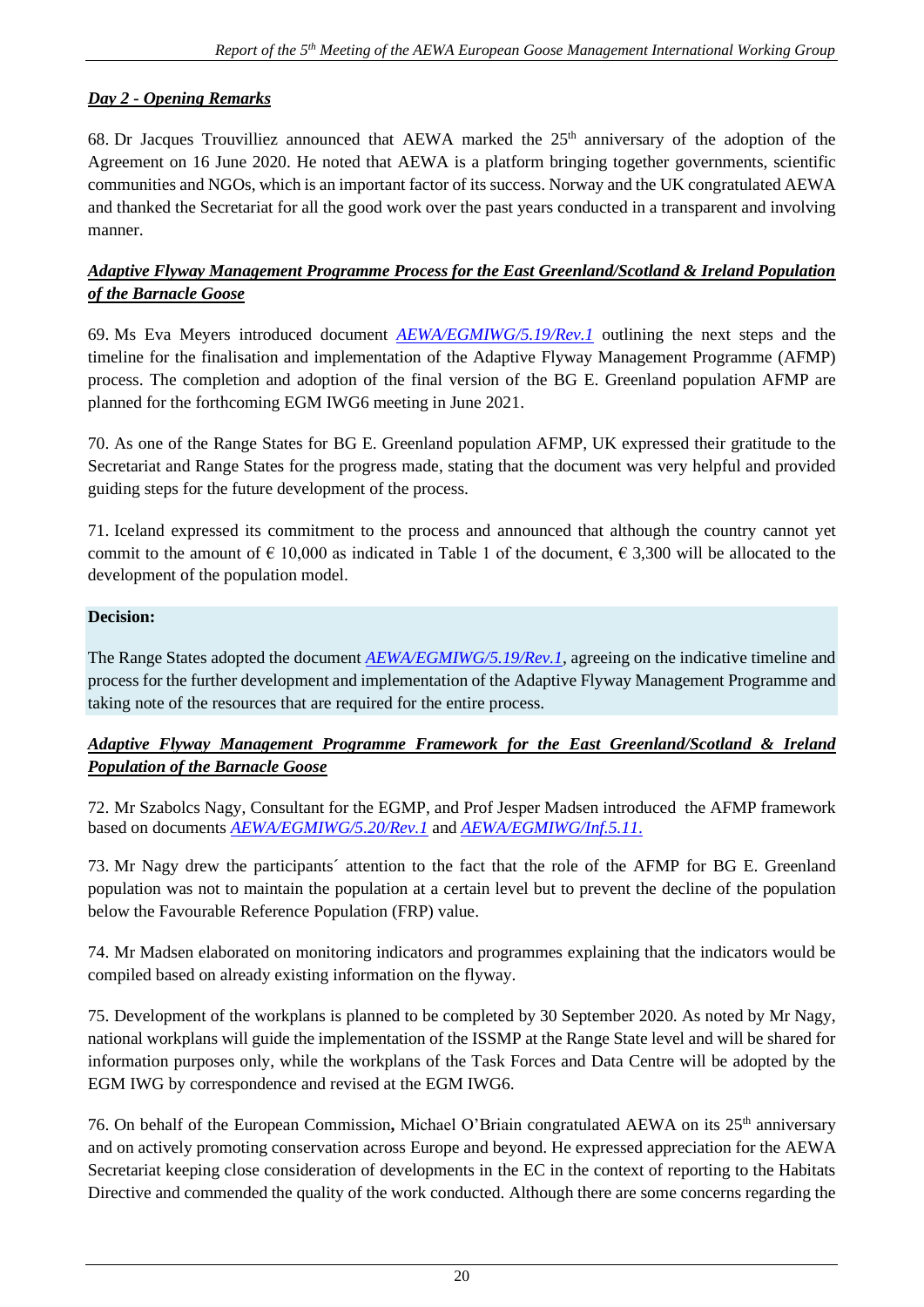***Day 2 - Opening Remarks***

68. Dr Jacques Trouvilliez announced that AEWA marked the 25th anniversary of the adoption of the Agreement on 16 June 2020. He noted that AEWA is a platform bringing together governments, scientific communities and NGOs, which is an important factor of its success. Norway and the UK congratulated AEWA and thanked the Secretariat for all the good work over the past years conducted in a transparent and involving manner.

***Adaptive Flyway Management Programme Process for the East Greenland/Scotland & Ireland Population of the Barnacle Goose***

69. Ms Eva Meyers introduced document *AEWA/EGMIWG/5.19/Rev.1* outlining the next steps and the timeline for the finalisation and implementation of the Adaptive Flyway Management Programme (AFMP) process. The completion and adoption of the final version of the BG E. Greenland population AFMP are planned for the forthcoming EGM IWG6 meeting in June 2021.

70. As one of the Range States for BG E. Greenland population AFMP, UK expressed their gratitude to the Secretariat and Range States for the progress made, stating that the document was very helpful and provided guiding steps for the future development of the process.

71. Iceland expressed its commitment to the process and announced that although the country cannot yet commit to the amount of € 10,000 as indicated in Table 1 of the document, € 3,300 will be allocated to the development of the population model.

**Decision:**

The Range States adopted the document *AEWA/EGMIWG/5.19/Rev.1*, agreeing on the indicative timeline and process for the further development and implementation of the Adaptive Flyway Management Programme and taking note of the resources that are required for the entire process.

***Adaptive Flyway Management Programme Framework for the East Greenland/Scotland & Ireland Population of the Barnacle Goose***

72. Mr Szabolcs Nagy, Consultant for the EGMP, and Prof Jesper Madsen introduced the AFMP framework based on documents *AEWA/EGMIWG/5.20/Rev.1* and *AEWA/EGMIWG/Inf.5.11.*

73. Mr Nagy drew the participants´ attention to the fact that the role of the AFMP for BG E. Greenland population was not to maintain the population at a certain level but to prevent the decline of the population below the Favourable Reference Population (FRP) value.

74. Mr Madsen elaborated on monitoring indicators and programmes explaining that the indicators would be compiled based on already existing information on the flyway.

75. Development of the workplans is planned to be completed by 30 September 2020. As noted by Mr Nagy, national workplans will guide the implementation of the ISSMP at the Range State level and will be shared for information purposes only, while the workplans of the Task Forces and Data Centre will be adopted by the EGM IWG by correspondence and revised at the EGM IWG6.

76. On behalf of the European Commission**,** Michael O'Briain congratulated AEWA on its 25th anniversary and on actively promoting conservation across Europe and beyond. He expressed appreciation for the AEWA Secretariat keeping close consideration of developments in the EC in the context of reporting to the Habitats Directive and commended the quality of the work conducted. Although there are some concerns regarding the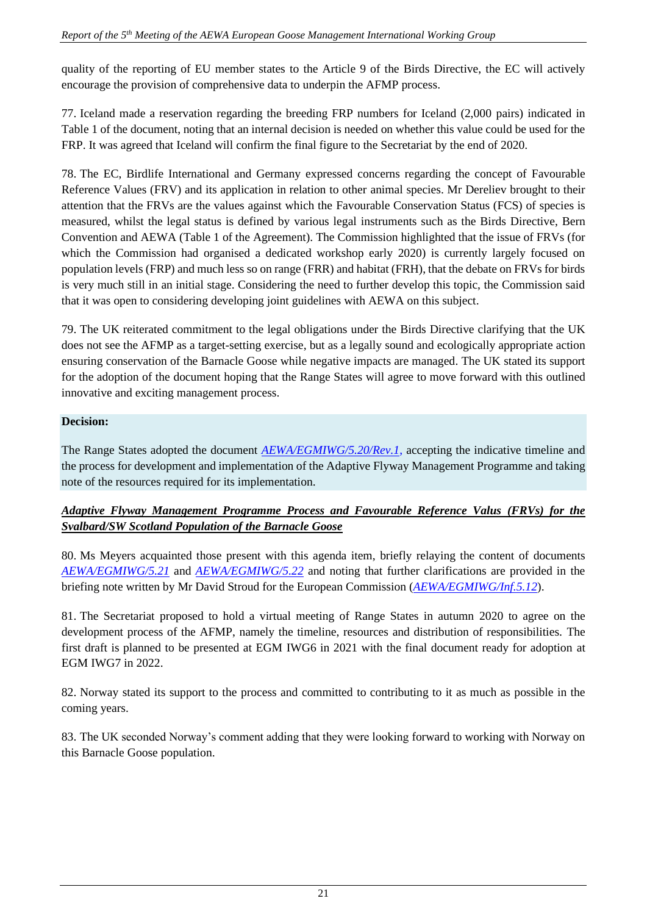quality of the reporting of EU member states to the Article 9 of the Birds Directive, the EC will actively encourage the provision of comprehensive data to underpin the AFMP process.

77. Iceland made a reservation regarding the breeding FRP numbers for Iceland (2,000 pairs) indicated in Table 1 of the document, noting that an internal decision is needed on whether this value could be used for the FRP. It was agreed that Iceland will confirm the final figure to the Secretariat by the end of 2020.

78. The EC, Birdlife International and Germany expressed concerns regarding the concept of Favourable Reference Values (FRV) and its application in relation to other animal species. Mr Dereliev brought to their attention that the FRVs are the values against which the Favourable Conservation Status (FCS) of species is measured, whilst the legal status is defined by various legal instruments such as the Birds Directive, Bern Convention and AEWA (Table 1 of the Agreement). The Commission highlighted that the issue of FRVs (for which the Commission had organised a dedicated workshop early 2020) is currently largely focused on population levels (FRP) and much less so on range (FRR) and habitat (FRH), that the debate on FRVs for birds is very much still in an initial stage. Considering the need to further develop this topic, the Commission said that it was open to considering developing joint guidelines with AEWA on this subject.

79. The UK reiterated commitment to the legal obligations under the Birds Directive clarifying that the UK does not see the AFMP as a target-setting exercise, but as a legally sound and ecologically appropriate action ensuring conservation of the Barnacle Goose while negative impacts are managed. The UK stated its support for the adoption of the document hoping that the Range States will agree to move forward with this outlined innovative and exciting management process.

**Decision:**

The Range States adopted the document *AEWA/EGMIWG/5.20/Rev.1*, accepting the indicative timeline and the process for development and implementation of the Adaptive Flyway Management Programme and taking note of the resources required for its implementation.

***Adaptive Flyway Management Programme Process and Favourable Reference Valus (FRVs) for the Svalbard/SW Scotland Population of the Barnacle Goose***

80. Ms Meyers acquainted those present with this agenda item, briefly relaying the content of documents *AEWA/EGMIWG/5.21* and *AEWA/EGMIWG/5.22* and noting that further clarifications are provided in the briefing note written by Mr David Stroud for the European Commission (*AEWA/EGMIWG/Inf.5.12*).

81. The Secretariat proposed to hold a virtual meeting of Range States in autumn 2020 to agree on the development process of the AFMP, namely the timeline, resources and distribution of responsibilities. The first draft is planned to be presented at EGM IWG6 in 2021 with the final document ready for adoption at EGM IWG7 in 2022.

82. Norway stated its support to the process and committed to contributing to it as much as possible in the coming years.

83. The UK seconded Norway's comment adding that they were looking forward to working with Norway on this Barnacle Goose population.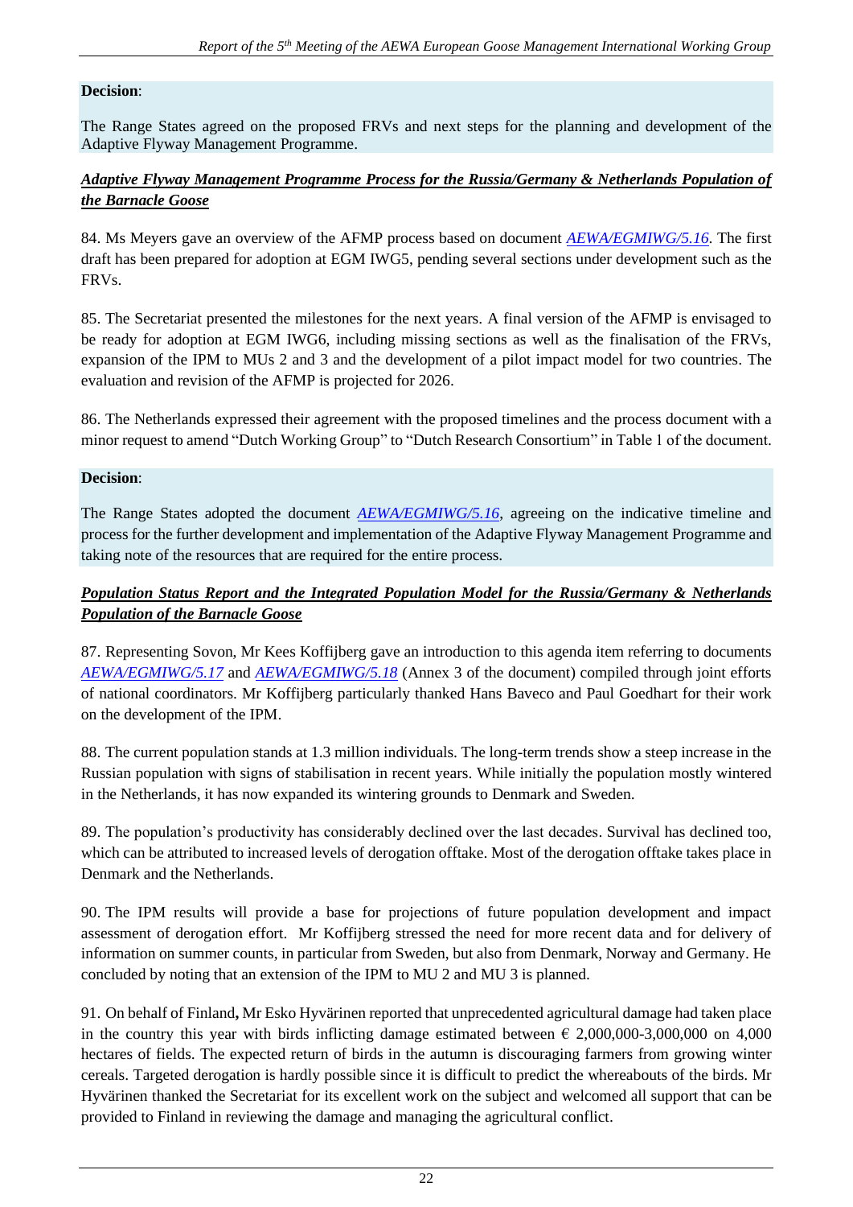**Decision**:

The Range States agreed on the proposed FRVs and next steps for the planning and development of the Adaptive Flyway Management Programme.

***Adaptive Flyway Management Programme Process for the Russia/Germany & Netherlands Population of the Barnacle Goose***

84. Ms Meyers gave an overview of the AFMP process based on document *AEWA/EGMIWG/5.16*. The first draft has been prepared for adoption at EGM IWG5, pending several sections under development such as the FRVs.

85. The Secretariat presented the milestones for the next years. A final version of the AFMP is envisaged to be ready for adoption at EGM IWG6, including missing sections as well as the finalisation of the FRVs, expansion of the IPM to MUs 2 and 3 and the development of a pilot impact model for two countries. The evaluation and revision of the AFMP is projected for 2026.

86. The Netherlands expressed their agreement with the proposed timelines and the process document with a minor request to amend "Dutch Working Group" to "Dutch Research Consortium" in Table 1 of the document.

**Decision**:

The Range States adopted the document *AEWA/EGMIWG/5.16*, agreeing on the indicative timeline and process for the further development and implementation of the Adaptive Flyway Management Programme and taking note of the resources that are required for the entire process.

***Population Status Report and the Integrated Population Model for the Russia/Germany & Netherlands Population of the Barnacle Goose***

87. Representing Sovon, Mr Kees Koffijberg gave an introduction to this agenda item referring to documents *AEWA/EGMIWG/5.17* and *AEWA/EGMIWG/5.18* (Annex 3 of the document) compiled through joint efforts of national coordinators. Mr Koffijberg particularly thanked Hans Baveco and Paul Goedhart for their work on the development of the IPM.

88. The current population stands at 1.3 million individuals. The long-term trends show a steep increase in the Russian population with signs of stabilisation in recent years. While initially the population mostly wintered in the Netherlands, it has now expanded its wintering grounds to Denmark and Sweden.

89. The population's productivity has considerably declined over the last decades. Survival has declined too, which can be attributed to increased levels of derogation offtake. Most of the derogation offtake takes place in Denmark and the Netherlands.

90. The IPM results will provide a base for projections of future population development and impact assessment of derogation effort. Mr Koffijberg stressed the need for more recent data and for delivery of information on summer counts, in particular from Sweden, but also from Denmark, Norway and Germany. He concluded by noting that an extension of the IPM to MU 2 and MU 3 is planned.

91. On behalf of Finland**,** Mr Esko Hyvärinen reported that unprecedented agricultural damage had taken place in the country this year with birds inflicting damage estimated between € 2,000,000-3,000,000 on 4,000 hectares of fields. The expected return of birds in the autumn is discouraging farmers from growing winter cereals. Targeted derogation is hardly possible since it is difficult to predict the whereabouts of the birds. Mr Hyvärinen thanked the Secretariat for its excellent work on the subject and welcomed all support that can be provided to Finland in reviewing the damage and managing the agricultural conflict.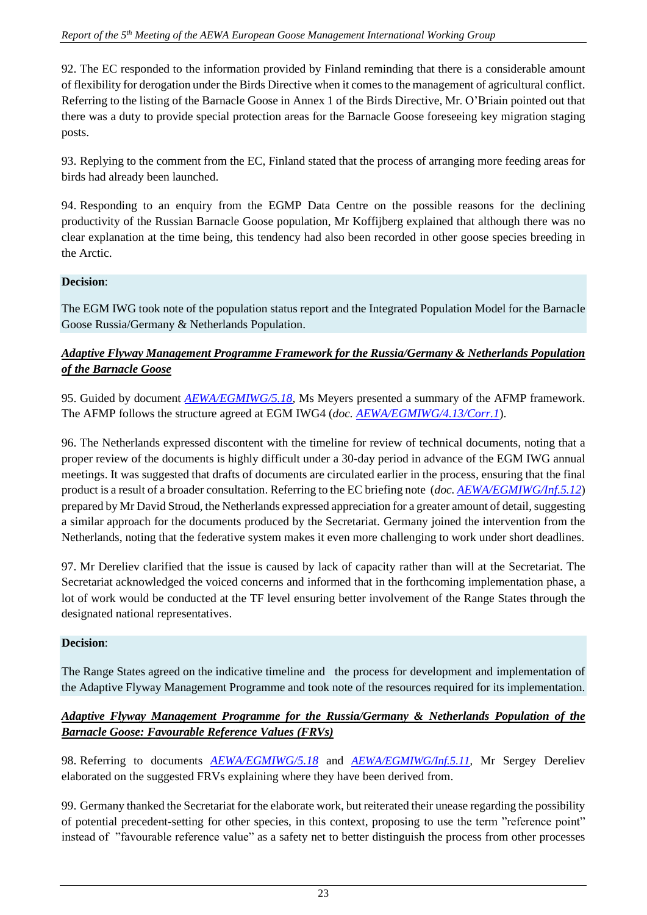92. The EC responded to the information provided by Finland reminding that there is a considerable amount of flexibility for derogation under the Birds Directive when it comes to the management of agricultural conflict. Referring to the listing of the Barnacle Goose in Annex 1 of the Birds Directive, Mr. O'Briain pointed out that there was a duty to provide special protection areas for the Barnacle Goose foreseeing key migration staging posts.

93. Replying to the comment from the EC, Finland stated that the process of arranging more feeding areas for birds had already been launched.

94. Responding to an enquiry from the EGMP Data Centre on the possible reasons for the declining productivity of the Russian Barnacle Goose population, Mr Koffijberg explained that although there was no clear explanation at the time being, this tendency had also been recorded in other goose species breeding in the Arctic.

**Decision**:

The EGM IWG took note of the population status report and the Integrated Population Model for the Barnacle Goose Russia/Germany & Netherlands Population.

***Adaptive Flyway Management Programme Framework for the Russia/Germany & Netherlands Population of the Barnacle Goose***

95. Guided by document *AEWA/EGMIWG/5.18*, Ms Meyers presented a summary of the AFMP framework. The AFMP follows the structure agreed at EGM IWG4 (*doc.* *AEWA/EGMIWG/4.13/Corr.1*).

96. The Netherlands expressed discontent with the timeline for review of technical documents, noting that a proper review of the documents is highly difficult under a 30-day period in advance of the EGM IWG annual meetings. It was suggested that drafts of documents are circulated earlier in the process, ensuring that the final product is a result of a broader consultation. Referring to the EC briefing note (*doc.* *AEWA/EGMIWG/Inf.5.12*) prepared by Mr David Stroud, the Netherlands expressed appreciation for a greater amount of detail, suggesting a similar approach for the documents produced by the Secretariat. Germany joined the intervention from the Netherlands, noting that the federative system makes it even more challenging to work under short deadlines.

97. Mr Dereliev clarified that the issue is caused by lack of capacity rather than will at the Secretariat. The Secretariat acknowledged the voiced concerns and informed that in the forthcoming implementation phase, a lot of work would be conducted at the TF level ensuring better involvement of the Range States through the designated national representatives.

**Decision**:

The Range States agreed on the indicative timeline and the process for development and implementation of the Adaptive Flyway Management Programme and took note of the resources required for its implementation.

***Adaptive Flyway Management Programme for the Russia/Germany & Netherlands Population of the Barnacle Goose: Favourable Reference Values (FRVs)***

98. Referring to documents *AEWA/EGMIWG/5.18* and *AEWA/EGMIWG/Inf.5.11*, Mr Sergey Dereliev elaborated on the suggested FRVs explaining where they have been derived from.

99. Germany thanked the Secretariat for the elaborate work, but reiterated their unease regarding the possibility of potential precedent-setting for other species, in this context, proposing to use the term "reference point" instead of "favourable reference value" as a safety net to better distinguish the process from other processes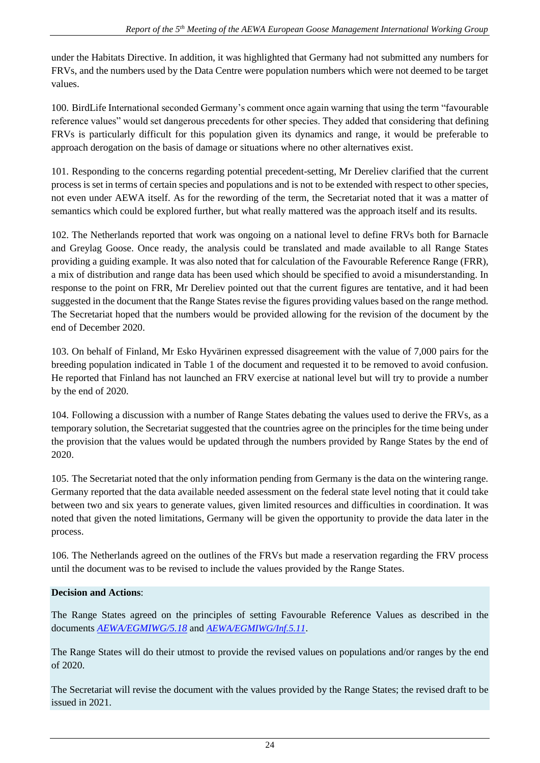under the Habitats Directive. In addition, it was highlighted that Germany had not submitted any numbers for FRVs, and the numbers used by the Data Centre were population numbers which were not deemed to be target values.

100. BirdLife International seconded Germany's comment once again warning that using the term "favourable reference values" would set dangerous precedents for other species. They added that considering that defining FRVs is particularly difficult for this population given its dynamics and range, it would be preferable to approach derogation on the basis of damage or situations where no other alternatives exist.

101. Responding to the concerns regarding potential precedent-setting, Mr Dereliev clarified that the current process is set in terms of certain species and populations and is not to be extended with respect to other species, not even under AEWA itself. As for the rewording of the term, the Secretariat noted that it was a matter of semantics which could be explored further, but what really mattered was the approach itself and its results.

102. The Netherlands reported that work was ongoing on a national level to define FRVs both for Barnacle and Greylag Goose. Once ready, the analysis could be translated and made available to all Range States providing a guiding example. It was also noted that for calculation of the Favourable Reference Range (FRR), a mix of distribution and range data has been used which should be specified to avoid a misunderstanding. In response to the point on FRR, Mr Dereliev pointed out that the current figures are tentative, and it had been suggested in the document that the Range States revise the figures providing values based on the range method. The Secretariat hoped that the numbers would be provided allowing for the revision of the document by the end of December 2020.

103. On behalf of Finland, Mr Esko Hyvärinen expressed disagreement with the value of 7,000 pairs for the breeding population indicated in Table 1 of the document and requested it to be removed to avoid confusion. He reported that Finland has not launched an FRV exercise at national level but will try to provide a number by the end of 2020.

104. Following a discussion with a number of Range States debating the values used to derive the FRVs, as a temporary solution, the Secretariat suggested that the countries agree on the principles for the time being under the provision that the values would be updated through the numbers provided by Range States by the end of 2020.

105. The Secretariat noted that the only information pending from Germany is the data on the wintering range. Germany reported that the data available needed assessment on the federal state level noting that it could take between two and six years to generate values, given limited resources and difficulties in coordination. It was noted that given the noted limitations, Germany will be given the opportunity to provide the data later in the process.

106. The Netherlands agreed on the outlines of the FRVs but made a reservation regarding the FRV process until the document was to be revised to include the values provided by the Range States.

**Decision and Actions**:

The Range States agreed on the principles of setting Favourable Reference Values as described in the documents *AEWA/EGMIWG/5.18* and *AEWA/EGMIWG/Inf.5.11*.

The Range States will do their utmost to provide the revised values on populations and/or ranges by the end of 2020.

The Secretariat will revise the document with the values provided by the Range States; the revised draft to be issued in 2021.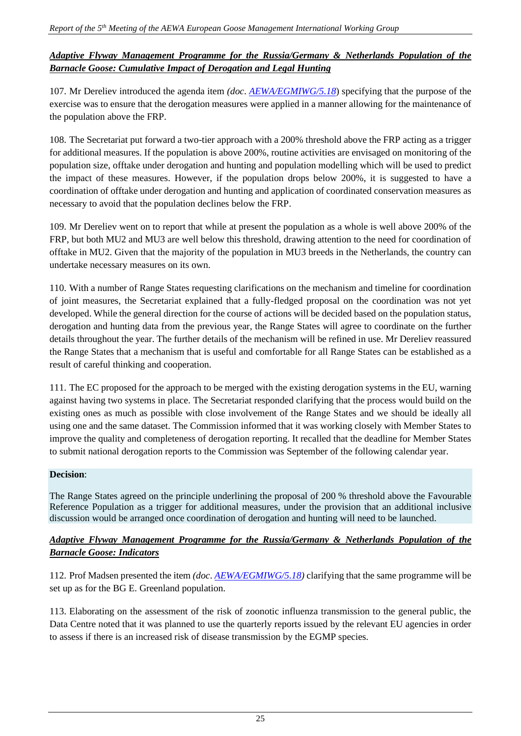***Adaptive Flyway Management Programme for the Russia/Germany & Netherlands Population of the Barnacle Goose: Cumulative Impact of Derogation and Legal Hunting***

107. Mr Dereliev introduced the agenda item *(doc. AEWA/EGMIWG/5.18*) specifying that the purpose of the exercise was to ensure that the derogation measures were applied in a manner allowing for the maintenance of the population above the FRP.

108. The Secretariat put forward a two-tier approach with a 200% threshold above the FRP acting as a trigger for additional measures. If the population is above 200%, routine activities are envisaged on monitoring of the population size, offtake under derogation and hunting and population modelling which will be used to predict the impact of these measures. However, if the population drops below 200%, it is suggested to have a coordination of offtake under derogation and hunting and application of coordinated conservation measures as necessary to avoid that the population declines below the FRP.

109. Mr Dereliev went on to report that while at present the population as a whole is well above 200% of the FRP, but both MU2 and MU3 are well below this threshold, drawing attention to the need for coordination of offtake in MU2. Given that the majority of the population in MU3 breeds in the Netherlands, the country can undertake necessary measures on its own.

110. With a number of Range States requesting clarifications on the mechanism and timeline for coordination of joint measures, the Secretariat explained that a fully-fledged proposal on the coordination was not yet developed. While the general direction for the course of actions will be decided based on the population status, derogation and hunting data from the previous year, the Range States will agree to coordinate on the further details throughout the year. The further details of the mechanism will be refined in use. Mr Dereliev reassured the Range States that a mechanism that is useful and comfortable for all Range States can be established as a result of careful thinking and cooperation.

111. The EC proposed for the approach to be merged with the existing derogation systems in the EU, warning against having two systems in place. The Secretariat responded clarifying that the process would build on the existing ones as much as possible with close involvement of the Range States and we should be ideally all using one and the same dataset. The Commission informed that it was working closely with Member States to improve the quality and completeness of derogation reporting. It recalled that the deadline for Member States to submit national derogation reports to the Commission was September of the following calendar year.

**Decision**:

The Range States agreed on the principle underlining the proposal of 200 % threshold above the Favourable Reference Population as a trigger for additional measures, under the provision that an additional inclusive discussion would be arranged once coordination of derogation and hunting will need to be launched.

***Adaptive Flyway Management Programme for the Russia/Germany & Netherlands Population of the Barnacle Goose: Indicators***

112. Prof Madsen presented the item *(doc. AEWA/EGMIWG/5.18)* clarifying that the same programme will be set up as for the BG E. Greenland population.

113. Elaborating on the assessment of the risk of zoonotic influenza transmission to the general public, the Data Centre noted that it was planned to use the quarterly reports issued by the relevant EU agencies in order to assess if there is an increased risk of disease transmission by the EGMP species.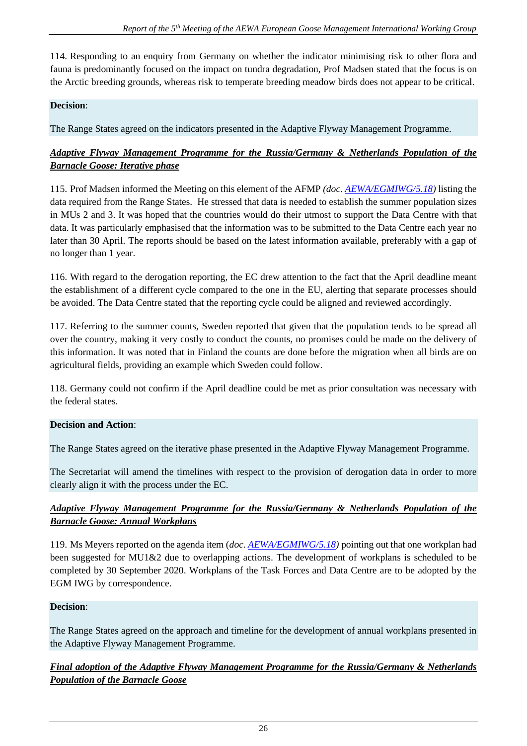114. Responding to an enquiry from Germany on whether the indicator minimising risk to other flora and fauna is predominantly focused on the impact on tundra degradation, Prof Madsen stated that the focus is on the Arctic breeding grounds, whereas risk to temperate breeding meadow birds does not appear to be critical.

**Decision**:

The Range States agreed on the indicators presented in the Adaptive Flyway Management Programme.

***Adaptive Flyway Management Programme for the Russia/Germany & Netherlands Population of the Barnacle Goose: Iterative phase***

115. Prof Madsen informed the Meeting on this element of the AFMP *(doc. AEWA/EGMIWG/5.18)* listing the data required from the Range States. He stressed that data is needed to establish the summer population sizes in MUs 2 and 3. It was hoped that the countries would do their utmost to support the Data Centre with that data. It was particularly emphasised that the information was to be submitted to the Data Centre each year no later than 30 April. The reports should be based on the latest information available, preferably with a gap of no longer than 1 year.

116. With regard to the derogation reporting, the EC drew attention to the fact that the April deadline meant the establishment of a different cycle compared to the one in the EU, alerting that separate processes should be avoided. The Data Centre stated that the reporting cycle could be aligned and reviewed accordingly.

117. Referring to the summer counts, Sweden reported that given that the population tends to be spread all over the country, making it very costly to conduct the counts, no promises could be made on the delivery of this information. It was noted that in Finland the counts are done before the migration when all birds are on agricultural fields, providing an example which Sweden could follow.

118. Germany could not confirm if the April deadline could be met as prior consultation was necessary with the federal states.

**Decision and Action**:

The Range States agreed on the iterative phase presented in the Adaptive Flyway Management Programme.

The Secretariat will amend the timelines with respect to the provision of derogation data in order to more clearly align it with the process under the EC.

***Adaptive Flyway Management Programme for the Russia/Germany & Netherlands Population of the Barnacle Goose: Annual Workplans***

119. Ms Meyers reported on the agenda item (*doc. AEWA/EGMIWG/5.18)* pointing out that one workplan had been suggested for MU1&2 due to overlapping actions. The development of workplans is scheduled to be completed by 30 September 2020. Workplans of the Task Forces and Data Centre are to be adopted by the EGM IWG by correspondence.

**Decision**:

The Range States agreed on the approach and timeline for the development of annual workplans presented in the Adaptive Flyway Management Programme.

***Final adoption of the Adaptive Flyway Management Programme for the Russia/Germany & Netherlands Population of the Barnacle Goose***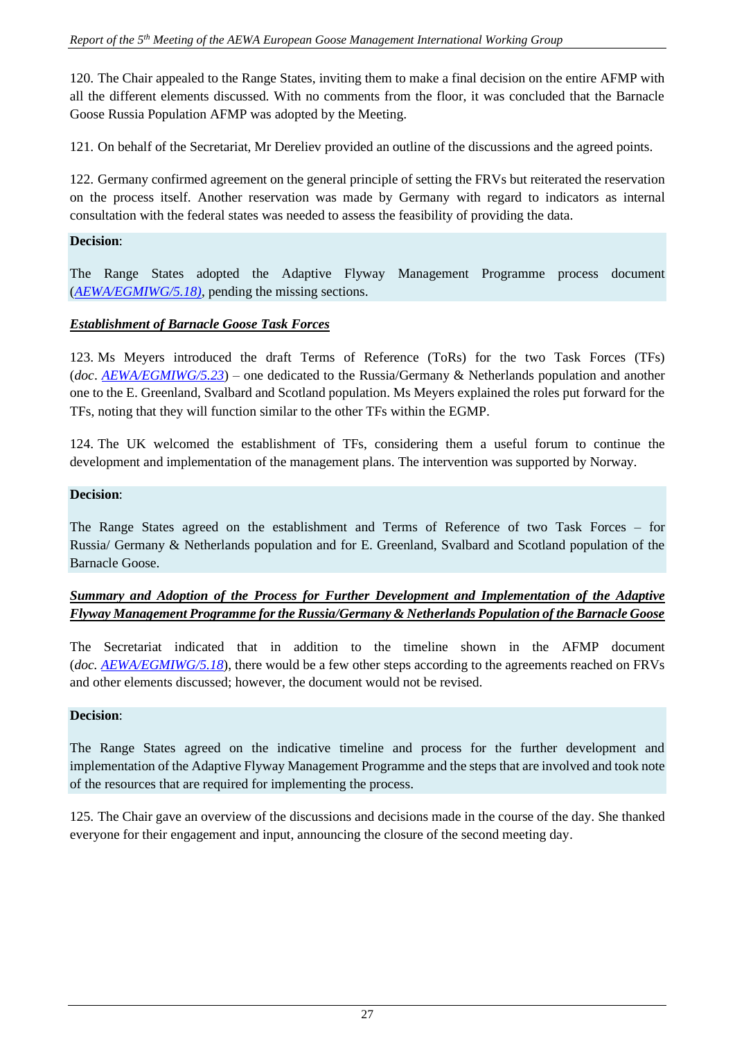120. The Chair appealed to the Range States, inviting them to make a final decision on the entire AFMP with all the different elements discussed. With no comments from the floor, it was concluded that the Barnacle Goose Russia Population AFMP was adopted by the Meeting.

121. On behalf of the Secretariat, Mr Dereliev provided an outline of the discussions and the agreed points.

122. Germany confirmed agreement on the general principle of setting the FRVs but reiterated the reservation on the process itself. Another reservation was made by Germany with regard to indicators as internal consultation with the federal states was needed to assess the feasibility of providing the data.

**Decision**:

The Range States adopted the Adaptive Flyway Management Programme process document (*AEWA/EGMIWG/5.18)*, pending the missing sections.

***Establishment of Barnacle Goose Task Forces***

123. Ms Meyers introduced the draft Terms of Reference (ToRs) for the two Task Forces (TFs) (*doc*. *AEWA/EGMIWG/5.23*) – one dedicated to the Russia/Germany & Netherlands population and another one to the E. Greenland, Svalbard and Scotland population. Ms Meyers explained the roles put forward for the TFs, noting that they will function similar to the other TFs within the EGMP.

124. The UK welcomed the establishment of TFs, considering them a useful forum to continue the development and implementation of the management plans. The intervention was supported by Norway.

**Decision**:

The Range States agreed on the establishment and Terms of Reference of two Task Forces – for Russia/ Germany & Netherlands population and for E. Greenland, Svalbard and Scotland population of the Barnacle Goose.

***Summary and Adoption of the Process for Further Development and Implementation of the Adaptive Flyway Management Programme for the Russia/Germany & Netherlands Population of the Barnacle Goose***

The Secretariat indicated that in addition to the timeline shown in the AFMP document (*doc. AEWA/EGMIWG/5.18*), there would be a few other steps according to the agreements reached on FRVs and other elements discussed; however, the document would not be revised.

**Decision**:

The Range States agreed on the indicative timeline and process for the further development and implementation of the Adaptive Flyway Management Programme and the steps that are involved and took note of the resources that are required for implementing the process.

125. The Chair gave an overview of the discussions and decisions made in the course of the day. She thanked everyone for their engagement and input, announcing the closure of the second meeting day.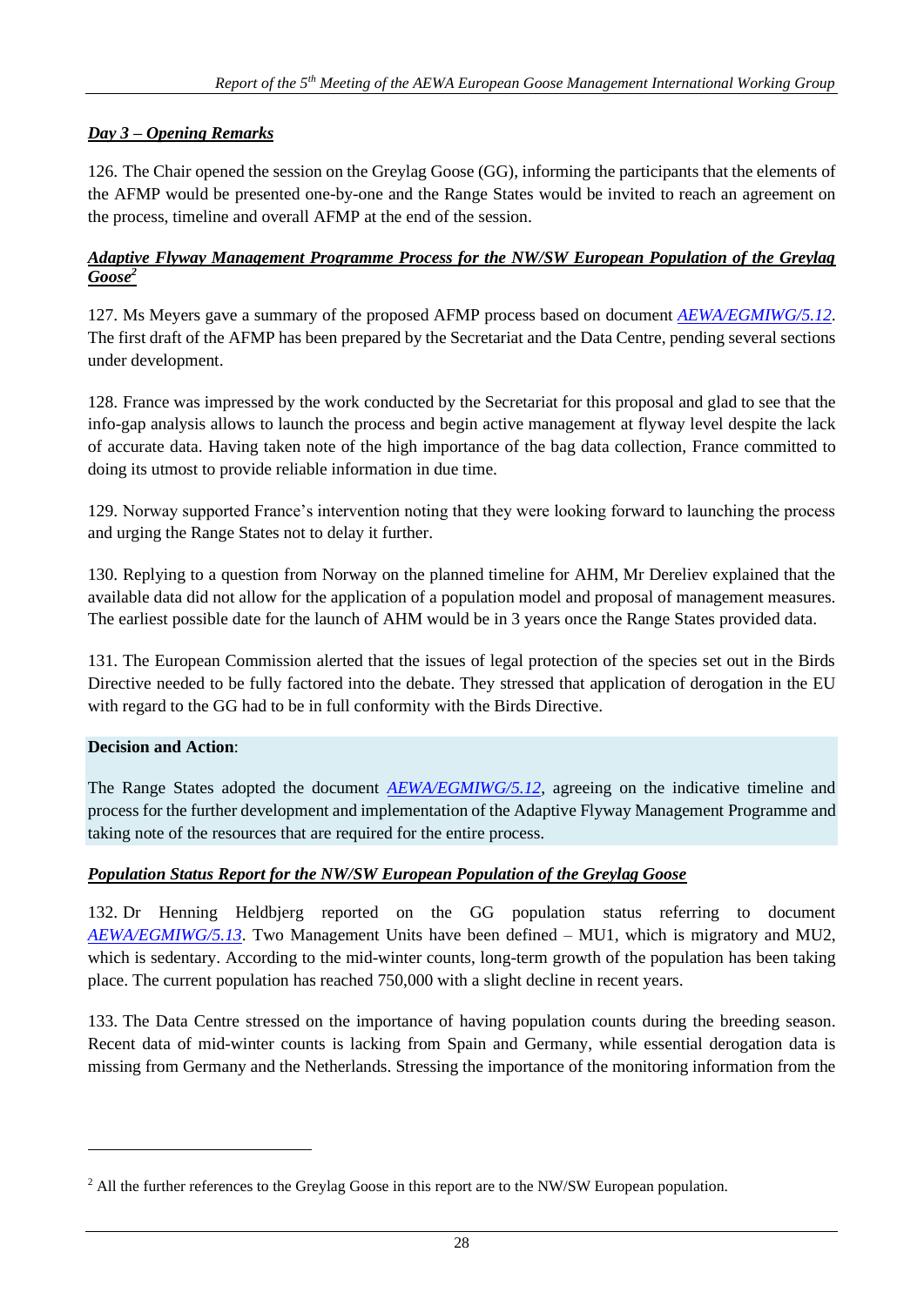***Day 3 – Opening Remarks***

126. The Chair opened the session on the Greylag Goose (GG), informing the participants that the elements of the AFMP would be presented one-by-one and the Range States would be invited to reach an agreement on the process, timeline and overall AFMP at the end of the session.

***Adaptive Flyway Management Programme Process for the NW/SW European Population of the Greylag Goose[2]***

127. Ms Meyers gave a summary of the proposed AFMP process based on document *AEWA/EGMIWG/5.12*. The first draft of the AFMP has been prepared by the Secretariat and the Data Centre, pending several sections under development.

128. France was impressed by the work conducted by the Secretariat for this proposal and glad to see that the info-gap analysis allows to launch the process and begin active management at flyway level despite the lack of accurate data. Having taken note of the high importance of the bag data collection, France committed to doing its utmost to provide reliable information in due time.

129. Norway supported France's intervention noting that they were looking forward to launching the process and urging the Range States not to delay it further.

130. Replying to a question from Norway on the planned timeline for AHM, Mr Dereliev explained that the available data did not allow for the application of a population model and proposal of management measures. The earliest possible date for the launch of AHM would be in 3 years once the Range States provided data.

131. The European Commission alerted that the issues of legal protection of the species set out in the Birds Directive needed to be fully factored into the debate. They stressed that application of derogation in the EU with regard to the GG had to be in full conformity with the Birds Directive.

**Decision and Action**:

The Range States adopted the document *AEWA/EGMIWG/5.12*, agreeing on the indicative timeline and process for the further development and implementation of the Adaptive Flyway Management Programme and taking note of the resources that are required for the entire process.

***Population Status Report for the NW/SW European Population of the Greylag Goose***

132. Dr Henning Heldbjerg reported on the GG population status referring to document *AEWA/EGMIWG/5.13*. Two Management Units have been defined – MU1, which is migratory and MU2, which is sedentary. According to the mid-winter counts, long-term growth of the population has been taking place. The current population has reached 750,000 with a slight decline in recent years.

133. The Data Centre stressed on the importance of having population counts during the breeding season. Recent data of mid-winter counts is lacking from Spain and Germany, while essential derogation data is missing from Germany and the Netherlands. Stressing the importance of the monitoring information from the

[2] All the further references to the Greylag Goose in this report are to the NW/SW European population.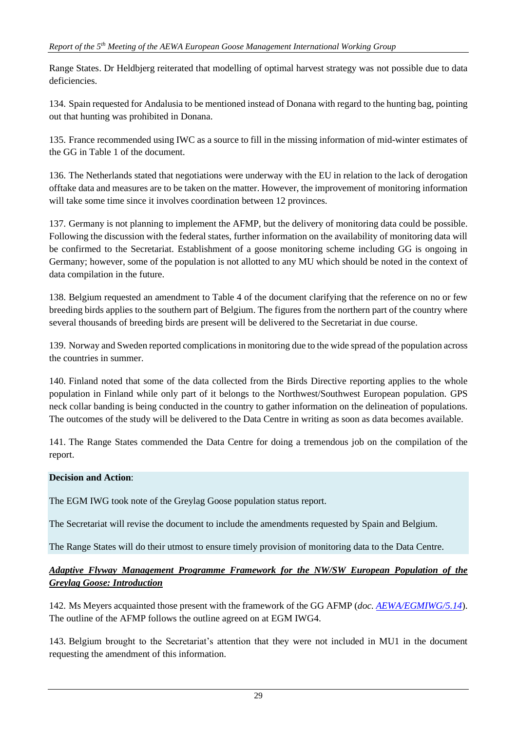Range States. Dr Heldbjerg reiterated that modelling of optimal harvest strategy was not possible due to data deficiencies.

134. Spain requested for Andalusia to be mentioned instead of Donana with regard to the hunting bag, pointing out that hunting was prohibited in Donana.

135. France recommended using IWC as a source to fill in the missing information of mid-winter estimates of the GG in Table 1 of the document.

136. The Netherlands stated that negotiations were underway with the EU in relation to the lack of derogation offtake data and measures are to be taken on the matter. However, the improvement of monitoring information will take some time since it involves coordination between 12 provinces.

137. Germany is not planning to implement the AFMP, but the delivery of monitoring data could be possible. Following the discussion with the federal states, further information on the availability of monitoring data will be confirmed to the Secretariat. Establishment of a goose monitoring scheme including GG is ongoing in Germany; however, some of the population is not allotted to any MU which should be noted in the context of data compilation in the future.

138. Belgium requested an amendment to Table 4 of the document clarifying that the reference on no or few breeding birds applies to the southern part of Belgium. The figures from the northern part of the country where several thousands of breeding birds are present will be delivered to the Secretariat in due course.

139. Norway and Sweden reported complications in monitoring due to the wide spread of the population across the countries in summer.

140. Finland noted that some of the data collected from the Birds Directive reporting applies to the whole population in Finland while only part of it belongs to the Northwest/Southwest European population. GPS neck collar banding is being conducted in the country to gather information on the delineation of populations. The outcomes of the study will be delivered to the Data Centre in writing as soon as data becomes available.

141. The Range States commended the Data Centre for doing a tremendous job on the compilation of the report.

**Decision and Action**:

The EGM IWG took note of the Greylag Goose population status report.

The Secretariat will revise the document to include the amendments requested by Spain and Belgium.

The Range States will do their utmost to ensure timely provision of monitoring data to the Data Centre.

***Adaptive Flyway Management Programme Framework for the NW/SW European Population of the Greylag Goose: Introduction***

142. Ms Meyers acquainted those present with the framework of the GG AFMP (*doc. AEWA/EGMIWG/5.14*). The outline of the AFMP follows the outline agreed on at EGM IWG4.

143. Belgium brought to the Secretariat's attention that they were not included in MU1 in the document requesting the amendment of this information.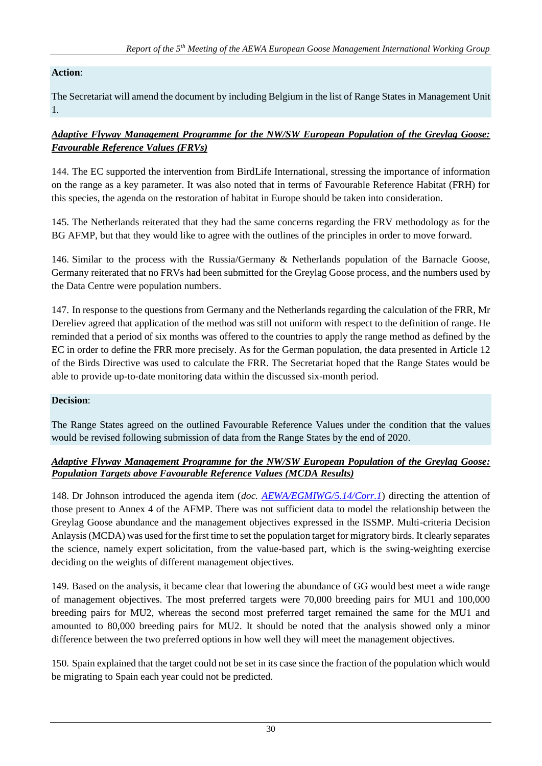**Action**:

The Secretariat will amend the document by including Belgium in the list of Range States in Management Unit 1.

***Adaptive Flyway Management Programme for the NW/SW European Population of the Greylag Goose: Favourable Reference Values (FRVs)***

144. The EC supported the intervention from BirdLife International, stressing the importance of information on the range as a key parameter. It was also noted that in terms of Favourable Reference Habitat (FRH) for this species, the agenda on the restoration of habitat in Europe should be taken into consideration.

145. The Netherlands reiterated that they had the same concerns regarding the FRV methodology as for the BG AFMP, but that they would like to agree with the outlines of the principles in order to move forward.

146. Similar to the process with the Russia/Germany & Netherlands population of the Barnacle Goose, Germany reiterated that no FRVs had been submitted for the Greylag Goose process, and the numbers used by the Data Centre were population numbers.

147. In response to the questions from Germany and the Netherlands regarding the calculation of the FRR, Mr Dereliev agreed that application of the method was still not uniform with respect to the definition of range. He reminded that a period of six months was offered to the countries to apply the range method as defined by the EC in order to define the FRR more precisely. As for the German population, the data presented in Article 12 of the Birds Directive was used to calculate the FRR. The Secretariat hoped that the Range States would be able to provide up-to-date monitoring data within the discussed six-month period.

**Decision**:

The Range States agreed on the outlined Favourable Reference Values under the condition that the values would be revised following submission of data from the Range States by the end of 2020.

***Adaptive Flyway Management Programme for the NW/SW European Population of the Greylag Goose: Population Targets above Favourable Reference Values (MCDA Results)***

148. Dr Johnson introduced the agenda item (*doc. AEWA/EGMIWG/5.14/Corr.1*) directing the attention of those present to Annex 4 of the AFMP. There was not sufficient data to model the relationship between the Greylag Goose abundance and the management objectives expressed in the ISSMP. Multi-criteria Decision Anlaysis (MCDA) was used for the first time to set the population target for migratory birds. It clearly separates the science, namely expert solicitation, from the value-based part, which is the swing-weighting exercise deciding on the weights of different management objectives.

149. Based on the analysis, it became clear that lowering the abundance of GG would best meet a wide range of management objectives. The most preferred targets were 70,000 breeding pairs for MU1 and 100,000 breeding pairs for MU2, whereas the second most preferred target remained the same for the MU1 and amounted to 80,000 breeding pairs for MU2. It should be noted that the analysis showed only a minor difference between the two preferred options in how well they will meet the management objectives.

150. Spain explained that the target could not be set in its case since the fraction of the population which would be migrating to Spain each year could not be predicted.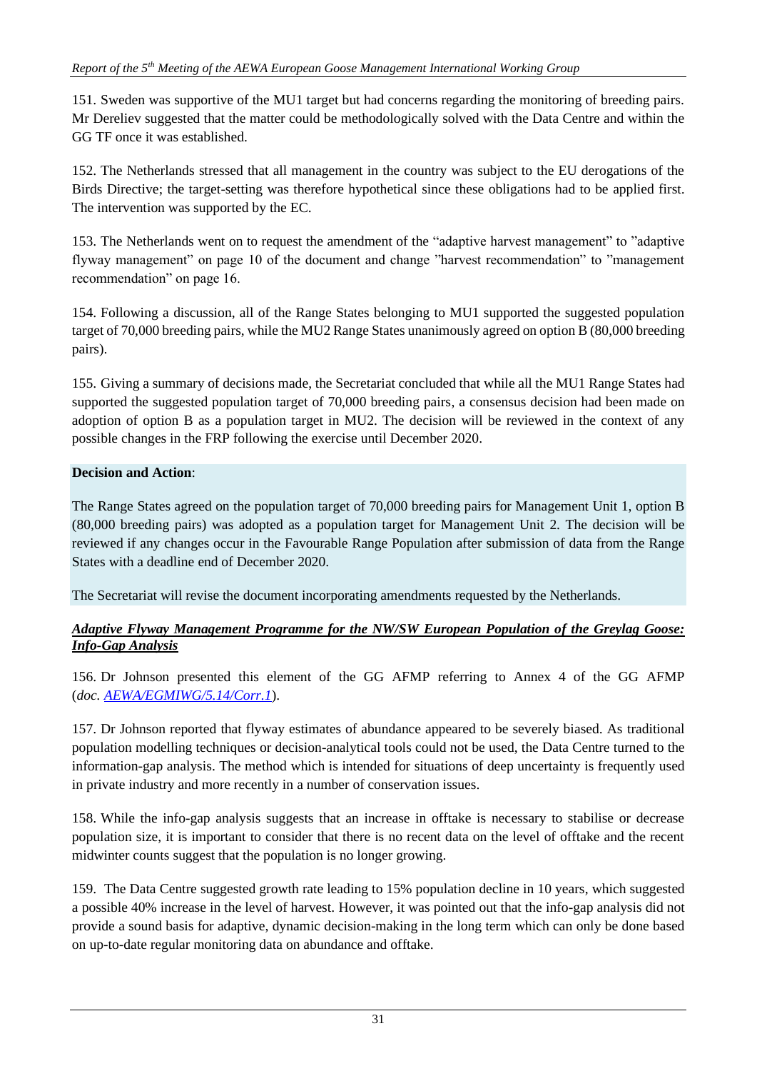151. Sweden was supportive of the MU1 target but had concerns regarding the monitoring of breeding pairs. Mr Dereliev suggested that the matter could be methodologically solved with the Data Centre and within the GG TF once it was established.

152. The Netherlands stressed that all management in the country was subject to the EU derogations of the Birds Directive; the target-setting was therefore hypothetical since these obligations had to be applied first. The intervention was supported by the EC.

153. The Netherlands went on to request the amendment of the "adaptive harvest management" to "adaptive flyway management" on page 10 of the document and change "harvest recommendation" to "management recommendation" on page 16.

154. Following a discussion, all of the Range States belonging to MU1 supported the suggested population target of 70,000 breeding pairs, while the MU2 Range States unanimously agreed on option B (80,000 breeding pairs).

155. Giving a summary of decisions made, the Secretariat concluded that while all the MU1 Range States had supported the suggested population target of 70,000 breeding pairs, a consensus decision had been made on adoption of option B as a population target in MU2. The decision will be reviewed in the context of any possible changes in the FRP following the exercise until December 2020.

**Decision and Action**:

The Range States agreed on the population target of 70,000 breeding pairs for Management Unit 1, option B (80,000 breeding pairs) was adopted as a population target for Management Unit 2. The decision will be reviewed if any changes occur in the Favourable Range Population after submission of data from the Range States with a deadline end of December 2020.

The Secretariat will revise the document incorporating amendments requested by the Netherlands.

***Adaptive Flyway Management Programme for the NW/SW European Population of the Greylag Goose: Info-Gap Analysis***

156. Dr Johnson presented this element of the GG AFMP referring to Annex 4 of the GG AFMP (*doc.* *AEWA/EGMIWG/5.14/Corr.1*).

157. Dr Johnson reported that flyway estimates of abundance appeared to be severely biased. As traditional population modelling techniques or decision-analytical tools could not be used, the Data Centre turned to the information-gap analysis. The method which is intended for situations of deep uncertainty is frequently used in private industry and more recently in a number of conservation issues.

158. While the info-gap analysis suggests that an increase in offtake is necessary to stabilise or decrease population size, it is important to consider that there is no recent data on the level of offtake and the recent midwinter counts suggest that the population is no longer growing.

159. The Data Centre suggested growth rate leading to 15% population decline in 10 years, which suggested a possible 40% increase in the level of harvest. However, it was pointed out that the info-gap analysis did not provide a sound basis for adaptive, dynamic decision-making in the long term which can only be done based on up-to-date regular monitoring data on abundance and offtake.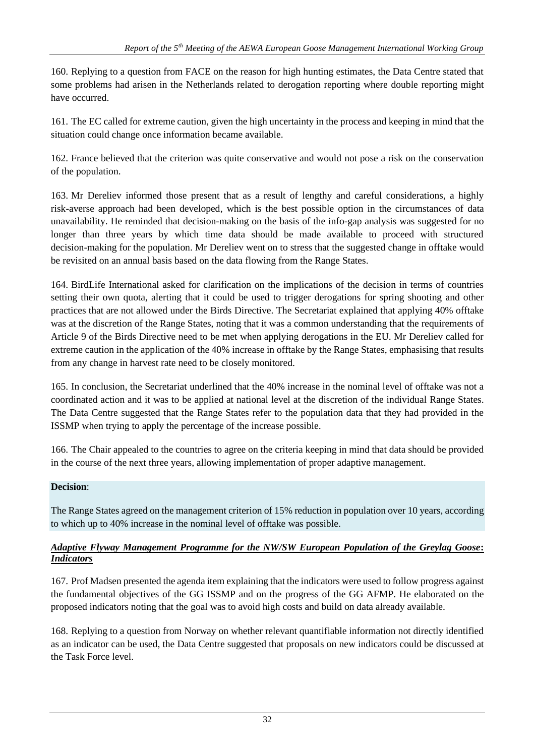160. Replying to a question from FACE on the reason for high hunting estimates, the Data Centre stated that some problems had arisen in the Netherlands related to derogation reporting where double reporting might have occurred.

161. The EC called for extreme caution, given the high uncertainty in the process and keeping in mind that the situation could change once information became available.

162. France believed that the criterion was quite conservative and would not pose a risk on the conservation of the population.

163. Mr Dereliev informed those present that as a result of lengthy and careful considerations, a highly risk-averse approach had been developed, which is the best possible option in the circumstances of data unavailability. He reminded that decision-making on the basis of the info-gap analysis was suggested for no longer than three years by which time data should be made available to proceed with structured decision-making for the population. Mr Dereliev went on to stress that the suggested change in offtake would be revisited on an annual basis based on the data flowing from the Range States.

164. BirdLife International asked for clarification on the implications of the decision in terms of countries setting their own quota, alerting that it could be used to trigger derogations for spring shooting and other practices that are not allowed under the Birds Directive. The Secretariat explained that applying 40% offtake was at the discretion of the Range States, noting that it was a common understanding that the requirements of Article 9 of the Birds Directive need to be met when applying derogations in the EU. Mr Dereliev called for extreme caution in the application of the 40% increase in offtake by the Range States, emphasising that results from any change in harvest rate need to be closely monitored.

165. In conclusion, the Secretariat underlined that the 40% increase in the nominal level of offtake was not a coordinated action and it was to be applied at national level at the discretion of the individual Range States. The Data Centre suggested that the Range States refer to the population data that they had provided in the ISSMP when trying to apply the percentage of the increase possible.

166. The Chair appealed to the countries to agree on the criteria keeping in mind that data should be provided in the course of the next three years, allowing implementation of proper adaptive management.

**Decision**:

The Range States agreed on the management criterion of 15% reduction in population over 10 years, according to which up to 40% increase in the nominal level of offtake was possible.

***Adaptive Flyway Management Programme for the NW/SW European Population of the Greylag Goose*: *Indicators***

167. Prof Madsen presented the agenda item explaining that the indicators were used to follow progress against the fundamental objectives of the GG ISSMP and on the progress of the GG AFMP. He elaborated on the proposed indicators noting that the goal was to avoid high costs and build on data already available.

168. Replying to a question from Norway on whether relevant quantifiable information not directly identified as an indicator can be used, the Data Centre suggested that proposals on new indicators could be discussed at the Task Force level.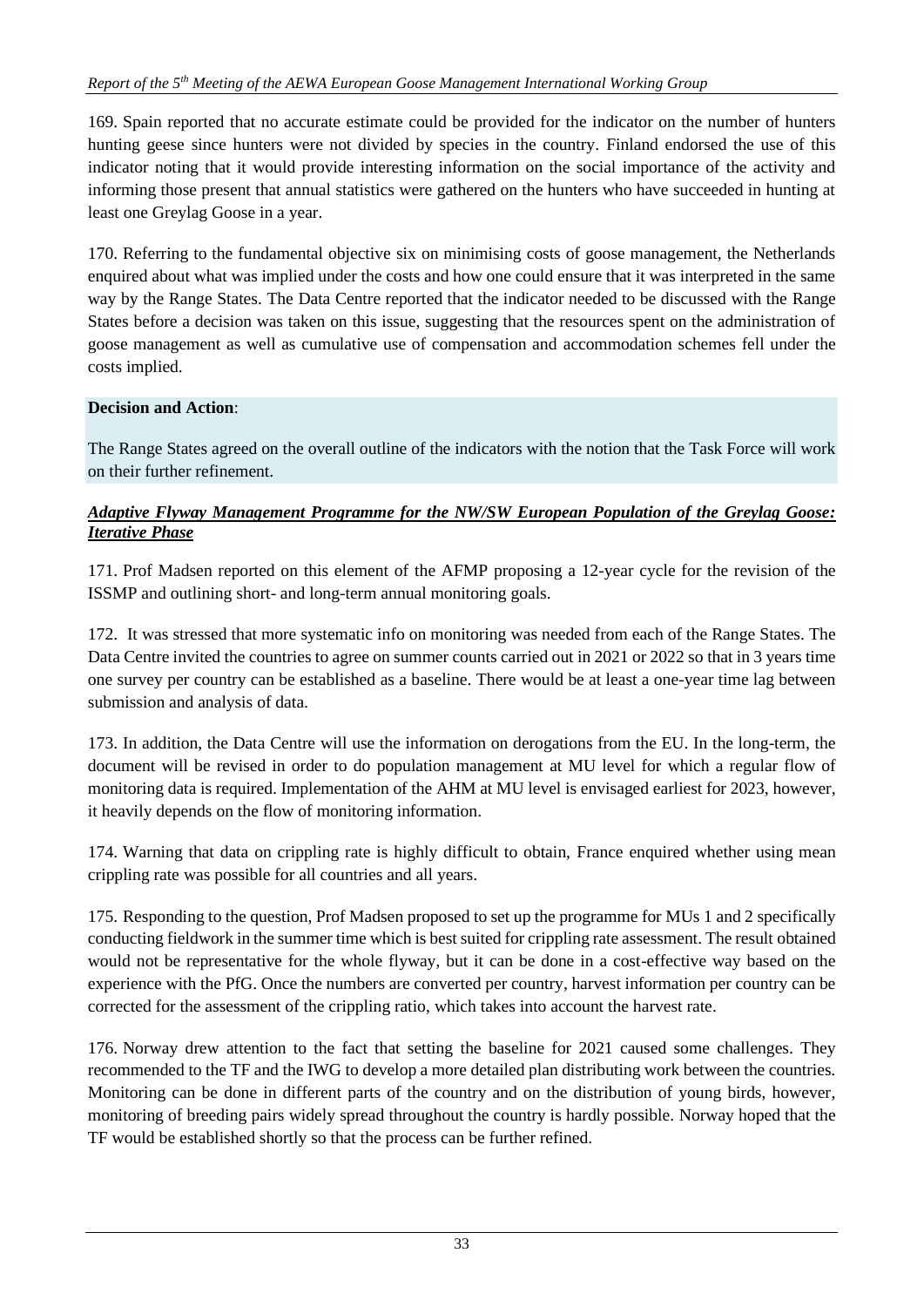169. Spain reported that no accurate estimate could be provided for the indicator on the number of hunters hunting geese since hunters were not divided by species in the country. Finland endorsed the use of this indicator noting that it would provide interesting information on the social importance of the activity and informing those present that annual statistics were gathered on the hunters who have succeeded in hunting at least one Greylag Goose in a year.

170. Referring to the fundamental objective six on minimising costs of goose management, the Netherlands enquired about what was implied under the costs and how one could ensure that it was interpreted in the same way by the Range States. The Data Centre reported that the indicator needed to be discussed with the Range States before a decision was taken on this issue, suggesting that the resources spent on the administration of goose management as well as cumulative use of compensation and accommodation schemes fell under the costs implied.

**Decision and Action**:

The Range States agreed on the overall outline of the indicators with the notion that the Task Force will work on their further refinement.

***Adaptive Flyway Management Programme for the NW/SW European Population of the Greylag Goose: Iterative Phase***

171. Prof Madsen reported on this element of the AFMP proposing a 12-year cycle for the revision of the ISSMP and outlining short- and long-term annual monitoring goals.

172. It was stressed that more systematic info on monitoring was needed from each of the Range States. The Data Centre invited the countries to agree on summer counts carried out in 2021 or 2022 so that in 3 years time one survey per country can be established as a baseline. There would be at least a one-year time lag between submission and analysis of data.

173. In addition, the Data Centre will use the information on derogations from the EU. In the long-term, the document will be revised in order to do population management at MU level for which a regular flow of monitoring data is required. Implementation of the AHM at MU level is envisaged earliest for 2023, however, it heavily depends on the flow of monitoring information.

174. Warning that data on crippling rate is highly difficult to obtain, France enquired whether using mean crippling rate was possible for all countries and all years.

175. Responding to the question, Prof Madsen proposed to set up the programme for MUs 1 and 2 specifically conducting fieldwork in the summer time which is best suited for crippling rate assessment. The result obtained would not be representative for the whole flyway, but it can be done in a cost-effective way based on the experience with the PfG. Once the numbers are converted per country, harvest information per country can be corrected for the assessment of the crippling ratio, which takes into account the harvest rate.

176. Norway drew attention to the fact that setting the baseline for 2021 caused some challenges. They recommended to the TF and the IWG to develop a more detailed plan distributing work between the countries. Monitoring can be done in different parts of the country and on the distribution of young birds, however, monitoring of breeding pairs widely spread throughout the country is hardly possible. Norway hoped that the TF would be established shortly so that the process can be further refined.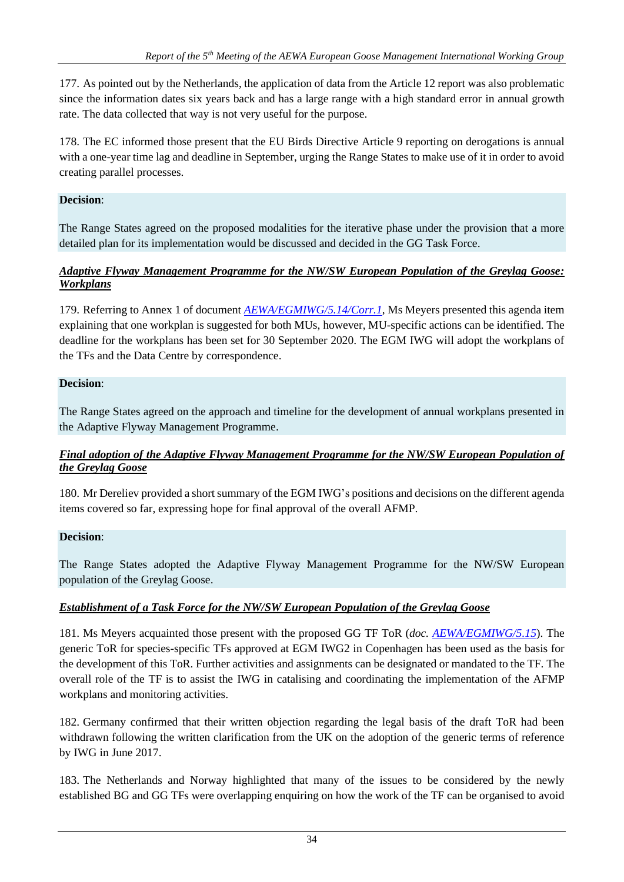177. As pointed out by the Netherlands, the application of data from the Article 12 report was also problematic since the information dates six years back and has a large range with a high standard error in annual growth rate. The data collected that way is not very useful for the purpose.

178. The EC informed those present that the EU Birds Directive Article 9 reporting on derogations is annual with a one-year time lag and deadline in September, urging the Range States to make use of it in order to avoid creating parallel processes.

**Decision**:

The Range States agreed on the proposed modalities for the iterative phase under the provision that a more detailed plan for its implementation would be discussed and decided in the GG Task Force.

***Adaptive Flyway Management Programme for the NW/SW European Population of the Greylag Goose: Workplans***

179. Referring to Annex 1 of document *AEWA/EGMIWG/5.14/Corr.1*, Ms Meyers presented this agenda item explaining that one workplan is suggested for both MUs, however, MU-specific actions can be identified. The deadline for the workplans has been set for 30 September 2020. The EGM IWG will adopt the workplans of the TFs and the Data Centre by correspondence.

**Decision**:

The Range States agreed on the approach and timeline for the development of annual workplans presented in the Adaptive Flyway Management Programme.

***Final adoption of the Adaptive Flyway Management Programme for the NW/SW European Population of the Greylag Goose***

180. Mr Dereliev provided a short summary of the EGM IWG's positions and decisions on the different agenda items covered so far, expressing hope for final approval of the overall AFMP.

**Decision**:

The Range States adopted the Adaptive Flyway Management Programme for the NW/SW European population of the Greylag Goose.

***Establishment of a Task Force for the NW/SW European Population of the Greylag Goose***

181. Ms Meyers acquainted those present with the proposed GG TF ToR (*doc. AEWA/EGMIWG/5.15*). The generic ToR for species-specific TFs approved at EGM IWG2 in Copenhagen has been used as the basis for the development of this ToR. Further activities and assignments can be designated or mandated to the TF. The overall role of the TF is to assist the IWG in catalising and coordinating the implementation of the AFMP workplans and monitoring activities.

182. Germany confirmed that their written objection regarding the legal basis of the draft ToR had been withdrawn following the written clarification from the UK on the adoption of the generic terms of reference by IWG in June 2017.

183. The Netherlands and Norway highlighted that many of the issues to be considered by the newly established BG and GG TFs were overlapping enquiring on how the work of the TF can be organised to avoid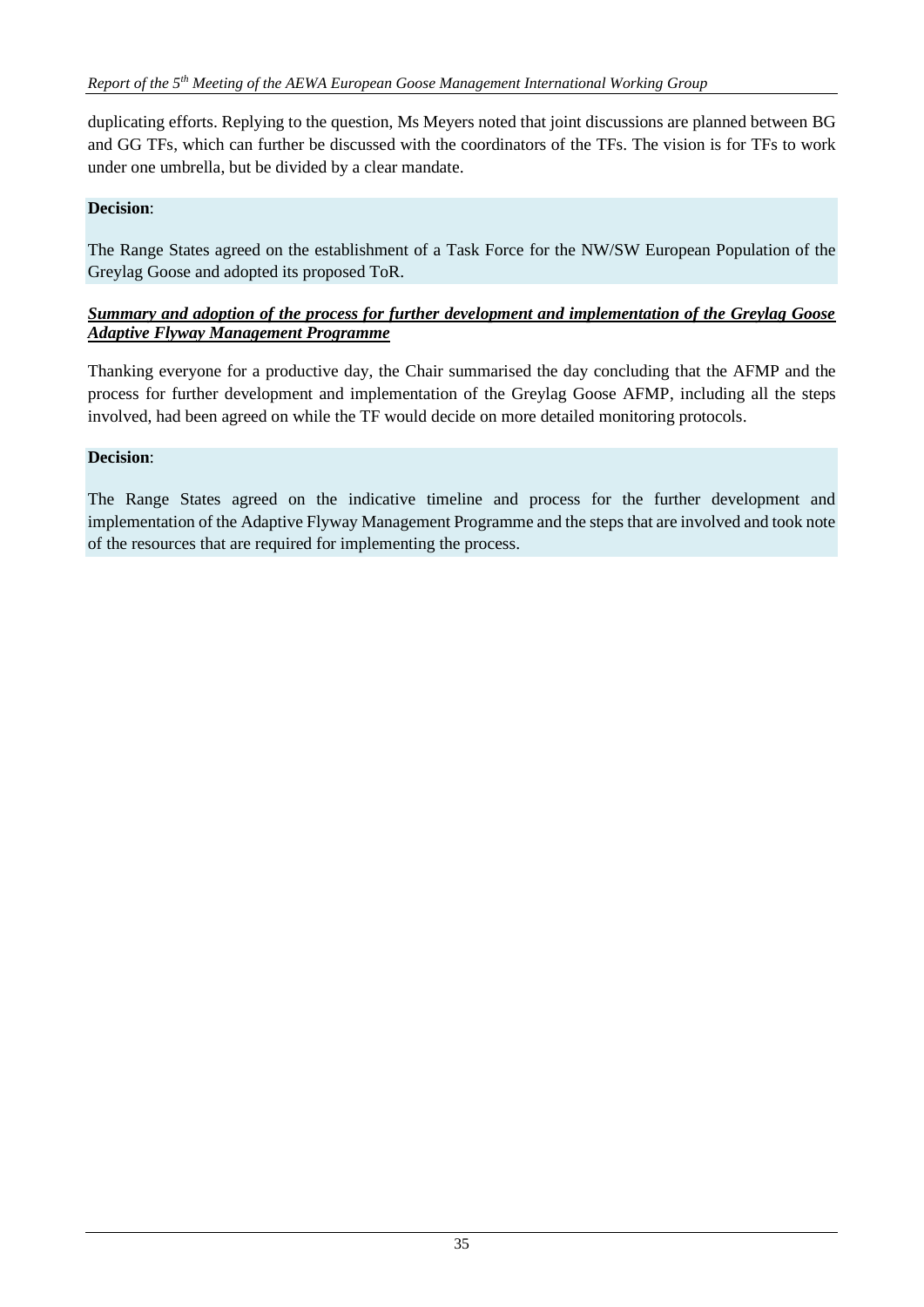duplicating efforts. Replying to the question, Ms Meyers noted that joint discussions are planned between BG and GG TFs, which can further be discussed with the coordinators of the TFs. The vision is for TFs to work under one umbrella, but be divided by a clear mandate.

**Decision**:

The Range States agreed on the establishment of a Task Force for the NW/SW European Population of the Greylag Goose and adopted its proposed ToR.

***Summary and adoption of the process for further development and implementation of the Greylag Goose Adaptive Flyway Management Programme***

Thanking everyone for a productive day, the Chair summarised the day concluding that the AFMP and the process for further development and implementation of the Greylag Goose AFMP, including all the steps involved, had been agreed on while the TF would decide on more detailed monitoring protocols.

**Decision**:

The Range States agreed on the indicative timeline and process for the further development and implementation of the Adaptive Flyway Management Programme and the steps that are involved and took note of the resources that are required for implementing the process.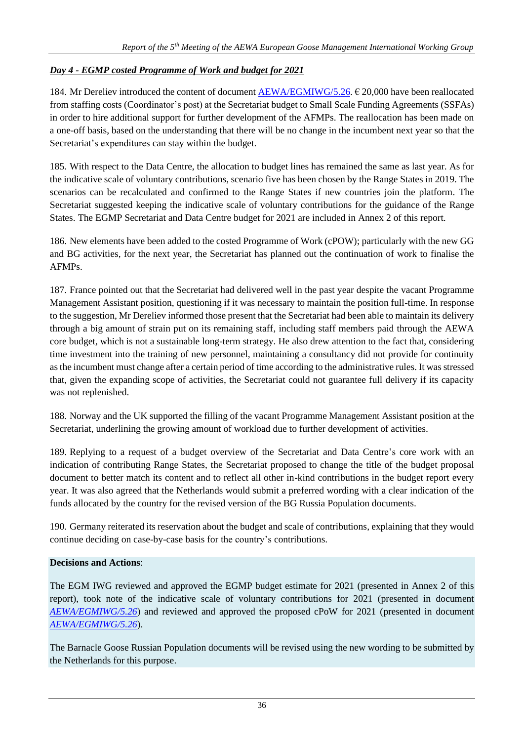***Day 4 - EGMP costed Programme of Work and budget for 2021***

184. Mr Dereliev introduced the content of document AEWA/EGMIWG/5.26. € 20,000 have been reallocated from staffing costs (Coordinator's post) at the Secretariat budget to Small Scale Funding Agreements (SSFAs) in order to hire additional support for further development of the AFMPs. The reallocation has been made on a one-off basis, based on the understanding that there will be no change in the incumbent next year so that the Secretariat's expenditures can stay within the budget.

185. With respect to the Data Centre, the allocation to budget lines has remained the same as last year. As for the indicative scale of voluntary contributions, scenario five has been chosen by the Range States in 2019. The scenarios can be recalculated and confirmed to the Range States if new countries join the platform. The Secretariat suggested keeping the indicative scale of voluntary contributions for the guidance of the Range States. The EGMP Secretariat and Data Centre budget for 2021 are included in Annex 2 of this report.

186. New elements have been added to the costed Programme of Work (cPOW); particularly with the new GG and BG activities, for the next year, the Secretariat has planned out the continuation of work to finalise the AFMPs.

187. France pointed out that the Secretariat had delivered well in the past year despite the vacant Programme Management Assistant position, questioning if it was necessary to maintain the position full-time. In response to the suggestion, Mr Dereliev informed those present that the Secretariat had been able to maintain its delivery through a big amount of strain put on its remaining staff, including staff members paid through the AEWA core budget, which is not a sustainable long-term strategy. He also drew attention to the fact that, considering time investment into the training of new personnel, maintaining a consultancy did not provide for continuity as the incumbent must change after a certain period of time according to the administrative rules. It was stressed that, given the expanding scope of activities, the Secretariat could not guarantee full delivery if its capacity was not replenished.

188. Norway and the UK supported the filling of the vacant Programme Management Assistant position at the Secretariat, underlining the growing amount of workload due to further development of activities.

189. Replying to a request of a budget overview of the Secretariat and Data Centre's core work with an indication of contributing Range States, the Secretariat proposed to change the title of the budget proposal document to better match its content and to reflect all other in-kind contributions in the budget report every year. It was also agreed that the Netherlands would submit a preferred wording with a clear indication of the funds allocated by the country for the revised version of the BG Russia Population documents.

190. Germany reiterated its reservation about the budget and scale of contributions, explaining that they would continue deciding on case-by-case basis for the country's contributions.

**Decisions and Actions**:

The EGM IWG reviewed and approved the EGMP budget estimate for 2021 (presented in Annex 2 of this report), took note of the indicative scale of voluntary contributions for 2021 (presented in document *AEWA/EGMIWG/5.26*) and reviewed and approved the proposed cPoW for 2021 (presented in document *AEWA/EGMIWG/5.26*).

The Barnacle Goose Russian Population documents will be revised using the new wording to be submitted by the Netherlands for this purpose.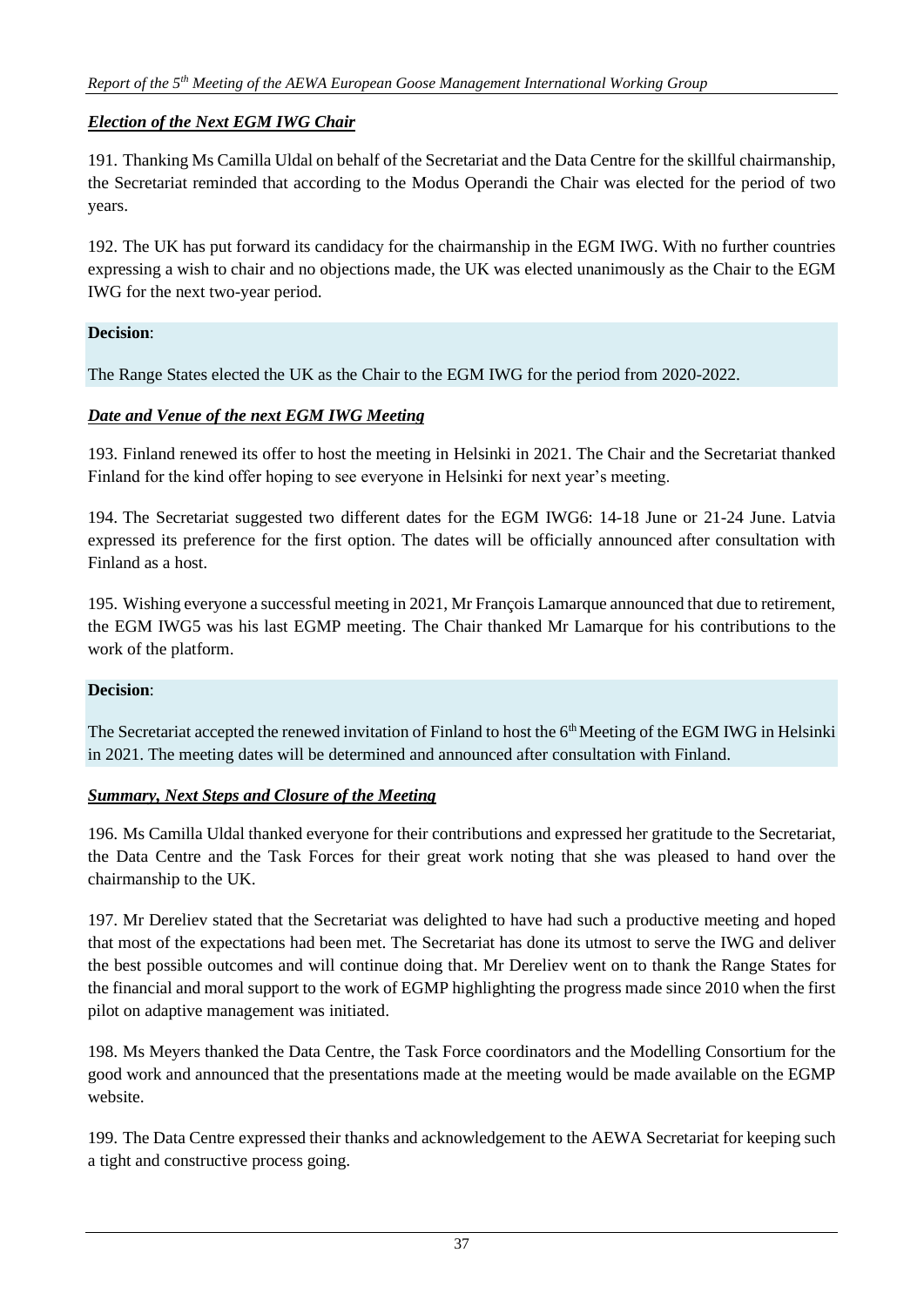***Election of the Next EGM IWG Chair***

191. Thanking Ms Camilla Uldal on behalf of the Secretariat and the Data Centre for the skillful chairmanship, the Secretariat reminded that according to the Modus Operandi the Chair was elected for the period of two years.

192. The UK has put forward its candidacy for the chairmanship in the EGM IWG. With no further countries expressing a wish to chair and no objections made, the UK was elected unanimously as the Chair to the EGM IWG for the next two-year period.

**Decision**:

The Range States elected the UK as the Chair to the EGM IWG for the period from 2020-2022.

***Date and Venue of the next EGM IWG Meeting***

193. Finland renewed its offer to host the meeting in Helsinki in 2021. The Chair and the Secretariat thanked Finland for the kind offer hoping to see everyone in Helsinki for next year's meeting.

194. The Secretariat suggested two different dates for the EGM IWG6: 14-18 June or 21-24 June. Latvia expressed its preference for the first option. The dates will be officially announced after consultation with Finland as a host.

195. Wishing everyone a successful meeting in 2021, Mr François Lamarque announced that due to retirement, the EGM IWG5 was his last EGMP meeting. The Chair thanked Mr Lamarque for his contributions to the work of the platform.

**Decision**:

The Secretariat accepted the renewed invitation of Finland to host the 6th Meeting of the EGM IWG in Helsinki in 2021. The meeting dates will be determined and announced after consultation with Finland.

***Summary, Next Steps and Closure of the Meeting***

196. Ms Camilla Uldal thanked everyone for their contributions and expressed her gratitude to the Secretariat, the Data Centre and the Task Forces for their great work noting that she was pleased to hand over the chairmanship to the UK.

197. Mr Dereliev stated that the Secretariat was delighted to have had such a productive meeting and hoped that most of the expectations had been met. The Secretariat has done its utmost to serve the IWG and deliver the best possible outcomes and will continue doing that. Mr Dereliev went on to thank the Range States for the financial and moral support to the work of EGMP highlighting the progress made since 2010 when the first pilot on adaptive management was initiated.

198. Ms Meyers thanked the Data Centre, the Task Force coordinators and the Modelling Consortium for the good work and announced that the presentations made at the meeting would be made available on the EGMP website.

199. The Data Centre expressed their thanks and acknowledgement to the AEWA Secretariat for keeping such a tight and constructive process going.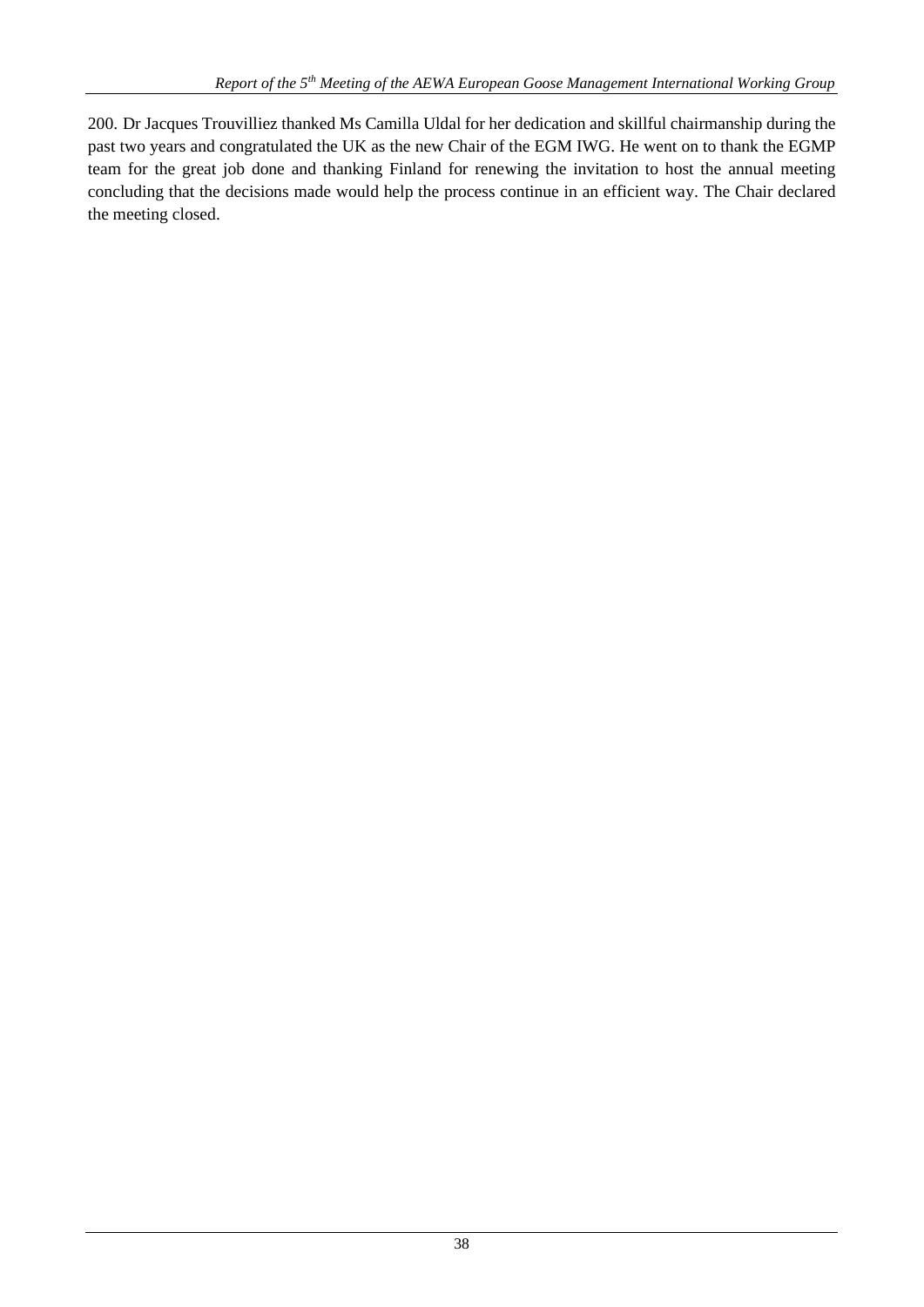200. Dr Jacques Trouvilliez thanked Ms Camilla Uldal for her dedication and skillful chairmanship during the past two years and congratulated the UK as the new Chair of the EGM IWG. He went on to thank the EGMP team for the great job done and thanking Finland for renewing the invitation to host the annual meeting concluding that the decisions made would help the process continue in an efficient way. The Chair declared the meeting closed.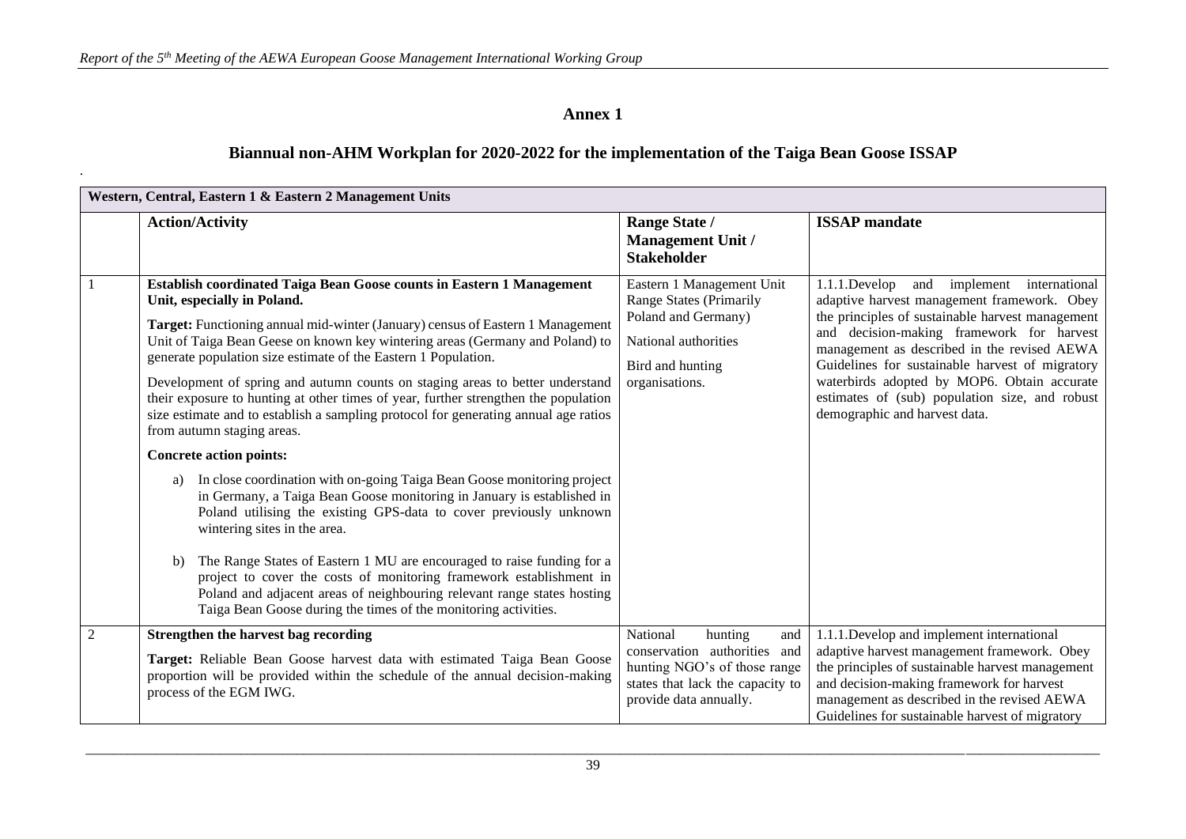## Annex 1

## Biannual non-AHM Workplan for 2020-2022 for the implementation of the Taiga Bean Goose ISSAP

| Western, Central, Eastern 1 & Eastern 2 Management Units | | | |
|---|---|---|---|
| | **Action/Activity** | **Range State / Management Unit / Stakeholder** | **ISSAP mandate** |
| 1 | **Establish coordinated Taiga Bean Goose counts in Eastern 1 Management Unit, especially in Poland.**<br><br>**Target:** Functioning annual mid-winter (January) census of Eastern 1 Management Unit of Taiga Bean Geese on known key wintering areas (Germany and Poland) to generate population size estimate of the Eastern 1 Population.<br><br>Development of spring and autumn counts on staging areas to better understand their exposure to hunting at other times of year, further strengthen the population size estimate and to establish a sampling protocol for generating annual age ratios from autumn staging areas.<br><br>**Concrete action points:**<br><br>a) In close coordination with on-going Taiga Bean Goose monitoring project in Germany, a Taiga Bean Goose monitoring in January is established in Poland utilising the existing GPS-data to cover previously unknown wintering sites in the area.<br><br>b) The Range States of Eastern 1 MU are encouraged to raise funding for a project to cover the costs of monitoring framework establishment in Poland and adjacent areas of neighbouring relevant range states hosting Taiga Bean Goose during the times of the monitoring activities. | Eastern 1 Management Unit Range States (Primarily Poland and Germany)<br><br>National authorities<br><br>Bird and hunting organisations. | 1.1.1.Develop and implement international adaptive harvest management framework. Obey the principles of sustainable harvest management and decision-making framework for harvest management as described in the revised AEWA Guidelines for sustainable harvest of migratory waterbirds adopted by MOP6. Obtain accurate estimates of (sub) population size, and robust demographic and harvest data. |
| 2 | **Strengthen the harvest bag recording**<br><br>**Target:** Reliable Bean Goose harvest data with estimated Taiga Bean Goose proportion will be provided within the schedule of the annual decision-making process of the EGM IWG. | National hunting and conservation authorities and hunting NGO's of those range states that lack the capacity to provide data annually. | 1.1.1.Develop and implement international adaptive harvest management framework. Obey the principles of sustainable harvest management and decision-making framework for harvest management as described in the revised AEWA Guidelines for sustainable harvest of migratory |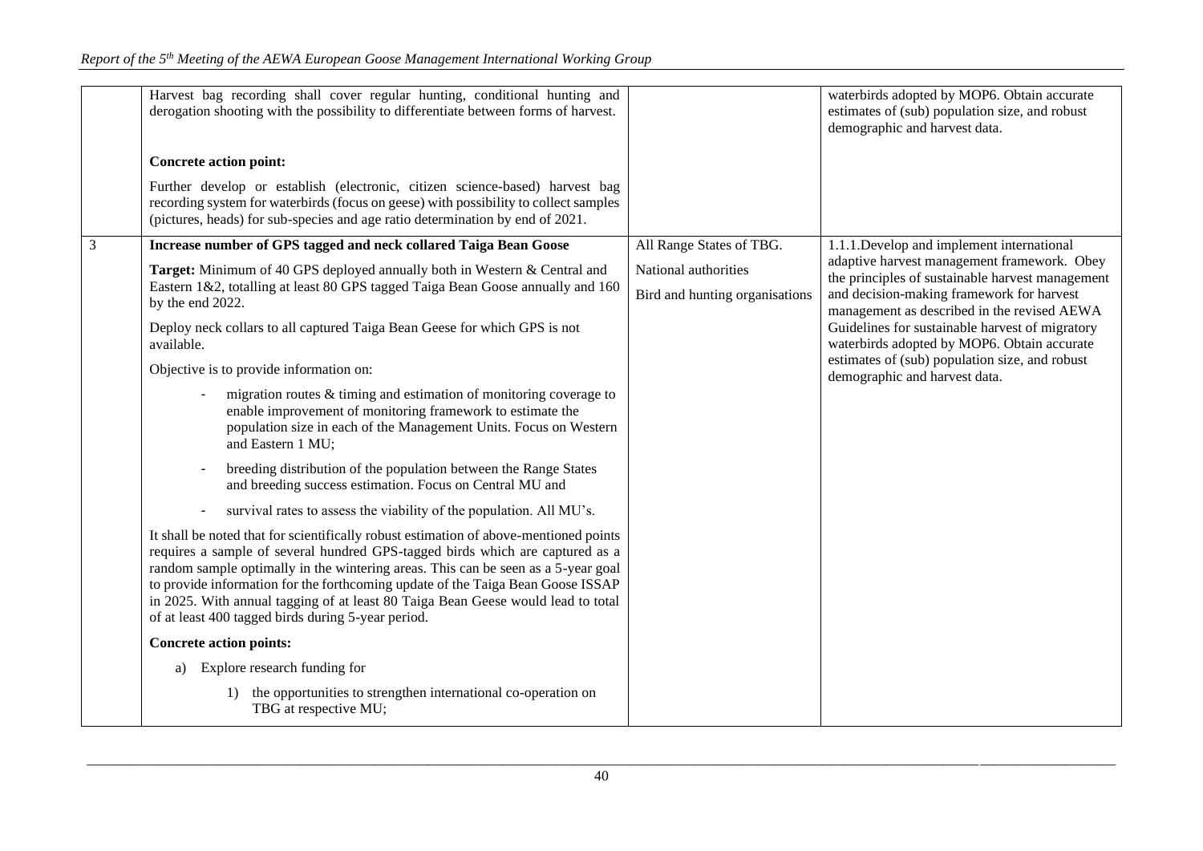| | | | |
|---|---|---|---|
| | Harvest bag recording shall cover regular hunting, conditional hunting and derogation shooting with the possibility to differentiate between forms of harvest.<br><br>**Concrete action point:**<br><br>Further develop or establish (electronic, citizen science-based) harvest bag recording system for waterbirds (focus on geese) with possibility to collect samples (pictures, heads) for sub-species and age ratio determination by end of 2021. | | waterbirds adopted by MOP6. Obtain accurate estimates of (sub) population size, and robust demographic and harvest data. |
| 3 | **Increase number of GPS tagged and neck collared Taiga Bean Goose**<br><br>**Target:** Minimum of 40 GPS deployed annually both in Western & Central and Eastern 1&2, totalling at least 80 GPS tagged Taiga Bean Goose annually and 160 by the end 2022.<br><br>Deploy neck collars to all captured Taiga Bean Geese for which GPS is not available.<br><br>Objective is to provide information on:<br><br>- migration routes & timing and estimation of monitoring coverage to enable improvement of monitoring framework to estimate the population size in each of the Management Units. Focus on Western and Eastern 1 MU;<br>- breeding distribution of the population between the Range States and breeding success estimation. Focus on Central MU and<br>- survival rates to assess the viability of the population. All MU's.<br><br>It shall be noted that for scientifically robust estimation of above-mentioned points requires a sample of several hundred GPS-tagged birds which are captured as a random sample optimally in the wintering areas. This can be seen as a 5-year goal to provide information for the forthcoming update of the Taiga Bean Goose ISSAP in 2025. With annual tagging of at least 80 Taiga Bean Geese would lead to total of at least 400 tagged birds during 5-year period.<br><br>**Concrete action points:**<br><br>a) Explore research funding for<br><br>1) the opportunities to strengthen international co-operation on TBG at respective MU; | All Range States of TBG.<br><br>National authorities<br><br>Bird and hunting organisations | 1.1.1.Develop and implement international adaptive harvest management framework. Obey the principles of sustainable harvest management and decision-making framework for harvest management as described in the revised AEWA Guidelines for sustainable harvest of migratory waterbirds adopted by MOP6. Obtain accurate estimates of (sub) population size, and robust demographic and harvest data. |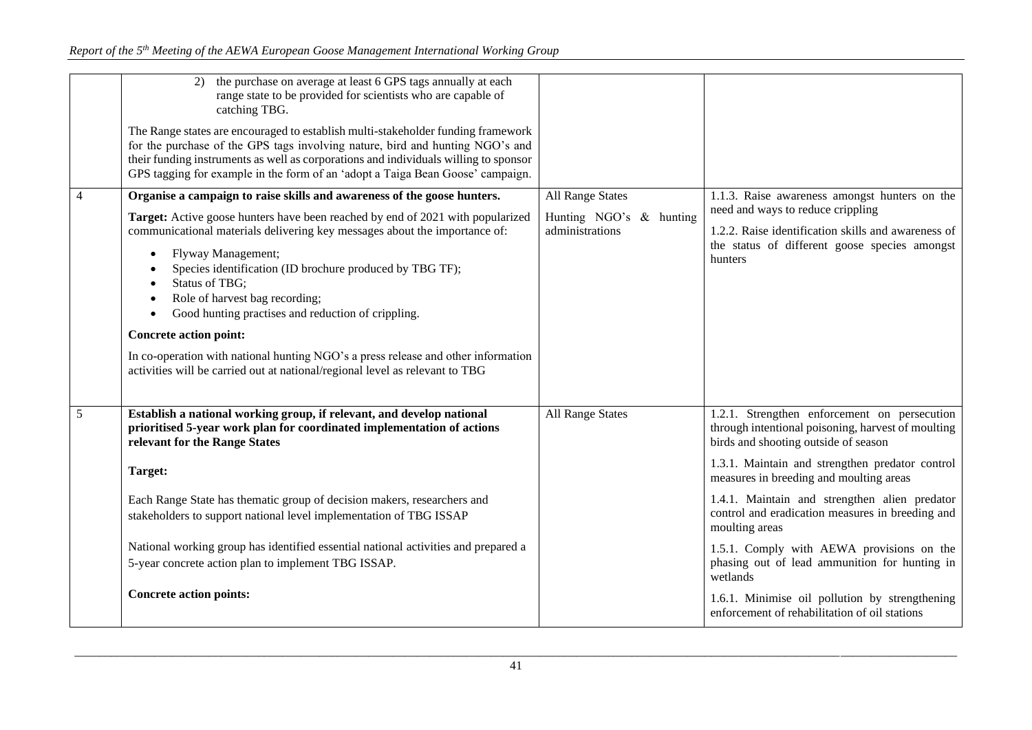| | | | |
|---|---|---|---|
| | 2) the purchase on average at least 6 GPS tags annually at each range state to be provided for scientists who are capable of catching TBG.<br><br>The Range states are encouraged to establish multi-stakeholder funding framework for the purchase of the GPS tags involving nature, bird and hunting NGO's and their funding instruments as well as corporations and individuals willing to sponsor GPS tagging for example in the form of an 'adopt a Taiga Bean Goose' campaign. | | |
| 4 | **Organise a campaign to raise skills and awareness of the goose hunters.**<br><br>**Target:** Active goose hunters have been reached by end of 2021 with popularized communicational materials delivering key messages about the importance of:<br>• Flyway Management;<br>• Species identification (ID brochure produced by TBG TF);<br>• Status of TBG;<br>• Role of harvest bag recording;<br>• Good hunting practises and reduction of crippling.<br><br>**Concrete action point:**<br><br>In co-operation with national hunting NGO's a press release and other information activities will be carried out at national/regional level as relevant to TBG | All Range States<br><br>Hunting NGO's & hunting administrations | 1.1.3. Raise awareness amongst hunters on the need and ways to reduce crippling<br><br>1.2.2. Raise identification skills and awareness of the status of different goose species amongst hunters |
| 5 | **Establish a national working group, if relevant, and develop national prioritised 5-year work plan for coordinated implementation of actions relevant for the Range States**<br><br>**Target:**<br><br>Each Range State has thematic group of decision makers, researchers and stakeholders to support national level implementation of TBG ISSAP<br><br>National working group has identified essential national activities and prepared a 5-year concrete action plan to implement TBG ISSAP.<br><br>**Concrete action points:** | All Range States | 1.2.1. Strengthen enforcement on persecution through intentional poisoning, harvest of moulting birds and shooting outside of season<br><br>1.3.1. Maintain and strengthen predator control measures in breeding and moulting areas<br><br>1.4.1. Maintain and strengthen alien predator control and eradication measures in breeding and moulting areas<br><br>1.5.1. Comply with AEWA provisions on the phasing out of lead ammunition for hunting in wetlands<br><br>1.6.1. Minimise oil pollution by strengthening enforcement of rehabilitation of oil stations |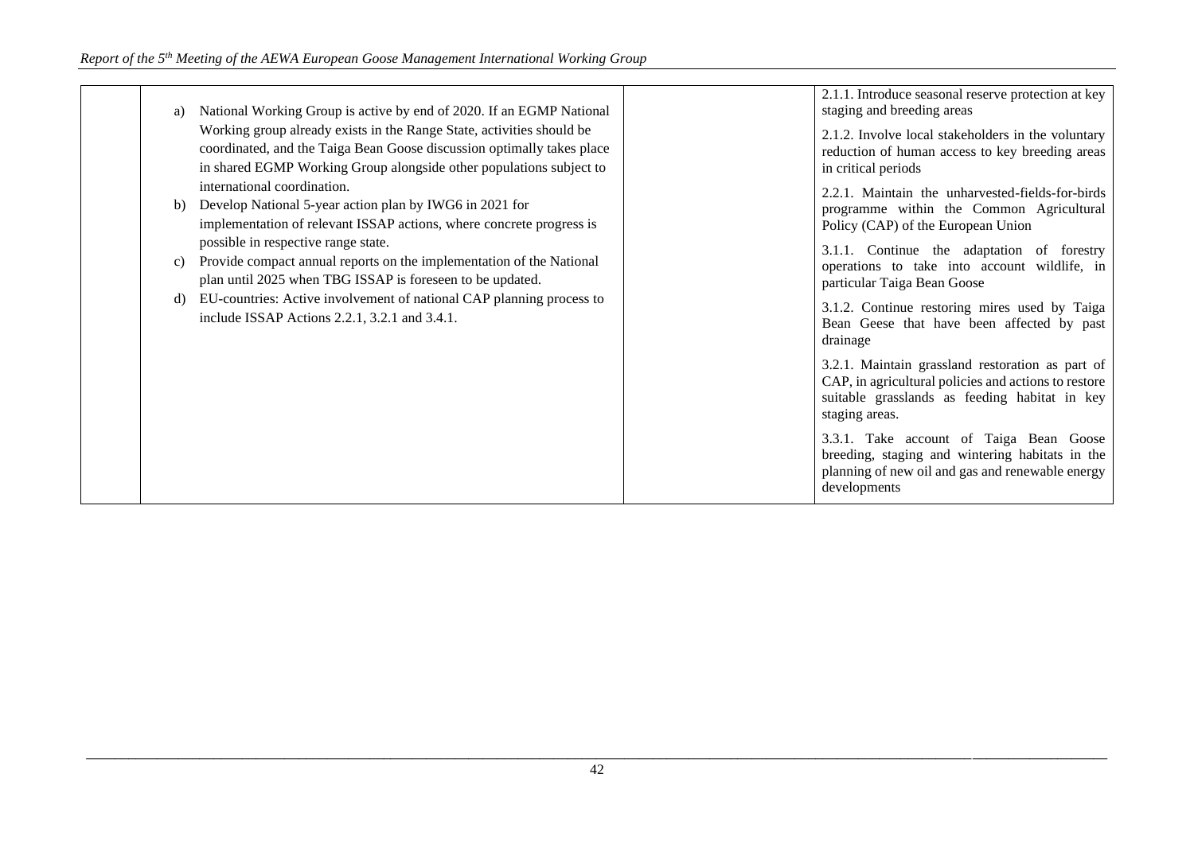| | | | |
|---|---|---|---|
| | a) National Working Group is active by end of 2020. If an EGMP National Working group already exists in the Range State, activities should be coordinated, and the Taiga Bean Goose discussion optimally takes place in shared EGMP Working Group alongside other populations subject to international coordination.<br>b) Develop National 5-year action plan by IWG6 in 2021 for implementation of relevant ISSAP actions, where concrete progress is possible in respective range state.<br>c) Provide compact annual reports on the implementation of the National plan until 2025 when TBG ISSAP is foreseen to be updated.<br>d) EU-countries: Active involvement of national CAP planning process to include ISSAP Actions 2.2.1, 3.2.1 and 3.4.1. | | 2.1.1. Introduce seasonal reserve protection at key staging and breeding areas<br><br>2.1.2. Involve local stakeholders in the voluntary reduction of human access to key breeding areas in critical periods<br><br>2.2.1. Maintain the unharvested-fields-for-birds programme within the Common Agricultural Policy (CAP) of the European Union<br><br>3.1.1. Continue the adaptation of forestry operations to take into account wildlife, in particular Taiga Bean Goose<br><br>3.1.2. Continue restoring mires used by Taiga Bean Geese that have been affected by past drainage<br><br>3.2.1. Maintain grassland restoration as part of CAP, in agricultural policies and actions to restore suitable grasslands as feeding habitat in key staging areas.<br><br>3.3.1. Take account of Taiga Bean Goose breeding, staging and wintering habitats in the planning of new oil and gas and renewable energy developments |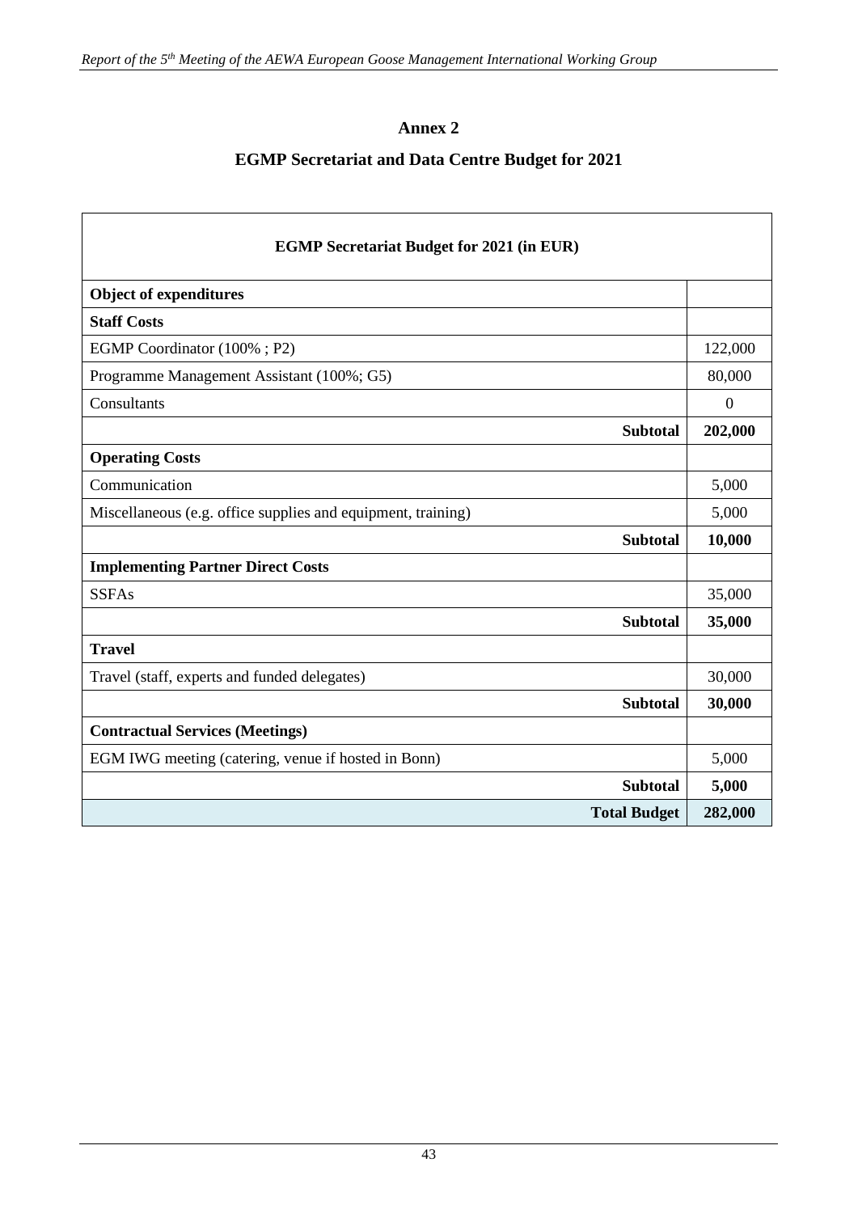# Annex 2

## EGMP Secretariat and Data Centre Budget for 2021

| EGMP Secretariat Budget for 2021 (in EUR) | |
|---|---|
| **Object of expenditures** | |
| **Staff Costs** | |
| EGMP Coordinator (100% ; P2) | 122,000 |
| Programme Management Assistant (100%; G5) | 80,000 |
| Consultants | 0 |
| **Subtotal** | **202,000** |
| **Operating Costs** | |
| Communication | 5,000 |
| Miscellaneous (e.g. office supplies and equipment, training) | 5,000 |
| **Subtotal** | **10,000** |
| **Implementing Partner Direct Costs** | |
| SSFAs | 35,000 |
| **Subtotal** | **35,000** |
| **Travel** | |
| Travel (staff, experts and funded delegates) | 30,000 |
| **Subtotal** | **30,000** |
| **Contractual Services (Meetings)** | |
| EGM IWG meeting (catering, venue if hosted in Bonn) | 5,000 |
| **Subtotal** | **5,000** |
| **Total Budget** | **282,000** |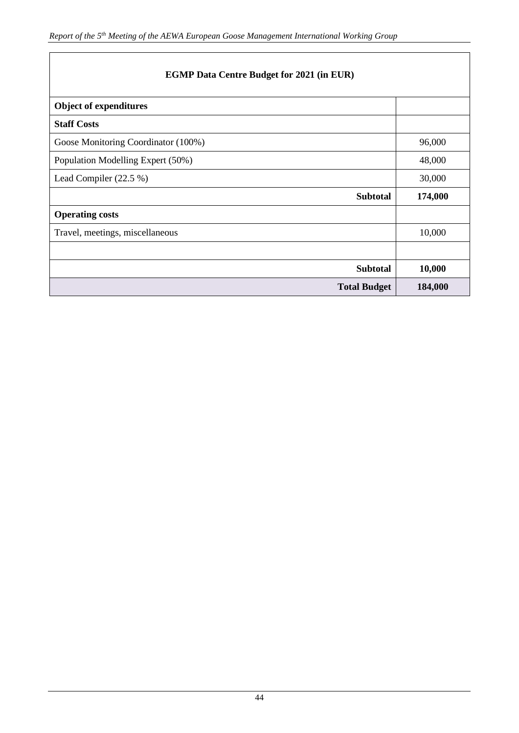| **EGMP Data Centre Budget for 2021 (in EUR)** | |
|---|---|
| **Object of expenditures** | |
| **Staff Costs** | |
| Goose Monitoring Coordinator (100%) | 96,000 |
| Population Modelling Expert (50%) | 48,000 |
| Lead Compiler (22.5 %) | 30,000 |
| **Subtotal** | **174,000** |
| **Operating costs** | |
| Travel, meetings, miscellaneous | 10,000 |
| | |
| **Subtotal** | **10,000** |
| **Total Budget** | **184,000** |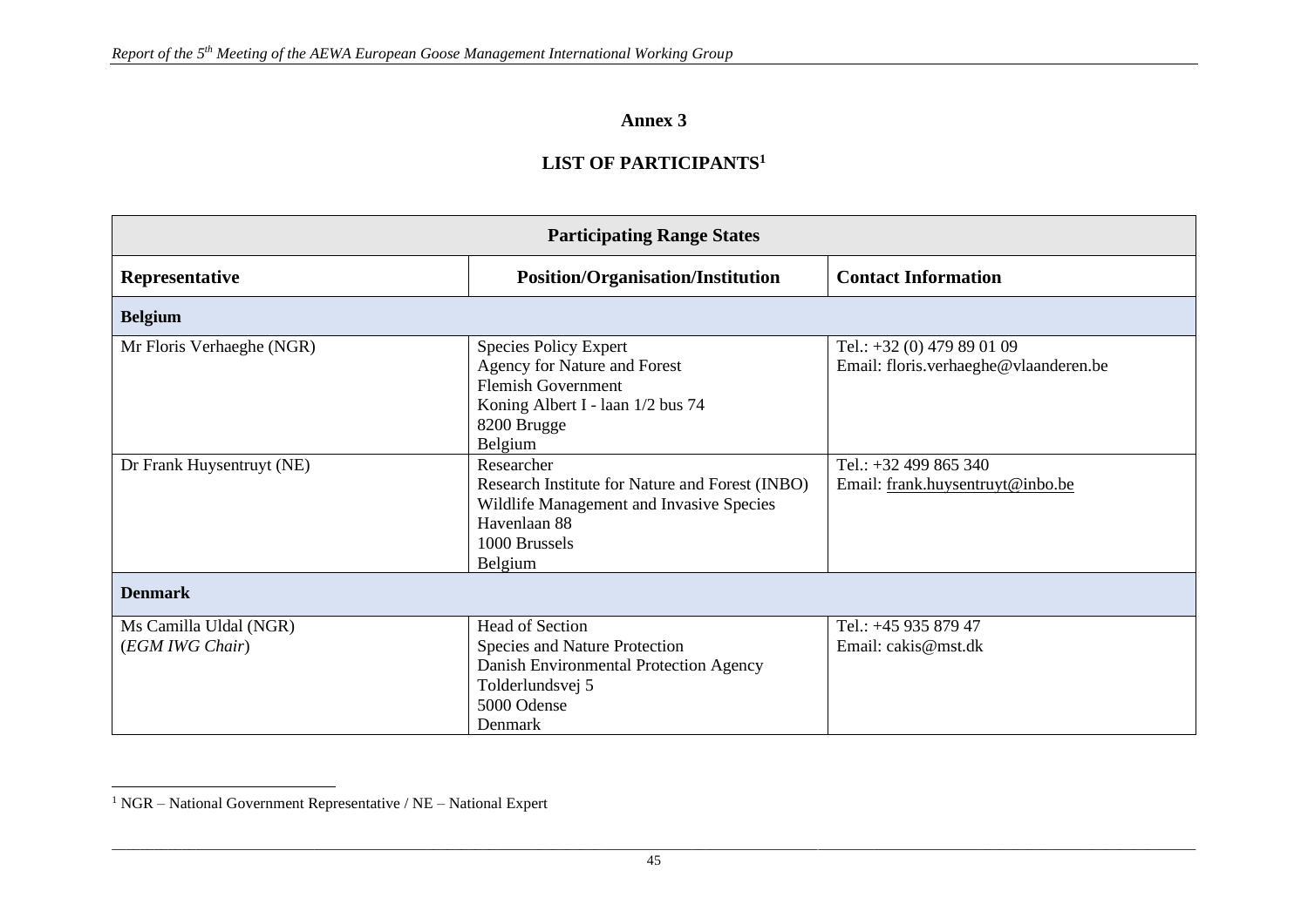## Annex 3

## LIST OF PARTICIPANTS[1]

| Participating Range States | | |
|---|---|---|
| **Representative** | **Position/Organisation/Institution** | **Contact Information** |
| **Belgium** | | |
| Mr Floris Verhaeghe (NGR) | Species Policy Expert<br>Agency for Nature and Forest<br>Flemish Government<br>Koning Albert I - laan 1/2 bus 74<br>8200 Brugge<br>Belgium | Tel.: +32 (0) 479 89 01 09<br>Email: floris.verhaeghe@vlaanderen.be |
| Dr Frank Huysentruyt (NE) | Researcher<br>Research Institute for Nature and Forest (INBO)<br>Wildlife Management and Invasive Species<br>Havenlaan 88<br>1000 Brussels<br>Belgium | Tel.: +32 499 865 340<br>Email: frank.huysentruyt@inbo.be |
| **Denmark** | | |
| Ms Camilla Uldal (NGR)<br>(*EGM IWG Chair*) | Head of Section<br>Species and Nature Protection<br>Danish Environmental Protection Agency<br>Tolderlundsvej 5<br>5000 Odense<br>Denmark | Tel.: +45 935 879 47<br>Email: cakis@mst.dk |

[1] NGR – National Government Representative / NE – National Expert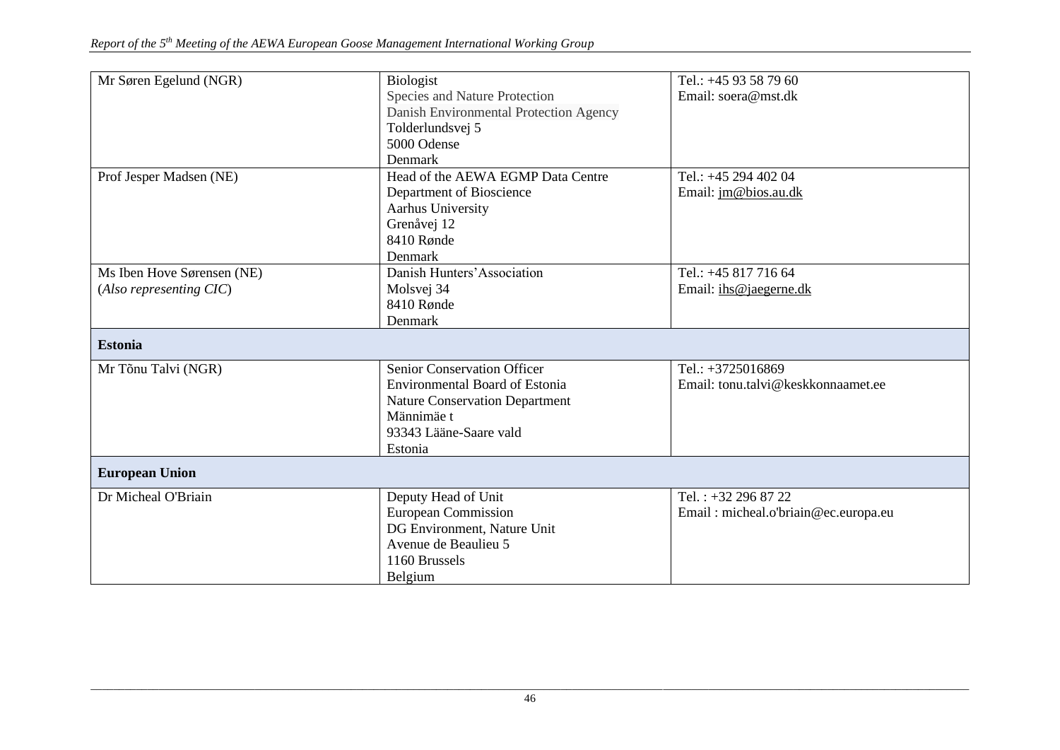| | | |
|---|---|---|
| Mr Søren Egelund (NGR) | Biologist<br>Species and Nature Protection<br>Danish Environmental Protection Agency<br>Tolderlundsvej 5<br>5000 Odense<br>Denmark | Tel.: +45 93 58 79 60<br>Email: soera@mst.dk |
| Prof Jesper Madsen (NE) | Head of the AEWA EGMP Data Centre<br>Department of Bioscience<br>Aarhus University<br>Grenåvej 12<br>8410 Rønde<br>Denmark | Tel.: +45 294 402 04<br>Email: jm@bios.au.dk |
| Ms Iben Hove Sørensen (NE)<br>(*Also representing CIC*) | Danish Hunters' Association<br>Molsvej 34<br>8410 Rønde<br>Denmark | Tel.: +45 817 716 64<br>Email: ihs@jaegerne.dk |
| **Estonia** | | |
| Mr Tõnu Talvi (NGR) | Senior Conservation Officer<br>Environmental Board of Estonia<br>Nature Conservation Department<br>Männimäe t<br>93343 Lääne-Saare vald<br>Estonia | Tel.: +3725016869<br>Email: tonu.talvi@keskkonnaamet.ee |
| **European Union** | | |
| Dr Micheal O'Briain | Deputy Head of Unit<br>European Commission<br>DG Environment, Nature Unit<br>Avenue de Beaulieu 5<br>1160 Brussels<br>Belgium | Tel. : +32 296 87 22<br>Email : micheal.o'briain@ec.europa.eu |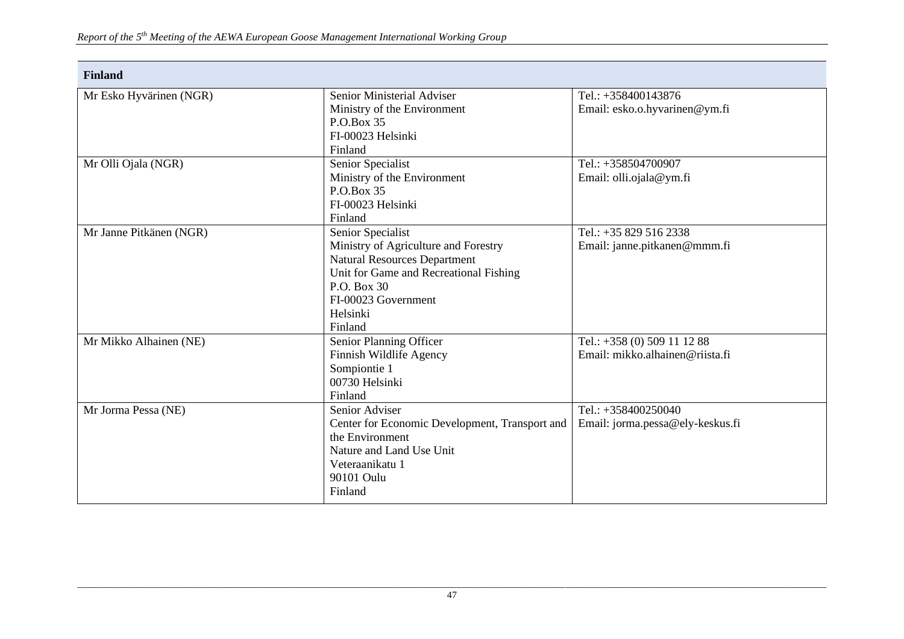| Finland | | |
|---|---|---|
| Mr Esko Hyvärinen (NGR) | Senior Ministerial Adviser<br>Ministry of the Environment<br>P.O.Box 35<br>FI-00023 Helsinki<br>Finland | Tel.: +358400143876<br>Email: esko.o.hyvarinen@ym.fi |
| Mr Olli Ojala (NGR) | Senior Specialist<br>Ministry of the Environment<br>P.O.Box 35<br>FI-00023 Helsinki<br>Finland | Tel.: +358504700907<br>Email: olli.ojala@ym.fi |
| Mr Janne Pitkänen (NGR) | Senior Specialist<br>Ministry of Agriculture and Forestry<br>Natural Resources Department<br>Unit for Game and Recreational Fishing<br>P.O. Box 30<br>FI-00023 Government<br>Helsinki<br>Finland | Tel.: +35 829 516 2338<br>Email: janne.pitkanen@mmm.fi |
| Mr Mikko Alhainen (NE) | Senior Planning Officer<br>Finnish Wildlife Agency<br>Sompiontie 1<br>00730 Helsinki<br>Finland | Tel.: +358 (0) 509 11 12 88<br>Email: mikko.alhainen@riista.fi |
| Mr Jorma Pessa (NE) | Senior Adviser<br>Center for Economic Development, Transport and the Environment<br>Nature and Land Use Unit<br>Veteraanikatu 1<br>90101 Oulu<br>Finland | Tel.: +358400250040<br>Email: jorma.pessa@ely-keskus.fi |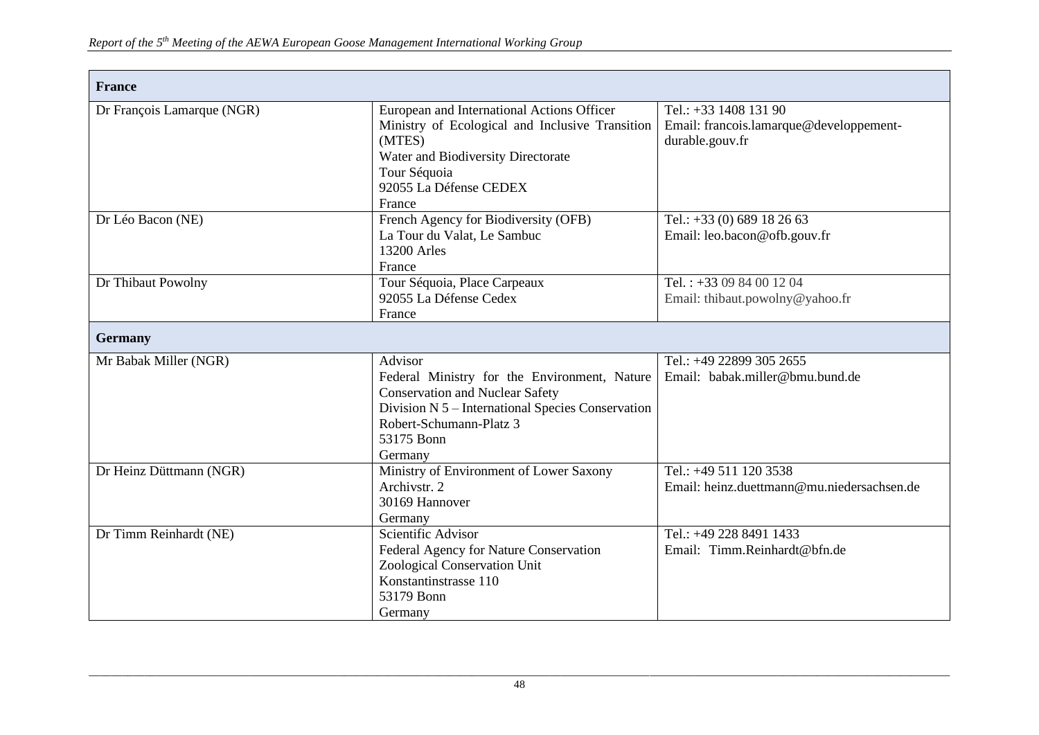| France | | |
|---|---|---|
| Dr François Lamarque (NGR) | European and International Actions Officer<br>Ministry of Ecological and Inclusive Transition (MTES)<br>Water and Biodiversity Directorate<br>Tour Séquoia<br>92055 La Défense CEDEX<br>France | Tel.: +33 1408 131 90<br>Email: francois.lamarque@developpement-durable.gouv.fr |
| Dr Léo Bacon (NE) | French Agency for Biodiversity (OFB)<br>La Tour du Valat, Le Sambuc<br>13200 Arles<br>France | Tel.: +33 (0) 689 18 26 63<br>Email: leo.bacon@ofb.gouv.fr |
| Dr Thibaut Powolny | Tour Séquoia, Place Carpeaux<br>92055 La Défense Cedex<br>France | Tel. : +33 09 84 00 12 04<br>Email: thibaut.powolny@yahoo.fr |
| **Germany** | | |
| Mr Babak Miller (NGR) | Advisor<br>Federal Ministry for the Environment, Nature Conservation and Nuclear Safety<br>Division N 5 – International Species Conservation<br>Robert-Schumann-Platz 3<br>53175 Bonn<br>Germany | Tel.: +49 22899 305 2655<br>Email: babak.miller@bmu.bund.de |
| Dr Heinz Düttmann (NGR) | Ministry of Environment of Lower Saxony<br>Archivstr. 2<br>30169 Hannover<br>Germany | Tel.: +49 511 120 3538<br>Email: heinz.duettmann@mu.niedersachsen.de |
| Dr Timm Reinhardt (NE) | Scientific Advisor<br>Federal Agency for Nature Conservation<br>Zoological Conservation Unit<br>Konstantinstrasse 110<br>53179 Bonn<br>Germany | Tel.: +49 228 8491 1433<br>Email: Timm.Reinhardt@bfn.de |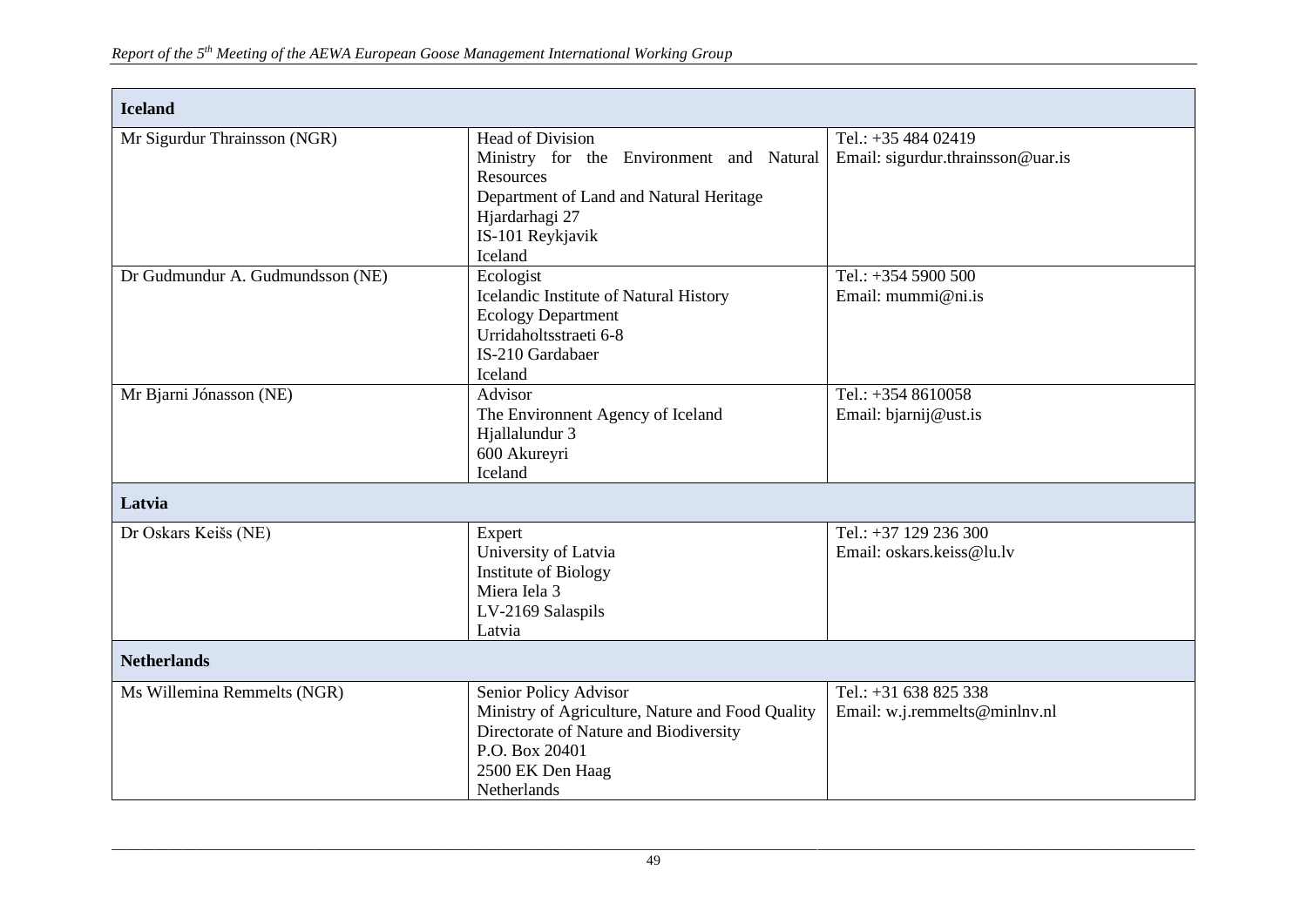| Iceland | | |
|---|---|---|
| Mr Sigurdur Thrainsson (NGR) | Head of Division<br>Ministry for the Environment and Natural Resources<br>Department of Land and Natural Heritage<br>Hjardarhagi 27<br>IS-101 Reykjavik<br>Iceland | Tel.: +35 484 02419<br>Email: sigurdur.thrainsson@uar.is |
| Dr Gudmundur A. Gudmundsson (NE) | Ecologist<br>Icelandic Institute of Natural History<br>Ecology Department<br>Urridaholtsstraeti 6-8<br>IS-210 Gardabaer<br>Iceland | Tel.: +354 5900 500<br>Email: mummi@ni.is |
| Mr Bjarni Jónasson (NE) | Advisor<br>The Environnent Agency of Iceland<br>Hjallalundur 3<br>600 Akureyri<br>Iceland | Tel.: +354 8610058<br>Email: bjarnij@ust.is |
| **Latvia** | | |
| Dr Oskars Keišs (NE) | Expert<br>University of Latvia<br>Institute of Biology<br>Miera Iela 3<br>LV-2169 Salaspils<br>Latvia | Tel.: +37 129 236 300<br>Email: oskars.keiss@lu.lv |
| **Netherlands** | | |
| Ms Willemina Remmelts (NGR) | Senior Policy Advisor<br>Ministry of Agriculture, Nature and Food Quality<br>Directorate of Nature and Biodiversity<br>P.O. Box 20401<br>2500 EK Den Haag<br>Netherlands | Tel.: +31 638 825 338<br>Email: w.j.remmelts@minlnv.nl |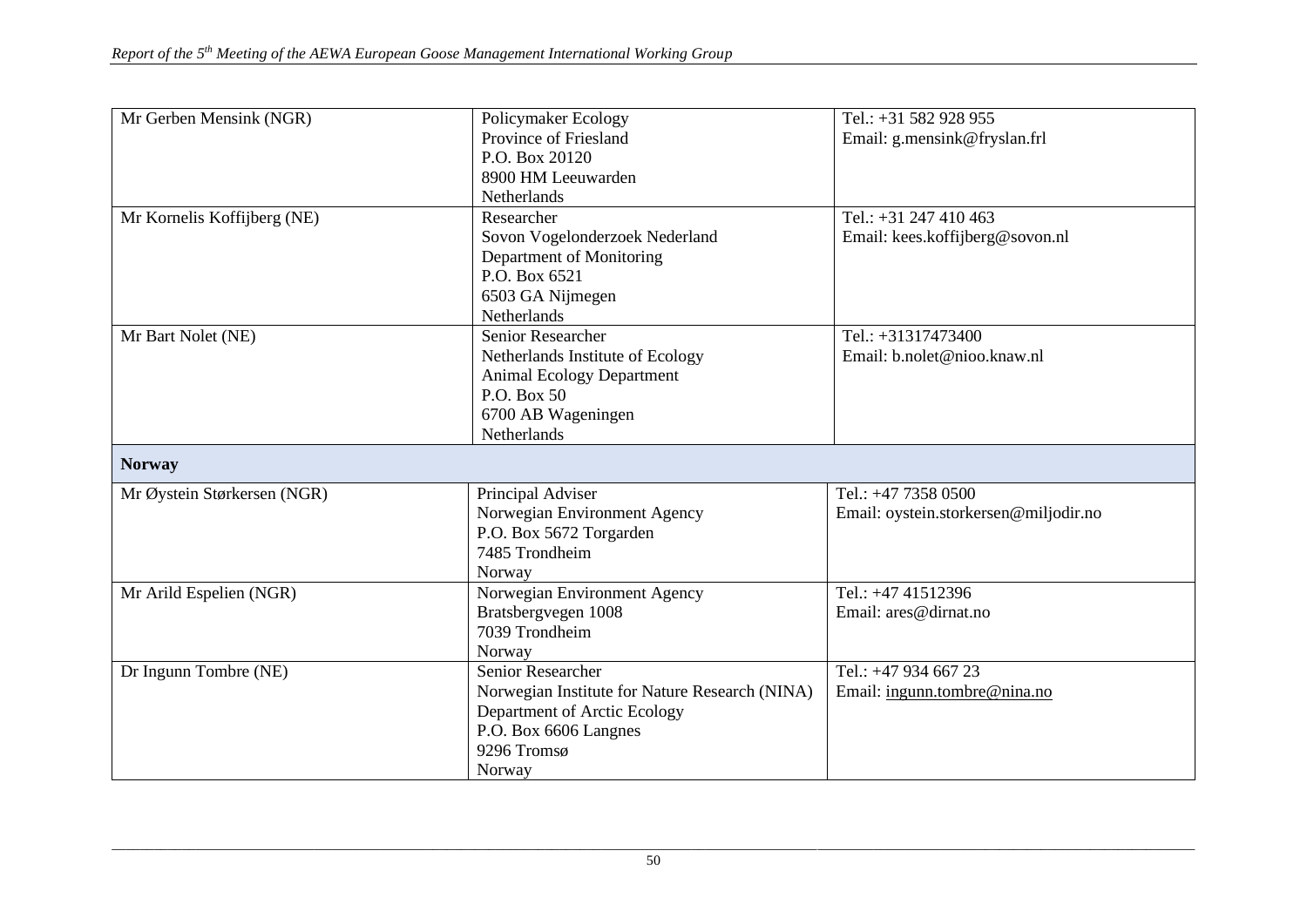| | | |
|---|---|---|
| Mr Gerben Mensink (NGR) | Policymaker Ecology<br>Province of Friesland<br>P.O. Box 20120<br>8900 HM Leeuwarden<br>Netherlands | Tel.: +31 582 928 955<br>Email: g.mensink@fryslan.frl |
| Mr Kornelis Koffijberg (NE) | Researcher<br>Sovon Vogelonderzoek Nederland<br>Department of Monitoring<br>P.O. Box 6521<br>6503 GA Nijmegen<br>Netherlands | Tel.: +31 247 410 463<br>Email: kees.koffijberg@sovon.nl |
| Mr Bart Nolet (NE) | Senior Researcher<br>Netherlands Institute of Ecology<br>Animal Ecology Department<br>P.O. Box 50<br>6700 AB Wageningen<br>Netherlands | Tel.: +31317473400<br>Email: b.nolet@nioo.knaw.nl |
| **Norway** | | |
| Mr Øystein Størkersen (NGR) | Principal Adviser<br>Norwegian Environment Agency<br>P.O. Box 5672 Torgarden<br>7485 Trondheim<br>Norway | Tel.: +47 7358 0500<br>Email: oystein.storkersen@miljodir.no |
| Mr Arild Espelien (NGR) | Norwegian Environment Agency<br>Bratsbergvegen 1008<br>7039 Trondheim<br>Norway | Tel.: +47 41512396<br>Email: ares@dirnat.no |
| Dr Ingunn Tombre (NE) | Senior Researcher<br>Norwegian Institute for Nature Research (NINA)<br>Department of Arctic Ecology<br>P.O. Box 6606 Langnes<br>9296 Tromsø<br>Norway | Tel.: +47 934 667 23<br>Email: ingunn.tombre@nina.no |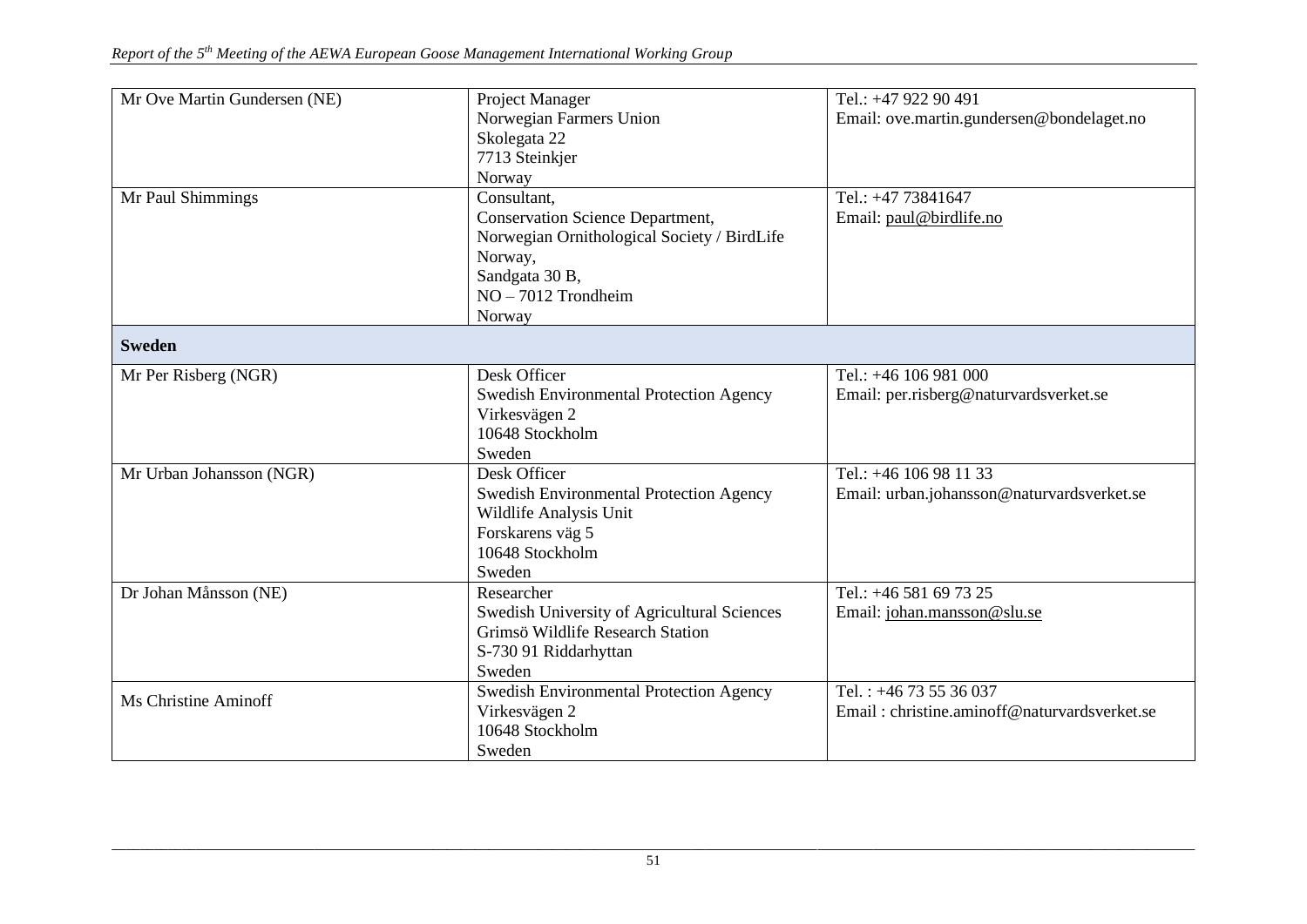| | | |
|---|---|---|
| Mr Ove Martin Gundersen (NE) | Project Manager<br>Norwegian Farmers Union<br>Skolegata 22<br>7713 Steinkjer<br>Norway | Tel.: +47 922 90 491<br>Email: ove.martin.gundersen@bondelaget.no |
| Mr Paul Shimmings | Consultant,<br>Conservation Science Department,<br>Norwegian Ornithological Society / BirdLife Norway,<br>Sandgata 30 B,<br>NO – 7012 Trondheim<br>Norway | Tel.: +47 73841647<br>Email: paul@birdlife.no |
| **Sweden** | | |
| Mr Per Risberg (NGR) | Desk Officer<br>Swedish Environmental Protection Agency<br>Virkesvägen 2<br>10648 Stockholm<br>Sweden | Tel.: +46 106 981 000<br>Email: per.risberg@naturvardsverket.se |
| Mr Urban Johansson (NGR) | Desk Officer<br>Swedish Environmental Protection Agency<br>Wildlife Analysis Unit<br>Forskarens väg 5<br>10648 Stockholm<br>Sweden | Tel.: +46 106 98 11 33<br>Email: urban.johansson@naturvardsverket.se |
| Dr Johan Månsson (NE) | Researcher<br>Swedish University of Agricultural Sciences<br>Grimsö Wildlife Research Station<br>S-730 91 Riddarhyttan<br>Sweden | Tel.: +46 581 69 73 25<br>Email: johan.mansson@slu.se |
| Ms Christine Aminoff | Swedish Environmental Protection Agency<br>Virkesvägen 2<br>10648 Stockholm<br>Sweden | Tel. : +46 73 55 36 037<br>Email : christine.aminoff@naturvardsverket.se |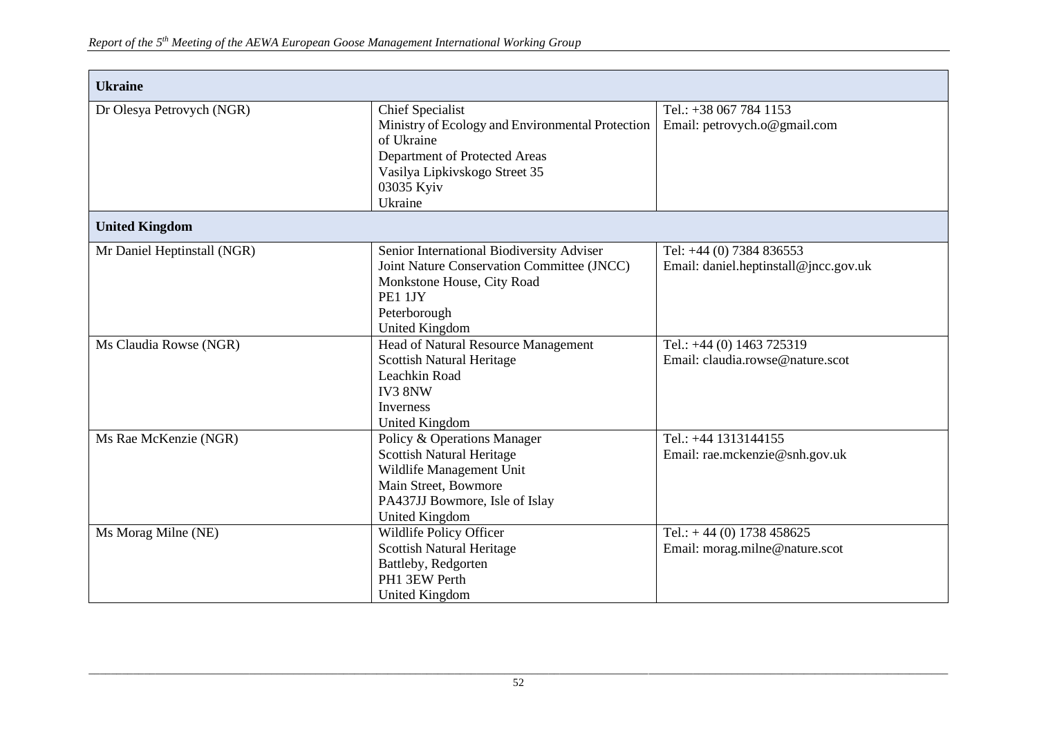| **Ukraine** | | |
|---|---|---|
| Dr Olesya Petrovych (NGR) | Chief Specialist<br>Ministry of Ecology and Environmental Protection of Ukraine<br>Department of Protected Areas<br>Vasilya Lipkivskogo Street 35<br>03035 Kyiv<br>Ukraine | Tel.: +38 067 784 1153<br>Email: petrovych.o@gmail.com |
| **United Kingdom** | | |
| Mr Daniel Heptinstall (NGR) | Senior International Biodiversity Adviser<br>Joint Nature Conservation Committee (JNCC)<br>Monkstone House, City Road<br>PE1 1JY<br>Peterborough<br>United Kingdom | Tel: +44 (0) 7384 836553<br>Email: daniel.heptinstall@jncc.gov.uk |
| Ms Claudia Rowse (NGR) | Head of Natural Resource Management<br>Scottish Natural Heritage<br>Leachkin Road<br>IV3 8NW<br>Inverness<br>United Kingdom | Tel.: +44 (0) 1463 725319<br>Email: claudia.rowse@nature.scot |
| Ms Rae McKenzie (NGR) | Policy & Operations Manager<br>Scottish Natural Heritage<br>Wildlife Management Unit<br>Main Street, Bowmore<br>PA437JJ Bowmore, Isle of Islay<br>United Kingdom | Tel.: +44 1313144155<br>Email: rae.mckenzie@snh.gov.uk |
| Ms Morag Milne (NE) | Wildlife Policy Officer<br>Scottish Natural Heritage<br>Battleby, Redgorten<br>PH1 3EW Perth<br>United Kingdom | Tel.: + 44 (0) 1738 458625<br>Email: morag.milne@nature.scot |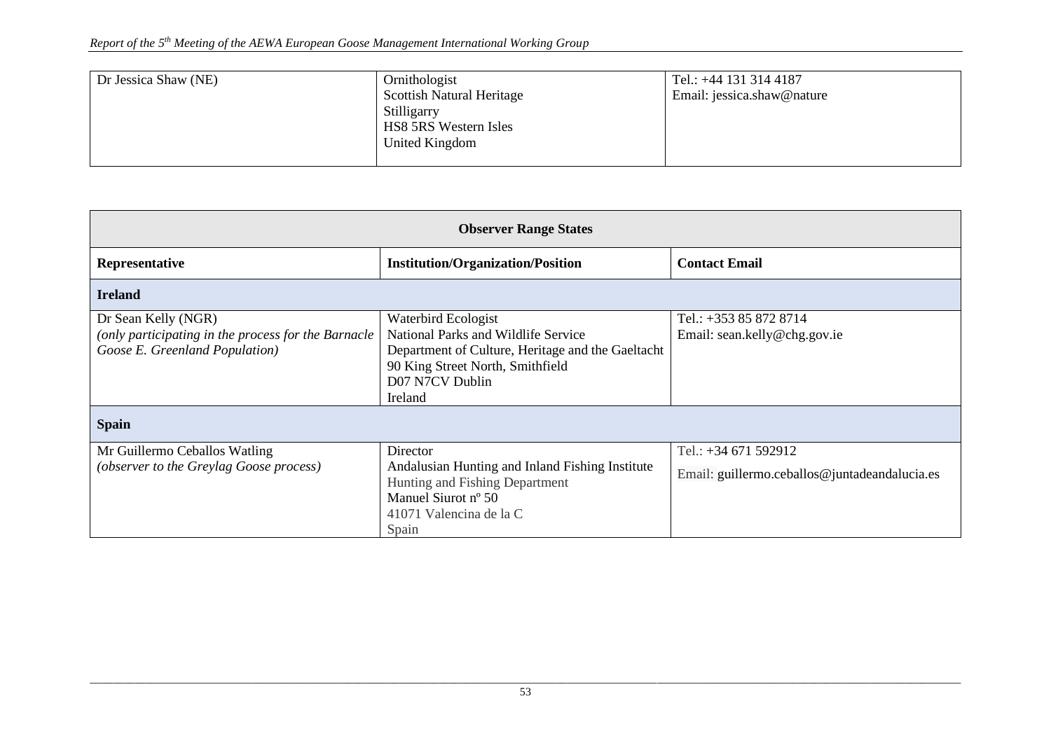| | | |
|---|---|---|
| Dr Jessica Shaw (NE) | Ornithologist<br>Scottish Natural Heritage<br>Stilligarry<br>HS8 5RS Western Isles<br>United Kingdom | Tel.: +44 131 314 4187<br>Email: jessica.shaw@nature |

| Observer Range States | | |
|---|---|---|
| **Representative** | **Institution/Organization/Position** | **Contact Email** |
| **Ireland** | | |
| Dr Sean Kelly (NGR)<br>*(only participating in the process for the Barnacle Goose E. Greenland Population)* | Waterbird Ecologist<br>National Parks and Wildlife Service<br>Department of Culture, Heritage and the Gaeltacht<br>90 King Street North, Smithfield<br>D07 N7CV Dublin<br>Ireland | Tel.: +353 85 872 8714<br>Email: sean.kelly@chg.gov.ie |
| **Spain** | | |
| Mr Guillermo Ceballos Watling<br>*(observer to the Greylag Goose process)* | Director<br>Andalusian Hunting and Inland Fishing Institute<br>Hunting and Fishing Department<br>Manuel Siurot nº 50<br>41071 Valencina de la C<br>Spain | Tel.: +34 671 592912<br>Email: guillermo.ceballos@juntadeandalucia.es |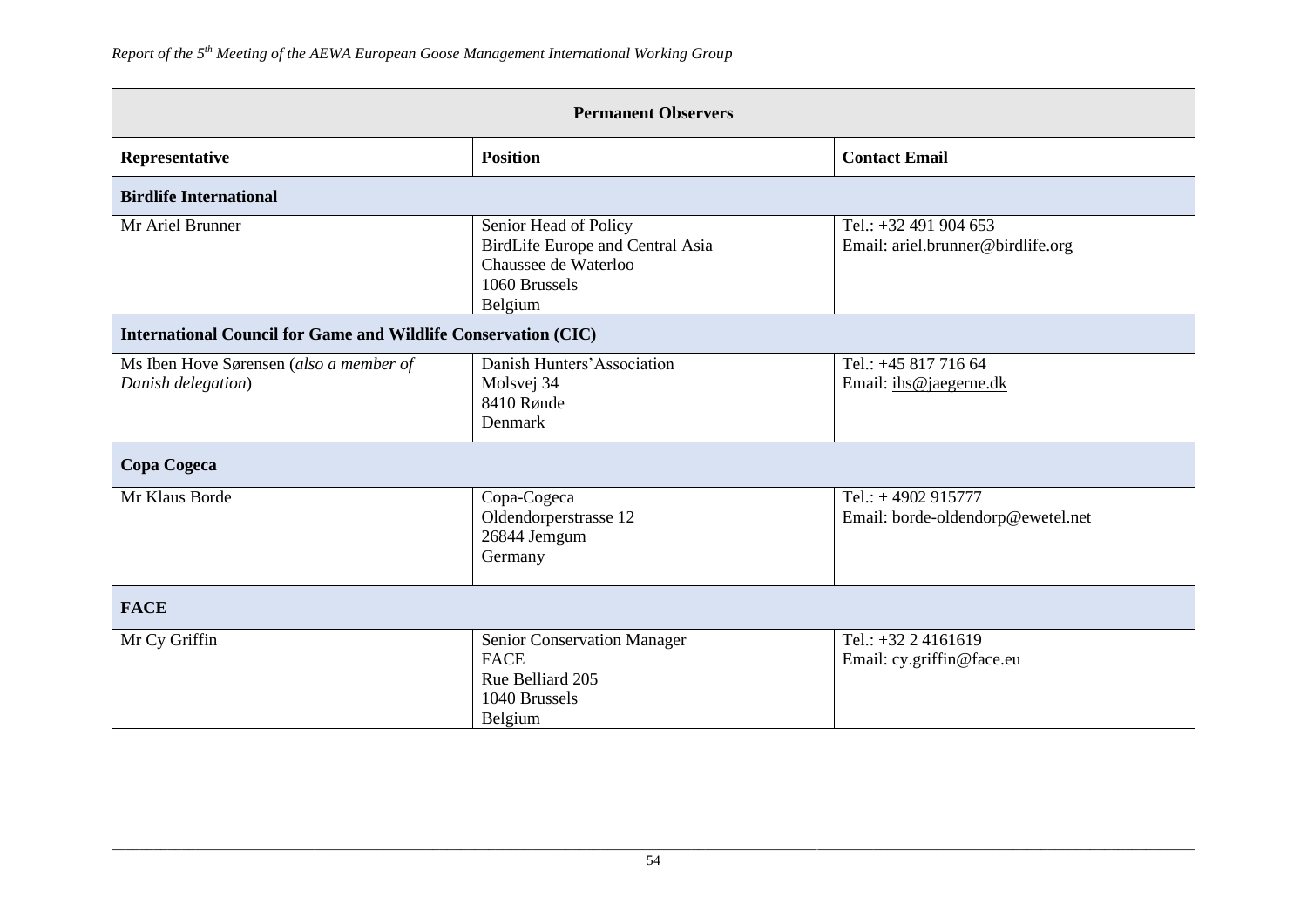| Permanent Observers | | |
|---|---|---|
| **Representative** | **Position** | **Contact Email** |
| **Birdlife International** | | |
| Mr Ariel Brunner | Senior Head of Policy<br>BirdLife Europe and Central Asia<br>Chaussee de Waterloo<br>1060 Brussels<br>Belgium | Tel.: +32 491 904 653<br>Email: ariel.brunner@birdlife.org |
| **International Council for Game and Wildlife Conservation (CIC)** | | |
| Ms Iben Hove Sørensen (*also a member of Danish delegation*) | Danish Hunters' Association<br>Molsvej 34<br>8410 Rønde<br>Denmark | Tel.: +45 817 716 64<br>Email: ihs@jaegerne.dk |
| **Copa Cogeca** | | |
| Mr Klaus Borde | Copa-Cogeca<br>Oldendorperstrasse 12<br>26844 Jemgum<br>Germany | Tel.: + 4902 915777<br>Email: borde-oldendorp@ewetel.net |
| **FACE** | | |
| Mr Cy Griffin | Senior Conservation Manager<br>FACE<br>Rue Belliard 205<br>1040 Brussels<br>Belgium | Tel.: +32 2 4161619<br>Email: cy.griffin@face.eu |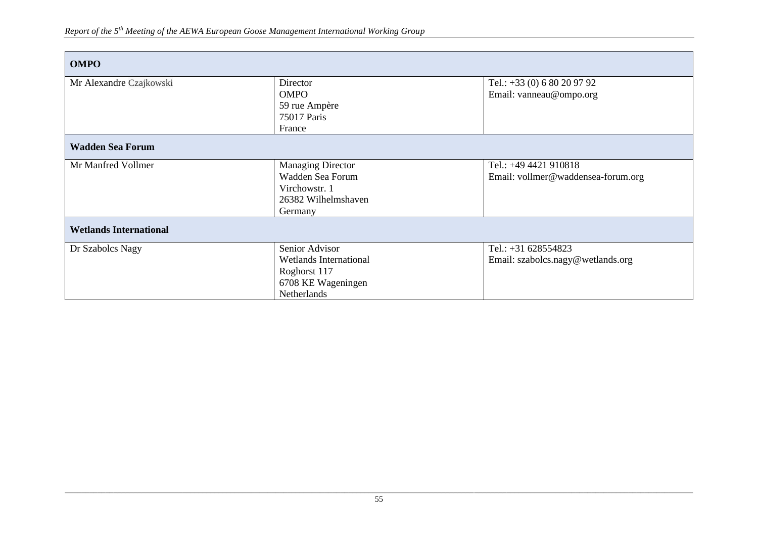| **OMPO** | | |
|---|---|---|
| Mr Alexandre Czajkowski | Director<br>OMPO<br>59 rue Ampère<br>75017 Paris<br>France | Tel.: +33 (0) 6 80 20 97 92<br>Email: vanneau@ompo.org |
| **Wadden Sea Forum** | | |
| Mr Manfred Vollmer | Managing Director<br>Wadden Sea Forum<br>Virchowstr. 1<br>26382 Wilhelmshaven<br>Germany | Tel.: +49 4421 910818<br>Email: vollmer@waddensea-forum.org |
| **Wetlands International** | | |
| Dr Szabolcs Nagy | Senior Advisor<br>Wetlands International<br>Roghorst 117<br>6708 KE Wageningen<br>Netherlands | Tel.: +31 628554823<br>Email: szabolcs.nagy@wetlands.org |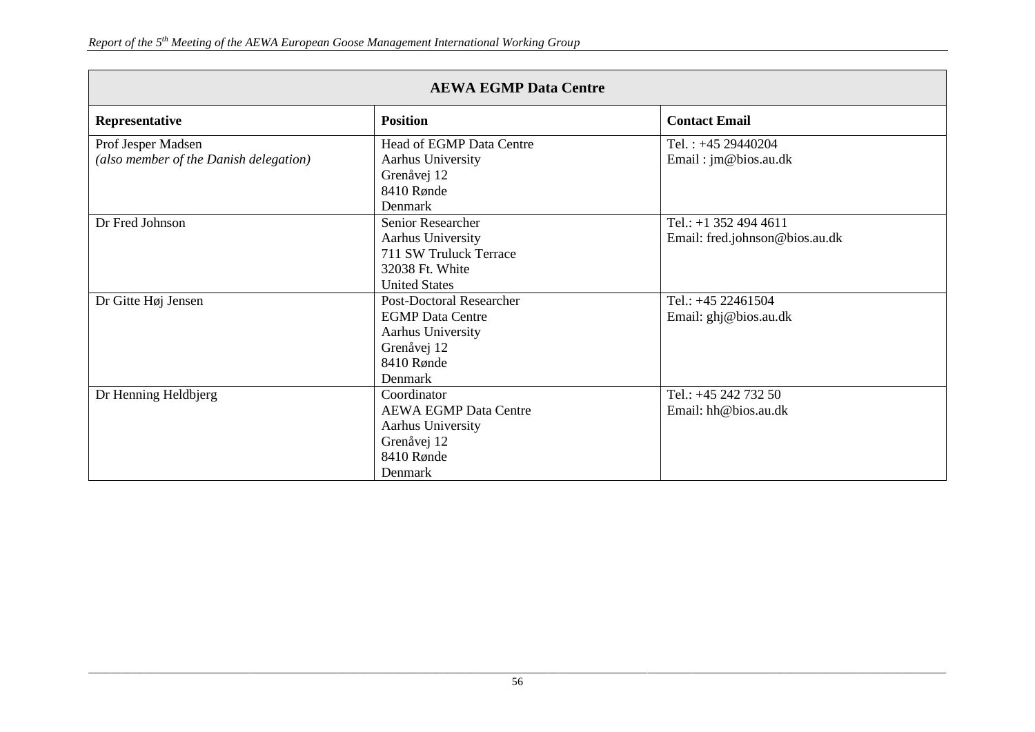| AEWA EGMP Data Centre | | |
|---|---|---|
| **Representative** | **Position** | **Contact Email** |
| Prof Jesper Madsen<br>*(also member of the Danish delegation)* | Head of EGMP Data Centre<br>Aarhus University<br>Grenåvej 12<br>8410 Rønde<br>Denmark | Tel. : +45 29440204<br>Email : jm@bios.au.dk |
| Dr Fred Johnson | Senior Researcher<br>Aarhus University<br>711 SW Truluck Terrace<br>32038 Ft. White<br>United States | Tel.: +1 352 494 4611<br>Email: fred.johnson@bios.au.dk |
| Dr Gitte Høj Jensen | Post-Doctoral Researcher<br>EGMP Data Centre<br>Aarhus University<br>Grenåvej 12<br>8410 Rønde<br>Denmark | Tel.: +45 22461504<br>Email: ghj@bios.au.dk |
| Dr Henning Heldbjerg | Coordinator<br>AEWA EGMP Data Centre<br>Aarhus University<br>Grenåvej 12<br>8410 Rønde<br>Denmark | Tel.: +45 242 732 50<br>Email: hh@bios.au.dk |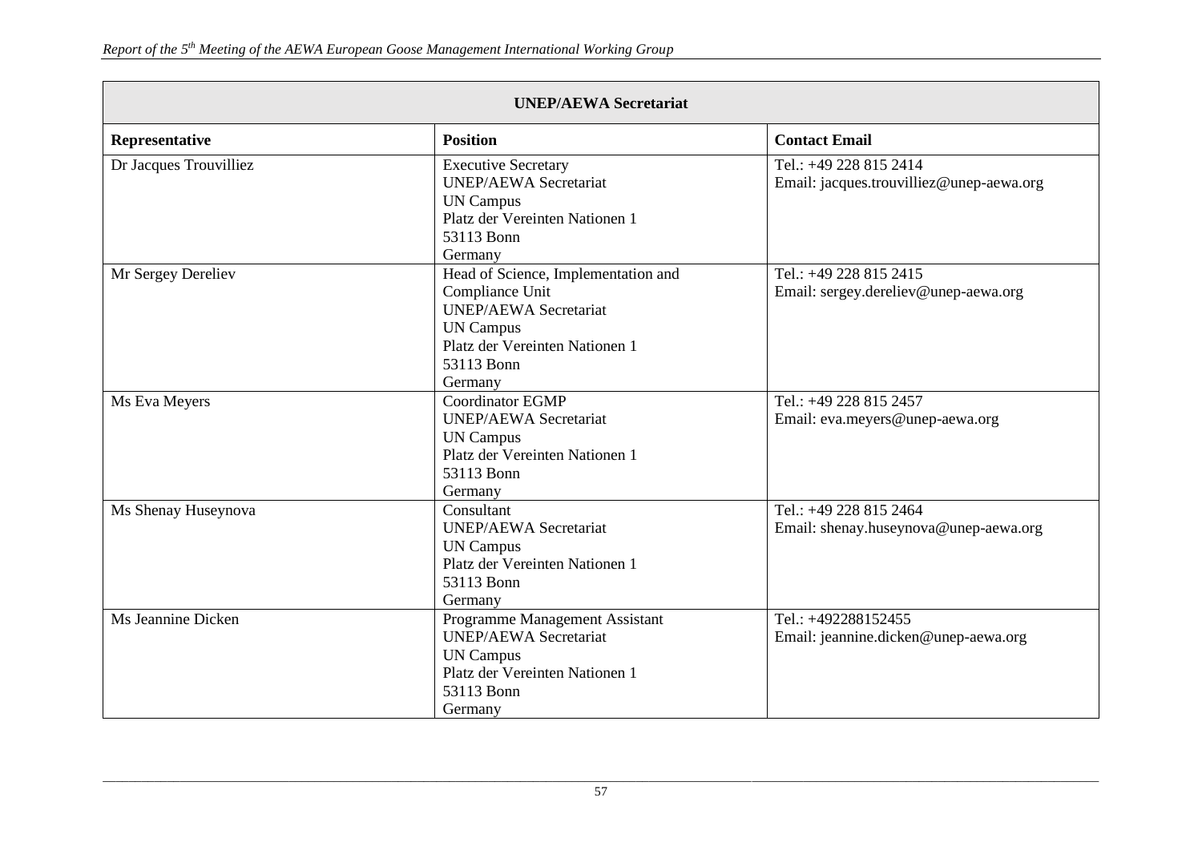| UNEP/AEWA Secretariat | | |
| --- | --- | --- |
| **Representative** | **Position** | **Contact Email** |
| Dr Jacques Trouvilliez | Executive Secretary<br>UNEP/AEWA Secretariat<br>UN Campus<br>Platz der Vereinten Nationen 1<br>53113 Bonn<br>Germany | Tel.: +49 228 815 2414<br>Email: jacques.trouvilliez@unep-aewa.org |
| Mr Sergey Dereliev | Head of Science, Implementation and Compliance Unit<br>UNEP/AEWA Secretariat<br>UN Campus<br>Platz der Vereinten Nationen 1<br>53113 Bonn<br>Germany | Tel.: +49 228 815 2415<br>Email: sergey.dereliev@unep-aewa.org |
| Ms Eva Meyers | Coordinator EGMP<br>UNEP/AEWA Secretariat<br>UN Campus<br>Platz der Vereinten Nationen 1<br>53113 Bonn<br>Germany | Tel.: +49 228 815 2457<br>Email: eva.meyers@unep-aewa.org |
| Ms Shenay Huseynova | Consultant<br>UNEP/AEWA Secretariat<br>UN Campus<br>Platz der Vereinten Nationen 1<br>53113 Bonn<br>Germany | Tel.: +49 228 815 2464<br>Email: shenay.huseynova@unep-aewa.org |
| Ms Jeannine Dicken | Programme Management Assistant<br>UNEP/AEWA Secretariat<br>UN Campus<br>Platz der Vereinten Nationen 1<br>53113 Bonn<br>Germany | Tel.: +492288152455<br>Email: jeannine.dicken@unep-aewa.org |